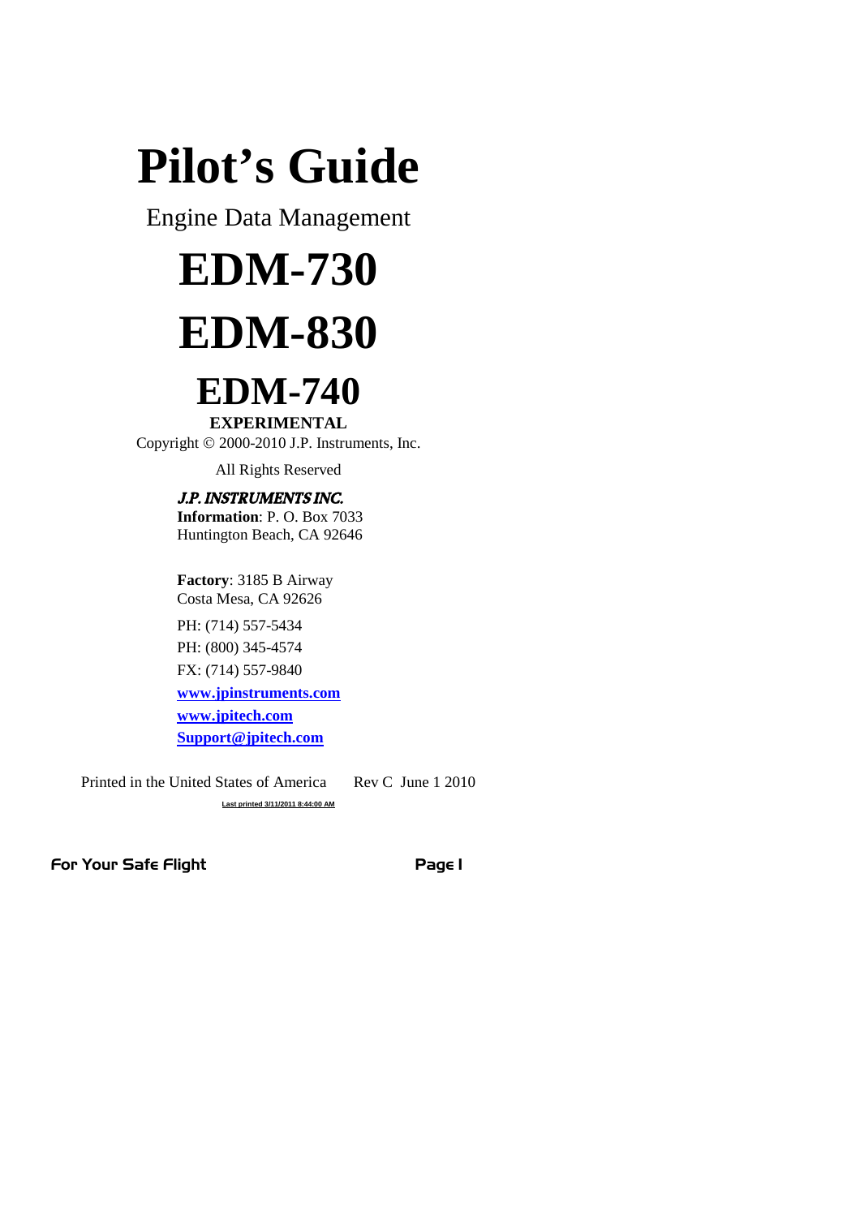# Pilot's Guide

Engine Data Management

# EDM-730

# EDM-830

# EDM-740

**EXPERIMENTAL**

Copyright © 2000-2010 J.P. Instruments, Inc.

All Rights Reserved

***J.P. INSTRUMENTS INC.***

**Information**: P. O. Box 7033
Huntington Beach, CA 92646

**Factory**: 3185 B Airway
Costa Mesa, CA 92626

PH: (714) 557-5434

PH: (800) 345-4574

FX: (714) 557-9840

**www.jpinstruments.com**

**www.jpitech.com**

**Support@jpitech.com**

Printed in the United States of America Rev C June 1 2010

Last printed 3/11/2011 8:44:00 AM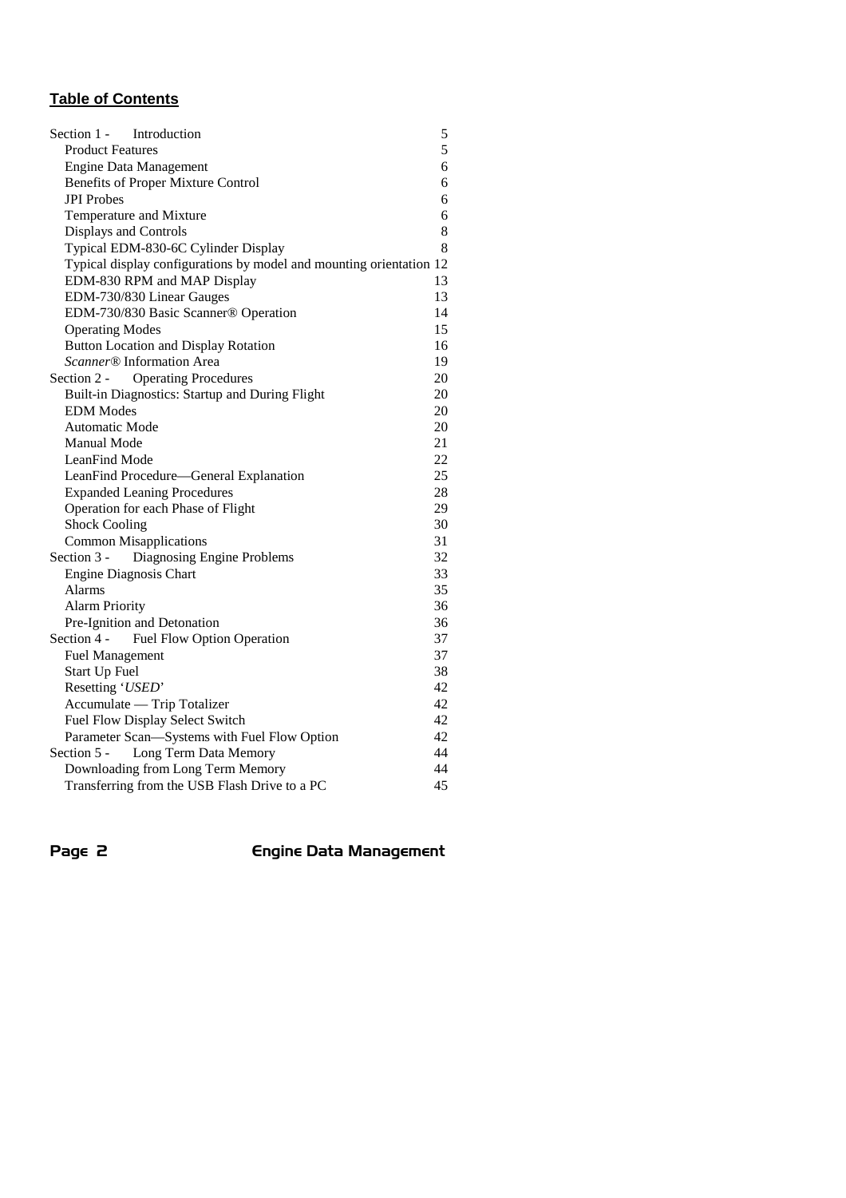## Table of Contents

| | |
|---|---|
| Section 1 - Introduction | 5 |
| Product Features | 5 |
| Engine Data Management | 6 |
| Benefits of Proper Mixture Control | 6 |
| JPI Probes | 6 |
| Temperature and Mixture | 6 |
| Displays and Controls | 8 |
| Typical EDM-830-6C Cylinder Display | 8 |
| Typical display configurations by model and mounting orientation | 12 |
| EDM-830 RPM and MAP Display | 13 |
| EDM-730/830 Linear Gauges | 13 |
| EDM-730/830 Basic Scanner® Operation | 14 |
| Operating Modes | 15 |
| Button Location and Display Rotation | 16 |
| *Scanner®* Information Area | 19 |
| Section 2 - Operating Procedures | 20 |
| Built-in Diagnostics: Startup and During Flight | 20 |
| EDM Modes | 20 |
| Automatic Mode | 20 |
| Manual Mode | 21 |
| LeanFind Mode | 22 |
| LeanFind Procedure—General Explanation | 25 |
| Expanded Leaning Procedures | 28 |
| Operation for each Phase of Flight | 29 |
| Shock Cooling | 30 |
| Common Misapplications | 31 |
| Section 3 - Diagnosing Engine Problems | 32 |
| Engine Diagnosis Chart | 33 |
| Alarms | 35 |
| Alarm Priority | 36 |
| Pre-Ignition and Detonation | 36 |
| Section 4 - Fuel Flow Option Operation | 37 |
| Fuel Management | 37 |
| Start Up Fuel | 38 |
| Resetting '*USED*' | 42 |
| Accumulate — Trip Totalizer | 42 |
| Fuel Flow Display Select Switch | 42 |
| Parameter Scan—Systems with Fuel Flow Option | 42 |
| Section 5 - Long Term Data Memory | 44 |
| Downloading from Long Term Memory | 44 |
| Transferring from the USB Flash Drive to a PC | 45 |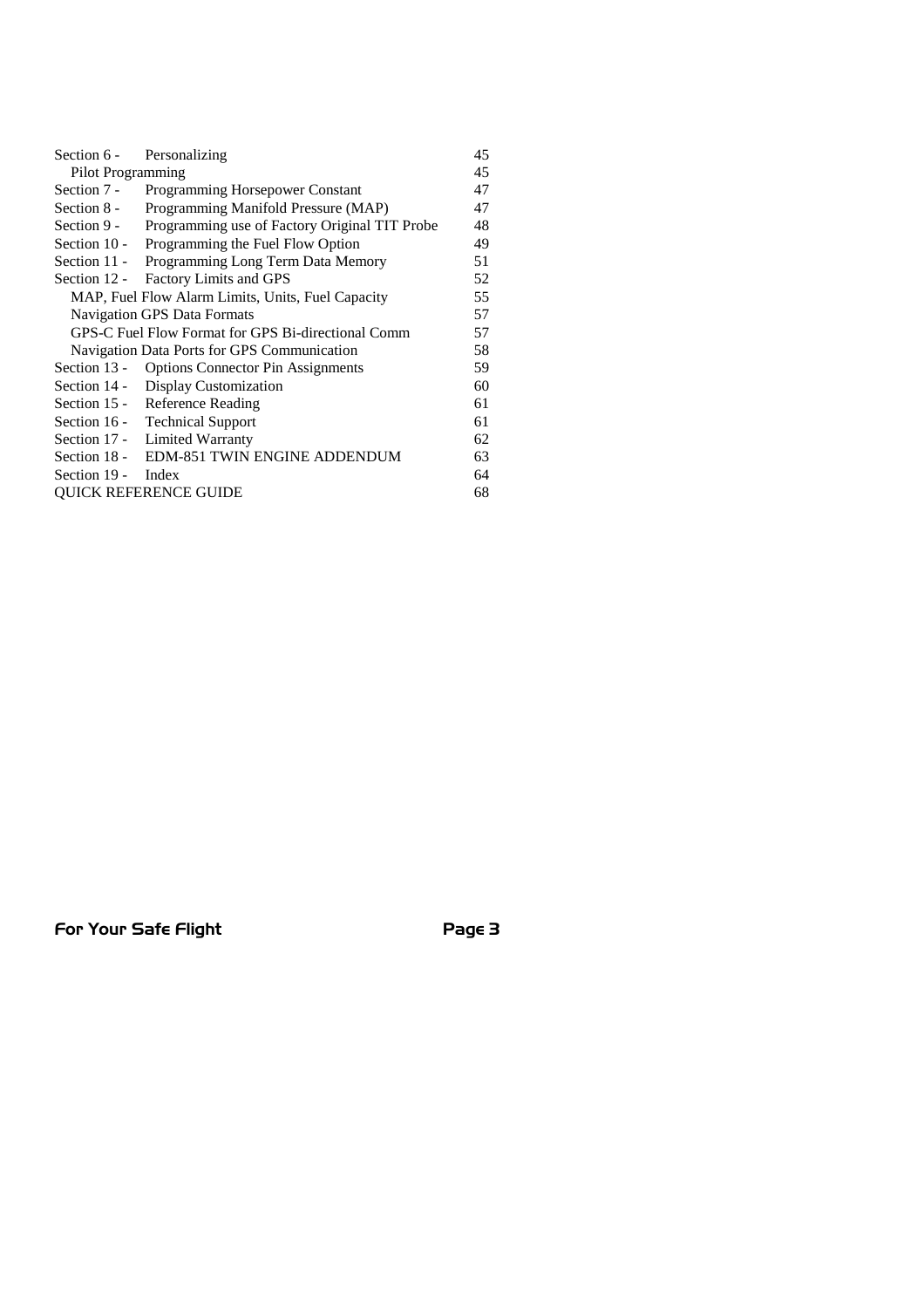| | | |
|---|---|---|
| Section 6 - | Personalizing | 45 |
| Pilot Programming | | 45 |
| Section 7 - | Programming Horsepower Constant | 47 |
| Section 8 - | Programming Manifold Pressure (MAP) | 47 |
| Section 9 - | Programming use of Factory Original TIT Probe | 48 |
| Section 10 - | Programming the Fuel Flow Option | 49 |
| Section 11 - | Programming Long Term Data Memory | 51 |
| Section 12 - | Factory Limits and GPS | 52 |
| MAP, Fuel Flow Alarm Limits, Units, Fuel Capacity | | 55 |
| Navigation GPS Data Formats | | 57 |
| GPS-C Fuel Flow Format for GPS Bi-directional Comm | | 57 |
| Navigation Data Ports for GPS Communication | | 58 |
| Section 13 - | Options Connector Pin Assignments | 59 |
| Section 14 - | Display Customization | 60 |
| Section 15 - | Reference Reading | 61 |
| Section 16 - | Technical Support | 61 |
| Section 17 - | Limited Warranty | 62 |
| Section 18 - | EDM-851 TWIN ENGINE ADDENDUM | 63 |
| Section 19 - | Index | 64 |
| QUICK REFERENCE GUIDE | | 68 |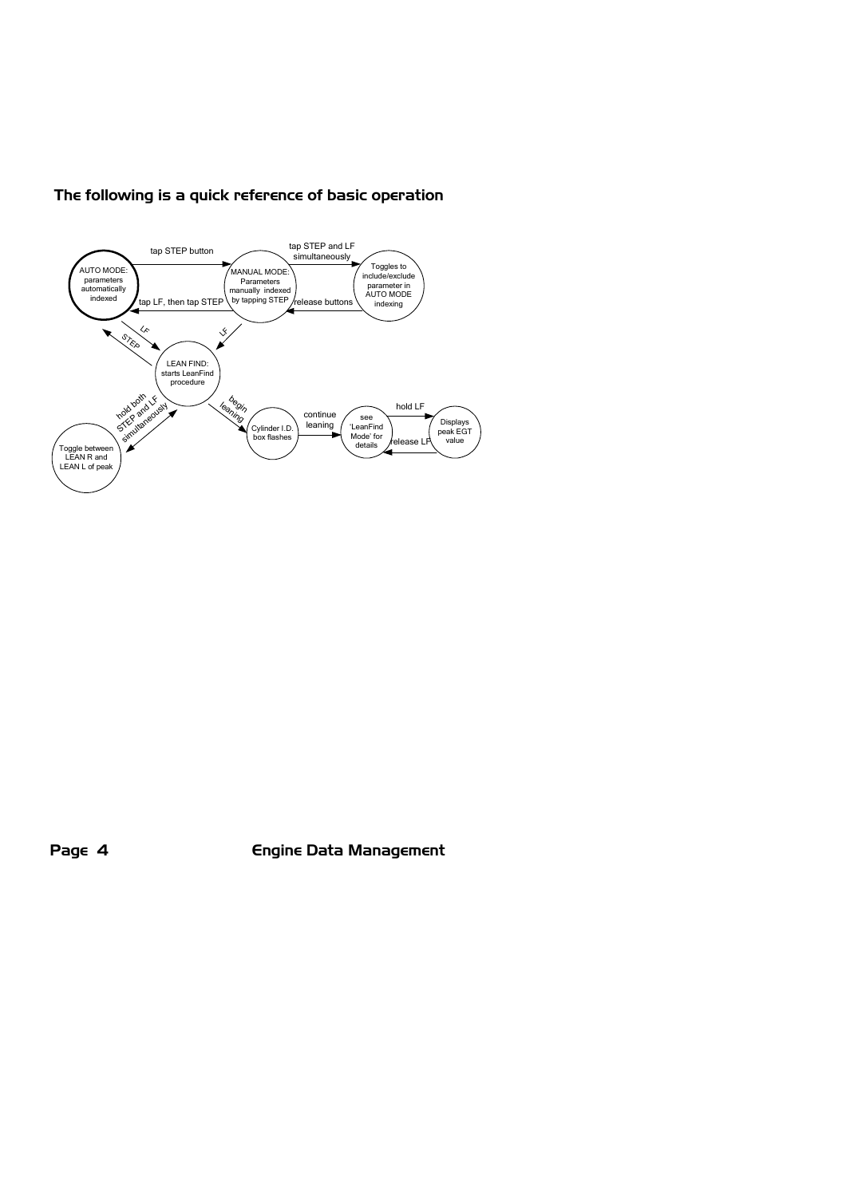## The following is a quick reference of basic operation

- **AUTO MODE:** parameters automatically indexed
  - tap STEP button → **MANUAL MODE:** Parameters manually indexed by tapping STEP
  - LF → **LEAN FIND**
- **MANUAL MODE:** Parameters manually indexed by tapping STEP
  - tap LF, then tap STEP → **AUTO MODE**
  - tap STEP and LF simultaneously → **Toggles to include/exclude parameter in AUTO MODE indexing**
  - LF → **LEAN FIND**
- **Toggles to include/exclude parameter in AUTO MODE indexing**
  - release buttons → **MANUAL MODE**
- **LEAN FIND:** starts LeanFind procedure
  - STEP → **AUTO MODE**
  - hold both STEP and LF simultaneously ↔ **Toggle between LEAN R and LEAN L of peak**
  - begin leaning → **Cylinder I.D. box flashes**
- **Cylinder I.D. box flashes**
  - continue leaning → **see 'LeanFind Mode' for details**
- **see 'LeanFind Mode' for details**
  - hold LF → **Displays peak EGT value**
- **Displays peak EGT value**
  - release LF → **see 'LeanFind Mode' for details**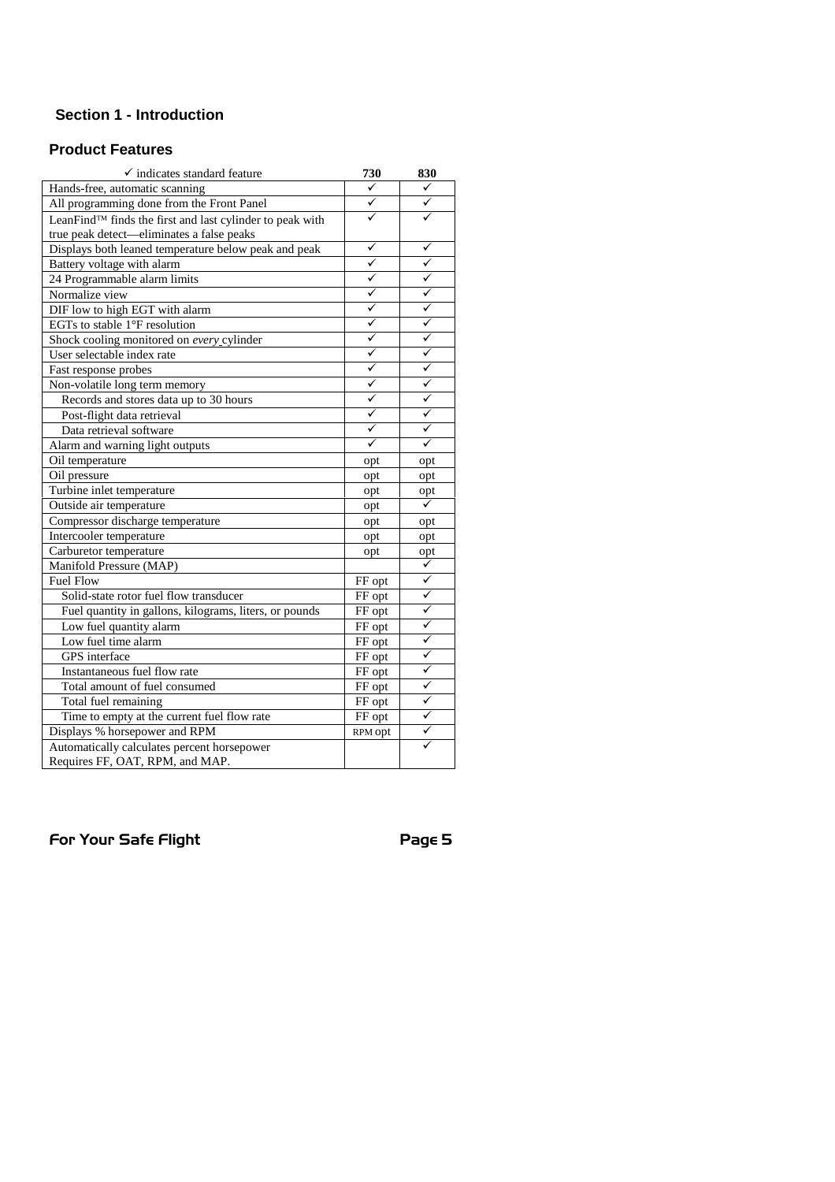## Section 1 - Introduction

### Product Features

| ✓ indicates standard feature | 730 | 830 |
|---|---|---|
| Hands-free, automatic scanning | ✓ | ✓ |
| All programming done from the Front Panel | ✓ | ✓ |
| LeanFind™ finds the first and last cylinder to peak with true peak detect—eliminates a false peaks | ✓ | ✓ |
| Displays both leaned temperature below peak and peak | ✓ | ✓ |
| Battery voltage with alarm | ✓ | ✓ |
| 24 Programmable alarm limits | ✓ | ✓ |
| Normalize view | ✓ | ✓ |
| DIF low to high EGT with alarm | ✓ | ✓ |
| EGTs to stable 1°F resolution | ✓ | ✓ |
| Shock cooling monitored on *every* cylinder | ✓ | ✓ |
| User selectable index rate | ✓ | ✓ |
| Fast response probes | ✓ | ✓ |
| Non-volatile long term memory | ✓ | ✓ |
| Records and stores data up to 30 hours | ✓ | ✓ |
| Post-flight data retrieval | ✓ | ✓ |
| Data retrieval software | ✓ | ✓ |
| Alarm and warning light outputs | ✓ | ✓ |
| Oil temperature | opt | opt |
| Oil pressure | opt | opt |
| Turbine inlet temperature | opt | opt |
| Outside air temperature | opt | ✓ |
| Compressor discharge temperature | opt | opt |
| Intercooler temperature | opt | opt |
| Carburetor temperature | opt | opt |
| Manifold Pressure (MAP) | | ✓ |
| Fuel Flow | FF opt | ✓ |
| Solid-state rotor fuel flow transducer | FF opt | ✓ |
| Fuel quantity in gallons, kilograms, liters, or pounds | FF opt | ✓ |
| Low fuel quantity alarm | FF opt | ✓ |
| Low fuel time alarm | FF opt | ✓ |
| GPS interface | FF opt | ✓ |
| Instantaneous fuel flow rate | FF opt | ✓ |
| Total amount of fuel consumed | FF opt | ✓ |
| Total fuel remaining | FF opt | ✓ |
| Time to empty at the current fuel flow rate | FF opt | ✓ |
| Displays % horsepower and RPM | RPM opt | ✓ |
| Automatically calculates percent horsepower Requires FF, OAT, RPM, and MAP. | | ✓ |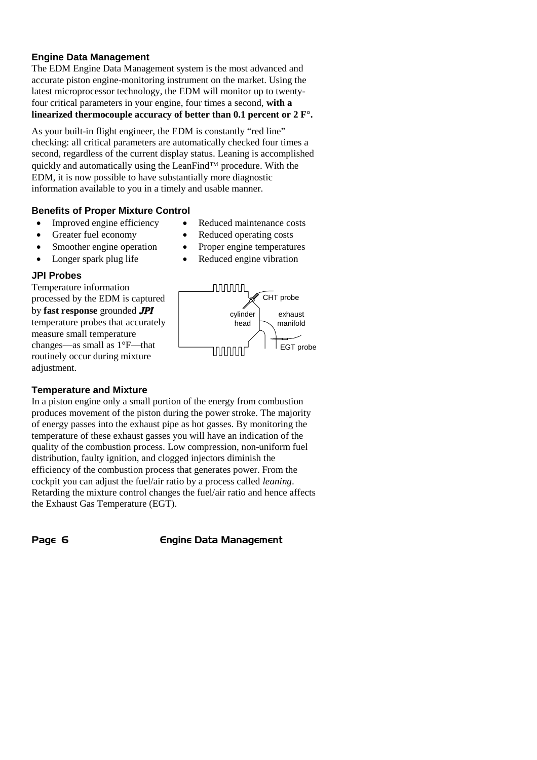## Engine Data Management

The EDM Engine Data Management system is the most advanced and accurate piston engine-monitoring instrument on the market. Using the latest microprocessor technology, the EDM will monitor up to twenty-four critical parameters in your engine, four times a second, **with a linearized thermocouple accuracy of better than 0.1 percent or 2 F°.**

As your built-in flight engineer, the EDM is constantly "red line" checking: all critical parameters are automatically checked four times a second, regardless of the current display status. Leaning is accomplished quickly and automatically using the LeanFind™ procedure. With the EDM, it is now possible to have substantially more diagnostic information available to you in a timely and usable manner.

## Benefits of Proper Mixture Control

- Improved engine efficiency
- Greater fuel economy
- Smoother engine operation
- Longer spark plug life
- Reduced maintenance costs
- Reduced operating costs
- Proper engine temperatures
- Reduced engine vibration

## JPI Probes

Temperature information processed by the EDM is captured by **fast response** grounded ***JPI*** temperature probes that accurately measure small temperature changes—as small as 1°F—that routinely occur during mixture adjustment.

CHT probe
cylinder head
exhaust manifold
EGT probe

## Temperature and Mixture

In a piston engine only a small portion of the energy from combustion produces movement of the piston during the power stroke. The majority of energy passes into the exhaust pipe as hot gasses. By monitoring the temperature of these exhaust gasses you will have an indication of the quality of the combustion process. Low compression, non-uniform fuel distribution, faulty ignition, and clogged injectors diminish the efficiency of the combustion process that generates power. From the cockpit you can adjust the fuel/air ratio by a process called *leaning*. Retarding the mixture control changes the fuel/air ratio and hence affects the Exhaust Gas Temperature (EGT).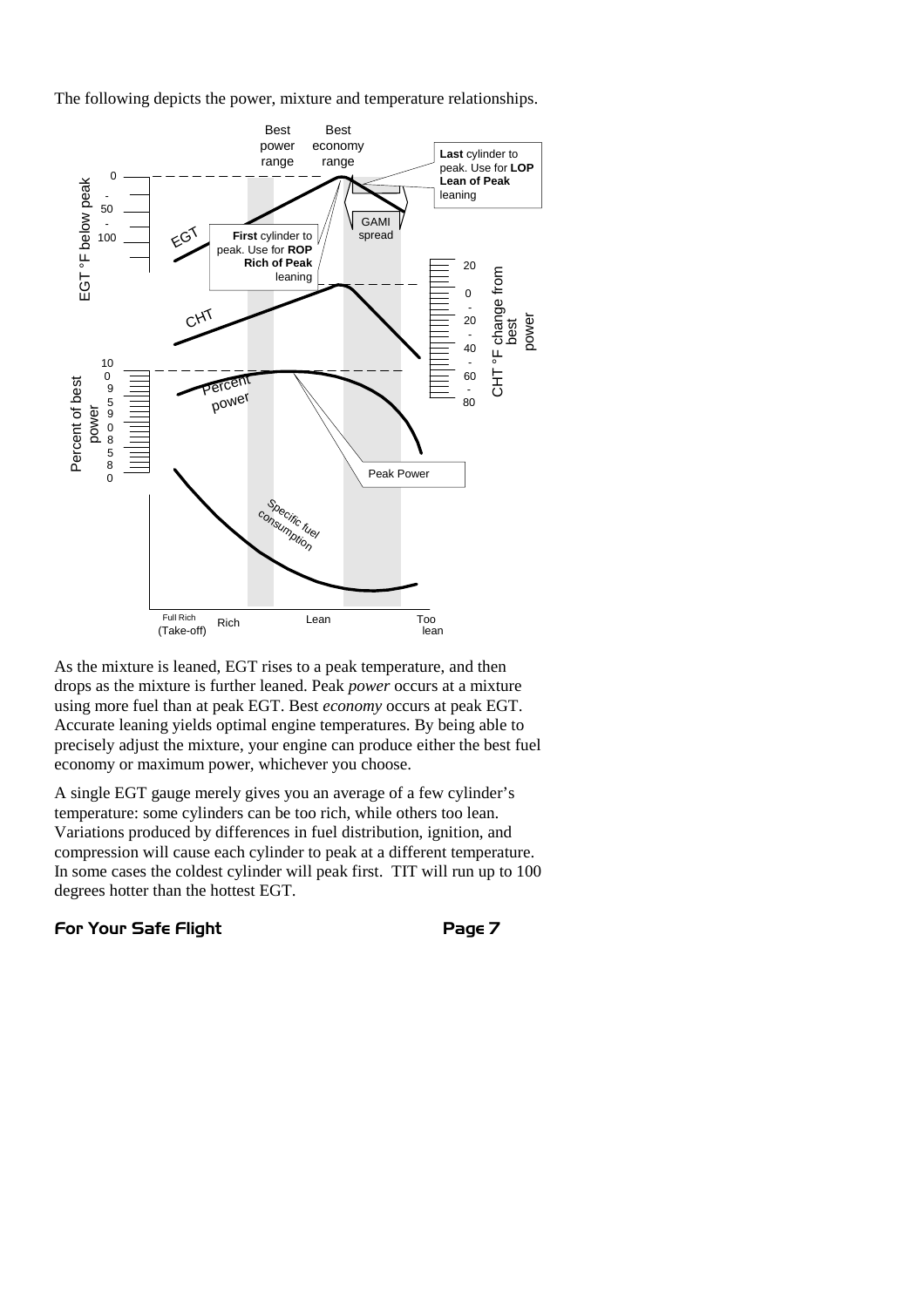The following depicts the power, mixture and temperature relationships.

As the mixture is leaned, EGT rises to a peak temperature, and then drops as the mixture is further leaned. Peak *power* occurs at a mixture using more fuel than at peak EGT. Best *economy* occurs at peak EGT. Accurate leaning yields optimal engine temperatures. By being able to precisely adjust the mixture, your engine can produce either the best fuel economy or maximum power, whichever you choose.

A single EGT gauge merely gives you an average of a few cylinder's temperature: some cylinders can be too rich, while others too lean. Variations produced by differences in fuel distribution, ignition, and compression will cause each cylinder to peak at a different temperature. In some cases the coldest cylinder will peak first. TIT will run up to 100 degrees hotter than the hottest EGT.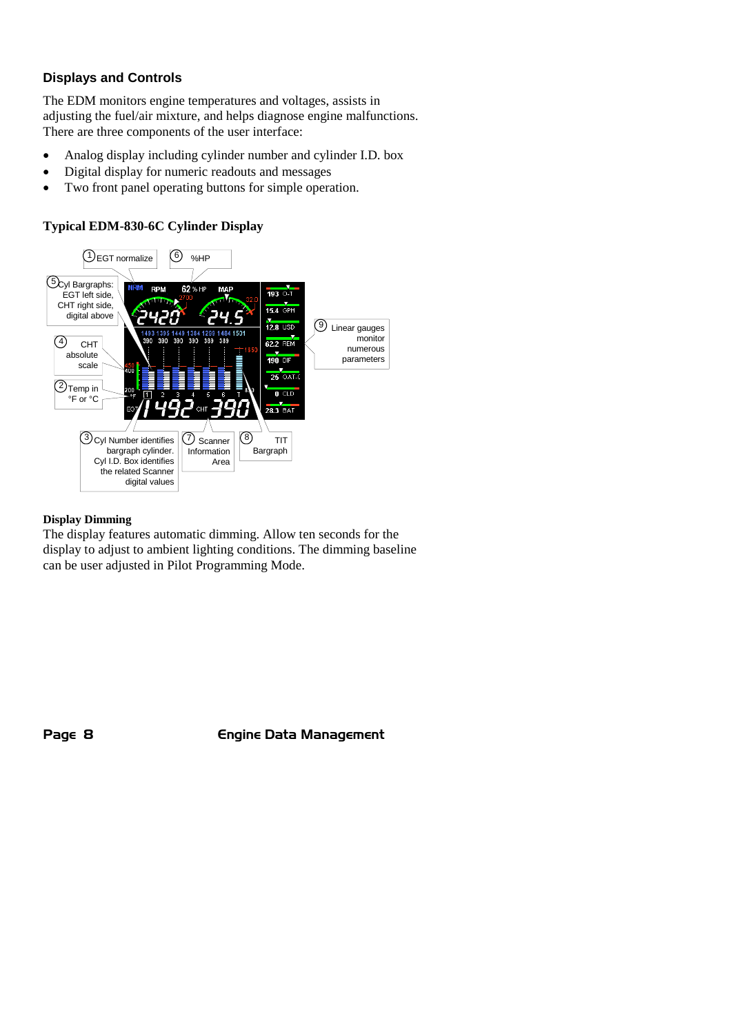### Displays and Controls

The EDM monitors engine temperatures and voltages, assists in adjusting the fuel/air mixture, and helps diagnose engine malfunctions. There are three components of the user interface:

- Analog display including cylinder number and cylinder I.D. box
- Digital display for numeric readouts and messages
- Two front panel operating buttons for simple operation.

**Typical EDM-830-6C Cylinder Display**

1. EGT normalize
2. Temp in °F or °C
3. Cyl Number identifies bargraph cylinder. Cyl I.D. Box identifies the related Scanner digital values
4. CHT absolute scale
5. Cyl Bargraphs: EGT left side, CHT right side, digital above
6. %HP
7. Scanner Information Area
8. TIT Bargraph
9. Linear gauges monitor numerous parameters

**Display Dimming**

The display features automatic dimming. Allow ten seconds for the display to adjust to ambient lighting conditions. The dimming baseline can be user adjusted in Pilot Programming Mode.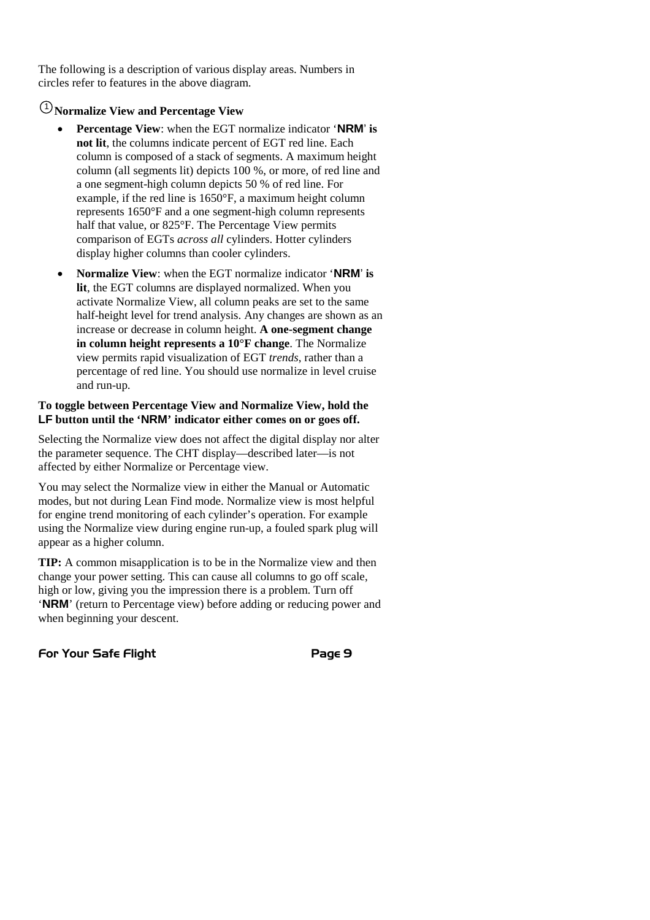The following is a description of various display areas. Numbers in circles refer to features in the above diagram.

### ① Normalize View and Percentage View

- **Percentage View**: when the EGT normalize indicator '**NRM**' **is not lit**, the columns indicate percent of EGT red line. Each column is composed of a stack of segments. A maximum height column (all segments lit) depicts 100 %, or more, of red line and a one segment-high column depicts 50 % of red line. For example, if the red line is 1650°F, a maximum height column represents 1650°F and a one segment-high column represents half that value, or 825°F. The Percentage View permits comparison of EGTs *across all* cylinders. Hotter cylinders display higher columns than cooler cylinders.
- **Normalize View**: when the EGT normalize indicator '**NRM**' **is lit**, the EGT columns are displayed normalized. When you activate Normalize View, all column peaks are set to the same half-height level for trend analysis. Any changes are shown as an increase or decrease in column height. **A one-segment change in column height represents a 10°F change**. The Normalize view permits rapid visualization of EGT *trends*, rather than a percentage of red line. You should use normalize in level cruise and run-up.

**To toggle between Percentage View and Normalize View, hold the LF button until the 'NRM' indicator either comes on or goes off.**

Selecting the Normalize view does not affect the digital display nor alter the parameter sequence. The CHT display—described later—is not affected by either Normalize or Percentage view.

You may select the Normalize view in either the Manual or Automatic modes, but not during Lean Find mode. Normalize view is most helpful for engine trend monitoring of each cylinder's operation. For example using the Normalize view during engine run-up, a fouled spark plug will appear as a higher column.

**TIP:** A common misapplication is to be in the Normalize view and then change your power setting. This can cause all columns to go off scale, high or low, giving you the impression there is a problem. Turn off '**NRM**' (return to Percentage view) before adding or reducing power and when beginning your descent.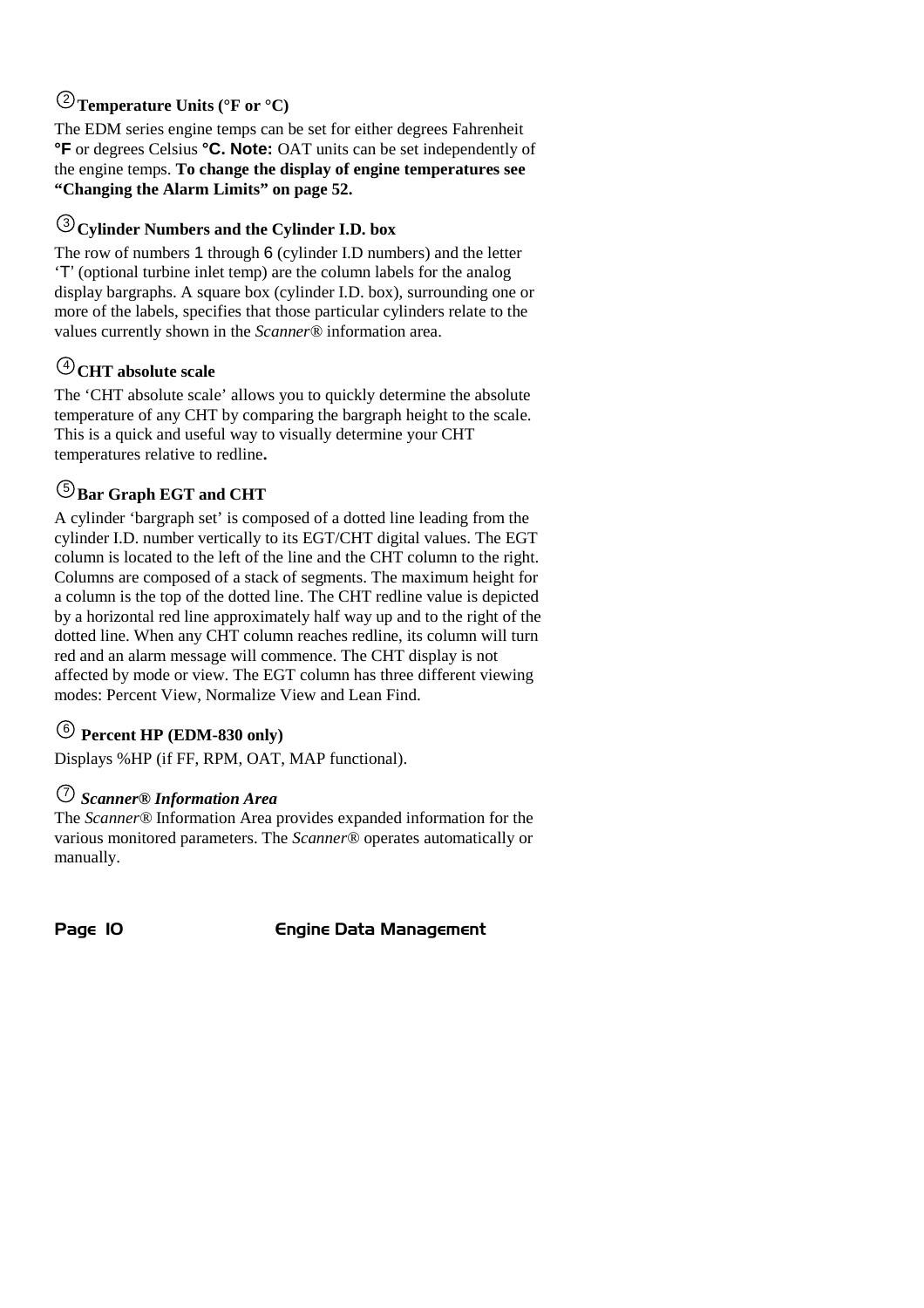### ② Temperature Units (°F or °C)

The EDM series engine temps can be set for either degrees Fahrenheit **°F** or degrees Celsius **°C. Note:** OAT units can be set independently of the engine temps. **To change the display of engine temperatures see "Changing the Alarm Limits" on page 52.**

### ③ Cylinder Numbers and the Cylinder I.D. box

The row of numbers 1 through 6 (cylinder I.D numbers) and the letter 'T' (optional turbine inlet temp) are the column labels for the analog display bargraphs. A square box (cylinder I.D. box), surrounding one or more of the labels, specifies that those particular cylinders relate to the values currently shown in the *Scanner®* information area.

### ④ CHT absolute scale

The 'CHT absolute scale' allows you to quickly determine the absolute temperature of any CHT by comparing the bargraph height to the scale. This is a quick and useful way to visually determine your CHT temperatures relative to redline**.**

### ⑤ Bar Graph EGT and CHT

A cylinder 'bargraph set' is composed of a dotted line leading from the cylinder I.D. number vertically to its EGT/CHT digital values. The EGT column is located to the left of the line and the CHT column to the right. Columns are composed of a stack of segments. The maximum height for a column is the top of the dotted line. The CHT redline value is depicted by a horizontal red line approximately half way up and to the right of the dotted line. When any CHT column reaches redline, its column will turn red and an alarm message will commence. The CHT display is not affected by mode or view. The EGT column has three different viewing modes: Percent View, Normalize View and Lean Find.

### ⑥ Percent HP (EDM-830 only)

Displays %HP (if FF, RPM, OAT, MAP functional).

### ⑦ *Scanner® Information Area*

The *Scanner®* Information Area provides expanded information for the various monitored parameters. The *Scanner®* operates automatically or manually.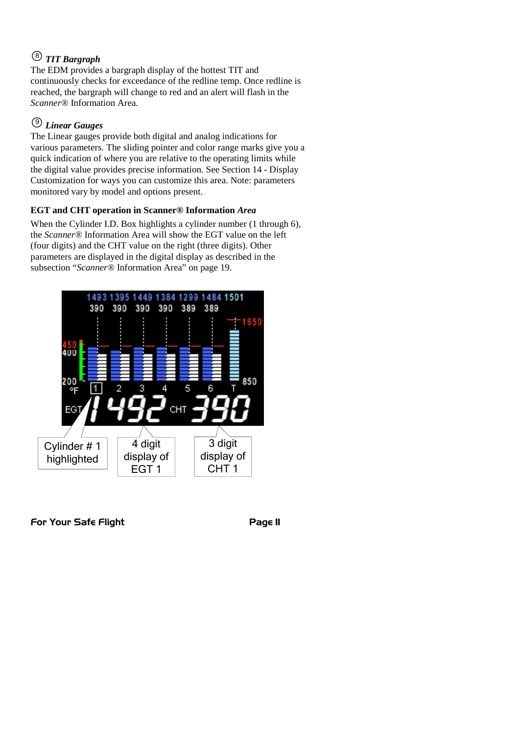### ⑧ *TIT Bargraph*

The EDM provides a bargraph display of the hottest TIT and continuously checks for exceedance of the redline temp. Once redline is reached, the bargraph will change to red and an alert will flash in the *Scanner*® Information Area.

### ⑨ *Linear Gauges*

The Linear gauges provide both digital and analog indications for various parameters. The sliding pointer and color range marks give you a quick indication of where you are relative to the operating limits while the digital value provides precise information. See Section 14 - Display Customization for ways you can customize this area. Note: parameters monitored vary by model and options present.

**EGT and CHT operation in Scanner® Information *Area***

When the Cylinder I.D. Box highlights a cylinder number (1 through 6), the *Scanner*® Information Area will show the EGT value on the left (four digits) and the CHT value on the right (three digits). Other parameters are displayed in the digital display as described in the subsection "*Scanner*® Information Area" on page 19.

Cylinder # 1 highlighted

4 digit display of EGT 1

3 digit display of CHT 1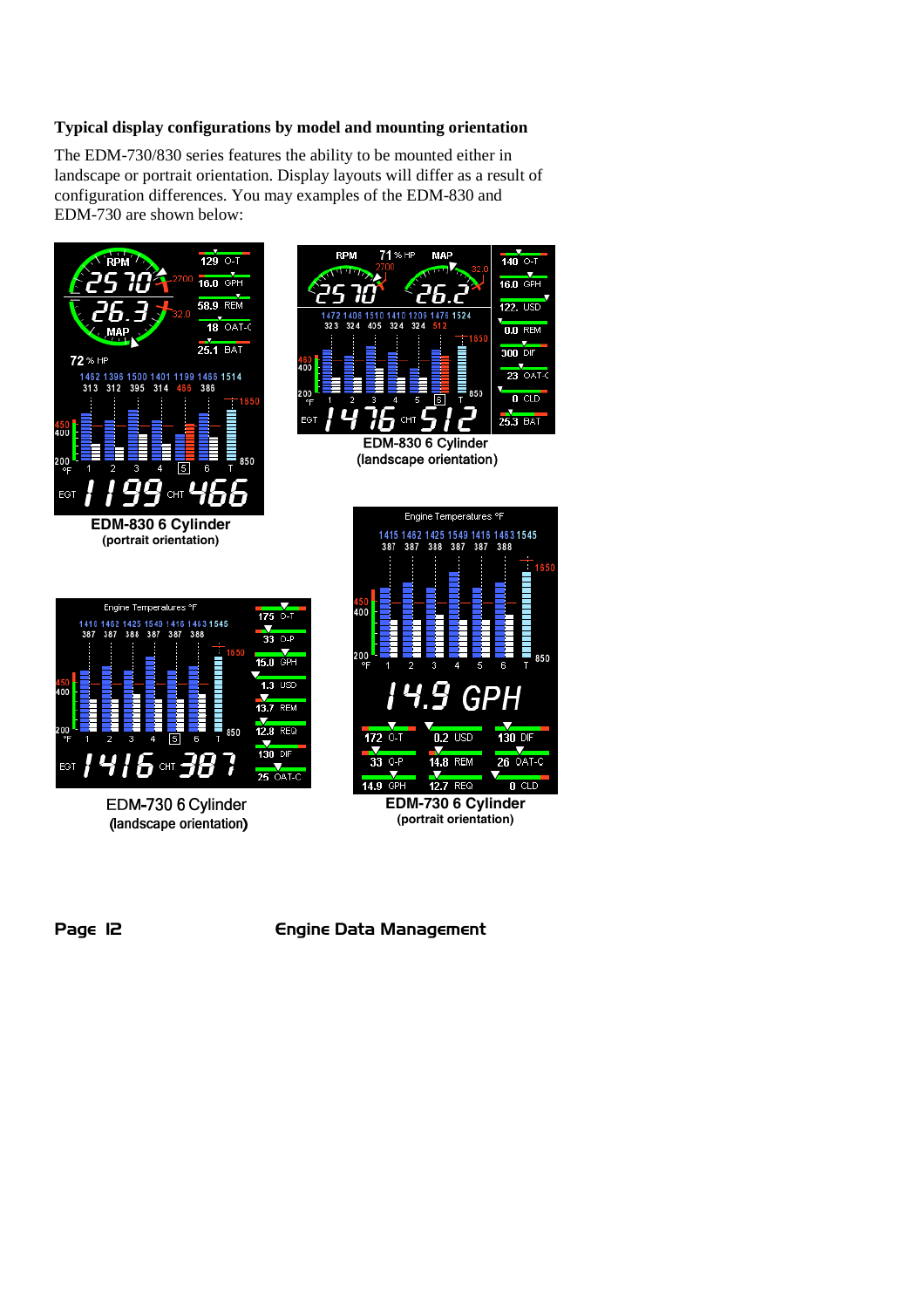**Typical display configurations by model and mounting orientation**

The EDM-730/830 series features the ability to be mounted either in landscape or portrait orientation. Display layouts will differ as a result of configuration differences. You may examples of the EDM-830 and EDM-730 are shown below:

**EDM-830 6 Cylinder**
**(portrait orientation)**

**EDM-830 6 Cylinder**
**(landscape orientation)**

EDM-730 6 Cylinder
(landscape orientation)

**EDM-730 6 Cylinder**
**(portrait orientation)**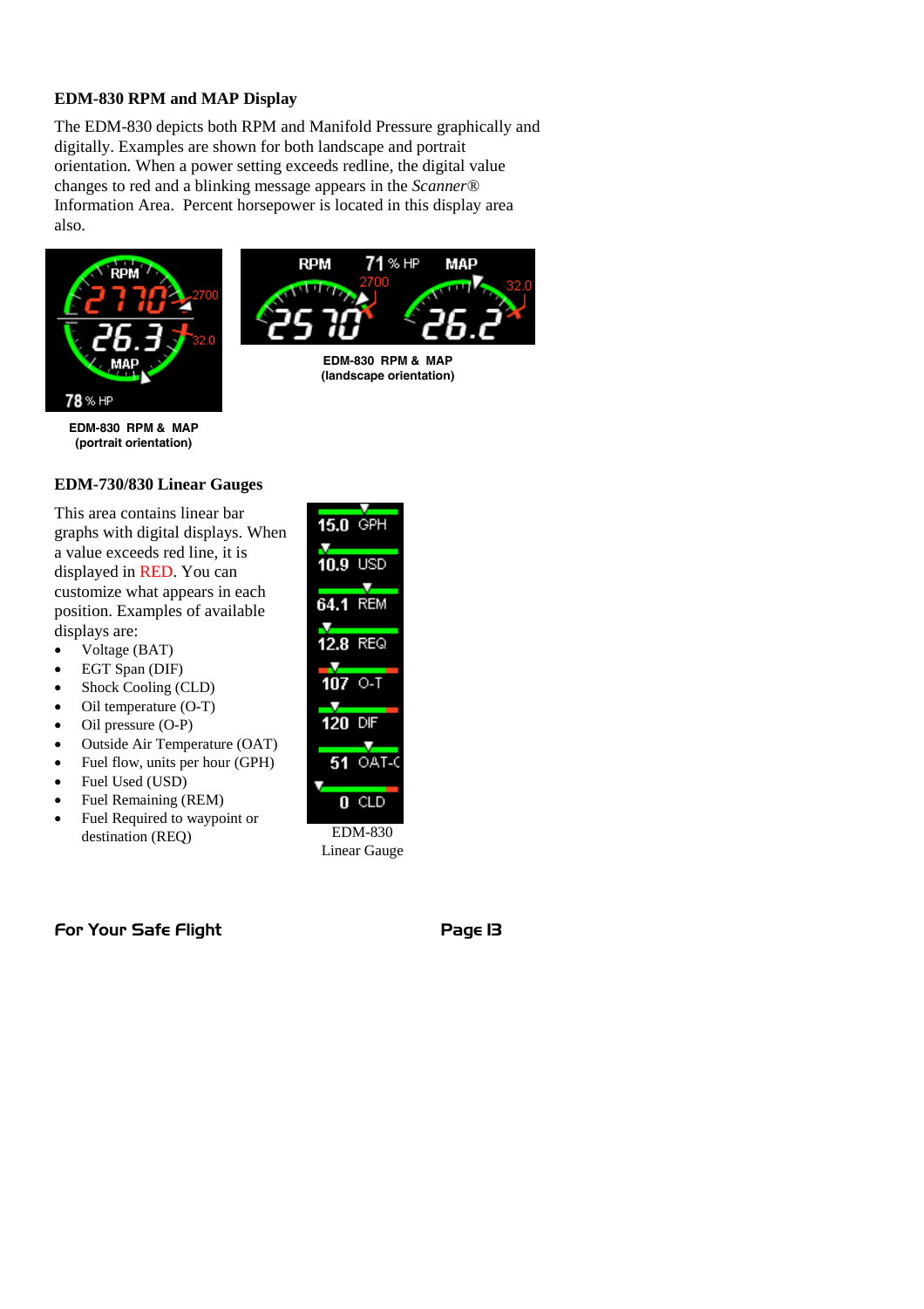### EDM-830 RPM and MAP Display

The EDM-830 depicts both RPM and Manifold Pressure graphically and digitally. Examples are shown for both landscape and portrait orientation. When a power setting exceeds redline, the digital value changes to red and a blinking message appears in the *Scanner*® Information Area. Percent horsepower is located in this display area also.

**EDM-830 RPM & MAP (portrait orientation)**

**EDM-830 RPM & MAP (landscape orientation)**

### EDM-730/830 Linear Gauges

This area contains linear bar graphs with digital displays. When a value exceeds red line, it is displayed in RED. You can customize what appears in each position. Examples of available displays are:

- Voltage (BAT)
- EGT Span (DIF)
- Shock Cooling (CLD)
- Oil temperature (O-T)
- Oil pressure (O-P)
- Outside Air Temperature (OAT)
- Fuel flow, units per hour (GPH)
- Fuel Used (USD)
- Fuel Remaining (REM)
- Fuel Required to waypoint or destination (REQ)

EDM-830 Linear Gauge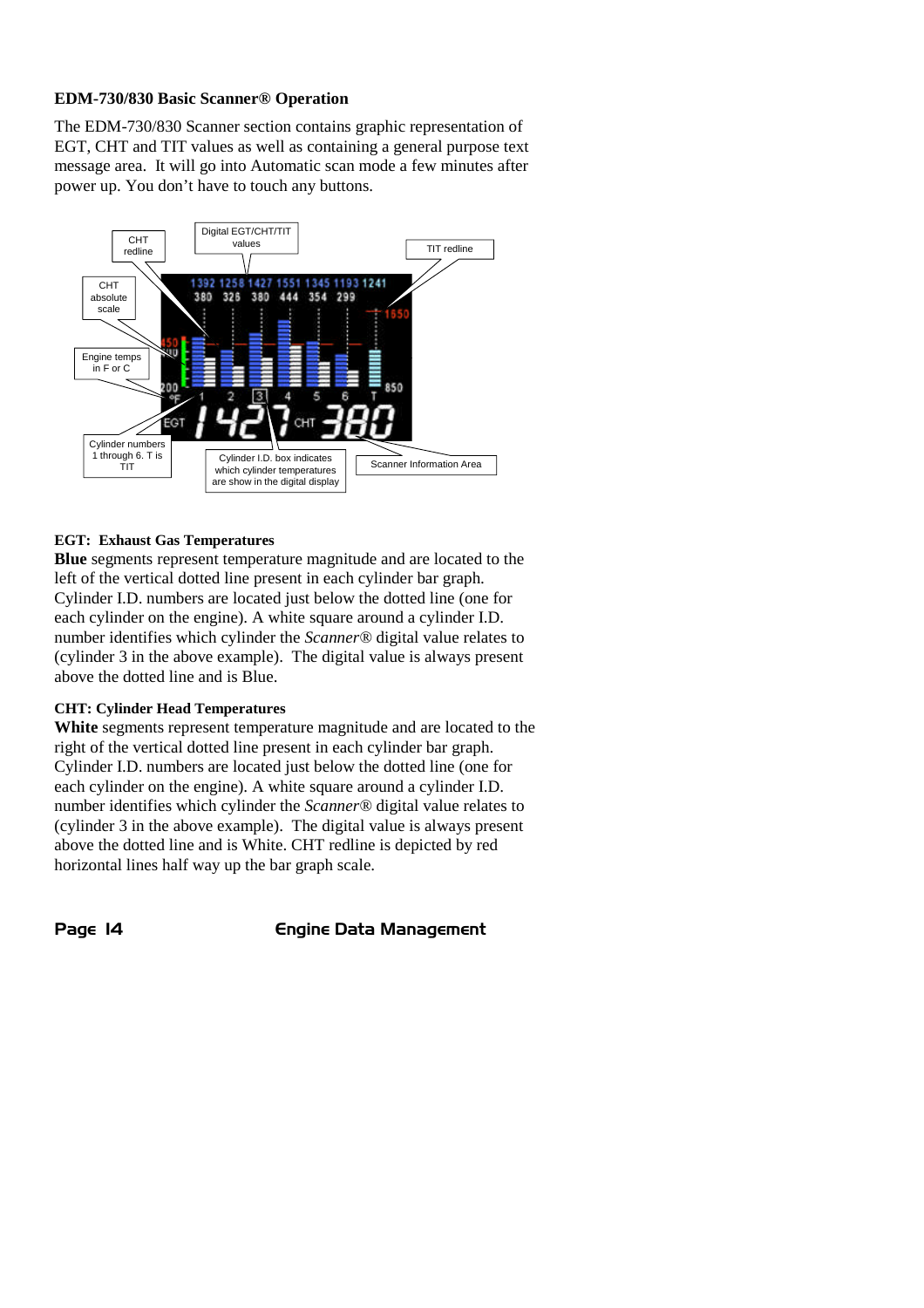### EDM-730/830 Basic Scanner® Operation

The EDM-730/830 Scanner section contains graphic representation of EGT, CHT and TIT values as well as containing a general purpose text message area. It will go into Automatic scan mode a few minutes after power up. You don't have to touch any buttons.

#### EGT: Exhaust Gas Temperatures

**Blue** segments represent temperature magnitude and are located to the left of the vertical dotted line present in each cylinder bar graph. Cylinder I.D. numbers are located just below the dotted line (one for each cylinder on the engine). A white square around a cylinder I.D. number identifies which cylinder the *Scanner®* digital value relates to (cylinder 3 in the above example). The digital value is always present above the dotted line and is Blue.

#### CHT: Cylinder Head Temperatures

**White** segments represent temperature magnitude and are located to the right of the vertical dotted line present in each cylinder bar graph. Cylinder I.D. numbers are located just below the dotted line (one for each cylinder on the engine). A white square around a cylinder I.D. number identifies which cylinder the *Scanner®* digital value relates to (cylinder 3 in the above example). The digital value is always present above the dotted line and is White. CHT redline is depicted by red horizontal lines half way up the bar graph scale.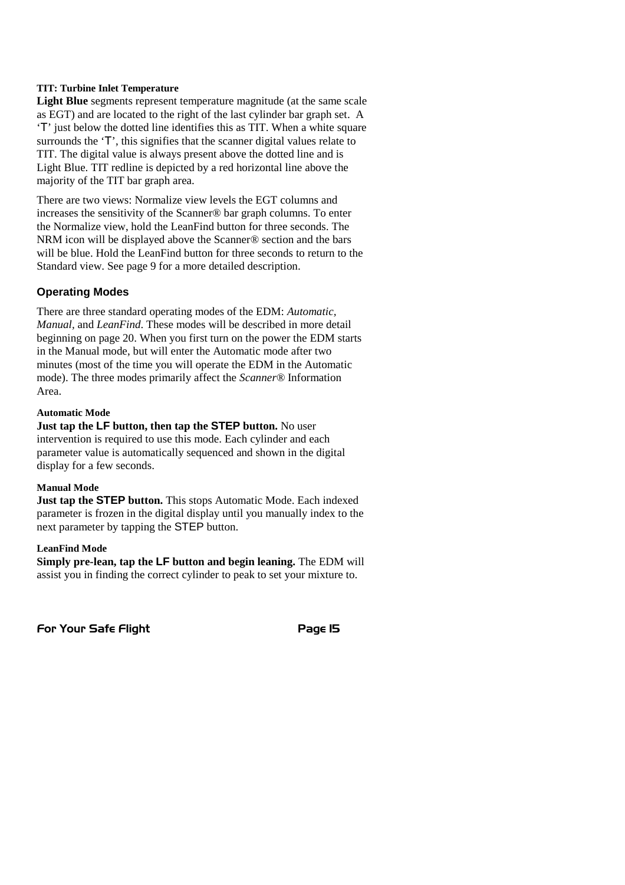**TIT: Turbine Inlet Temperature**

**Light Blue** segments represent temperature magnitude (at the same scale as EGT) and are located to the right of the last cylinder bar graph set. A 'T' just below the dotted line identifies this as TIT. When a white square surrounds the 'T', this signifies that the scanner digital values relate to TIT. The digital value is always present above the dotted line and is Light Blue. TIT redline is depicted by a red horizontal line above the majority of the TIT bar graph area.

There are two views: Normalize view levels the EGT columns and increases the sensitivity of the Scanner® bar graph columns. To enter the Normalize view, hold the LeanFind button for three seconds. The NRM icon will be displayed above the Scanner® section and the bars will be blue. Hold the LeanFind button for three seconds to return to the Standard view. See page 9 for a more detailed description.

## Operating Modes

There are three standard operating modes of the EDM: *Automatic, Manual,* and *LeanFind*. These modes will be described in more detail beginning on page 20. When you first turn on the power the EDM starts in the Manual mode, but will enter the Automatic mode after two minutes (most of the time you will operate the EDM in the Automatic mode). The three modes primarily affect the *Scanner®* Information Area.

**Automatic Mode**

**Just tap the LF button, then tap the STEP button.** No user intervention is required to use this mode. Each cylinder and each parameter value is automatically sequenced and shown in the digital display for a few seconds.

**Manual Mode**

**Just tap the STEP button.** This stops Automatic Mode. Each indexed parameter is frozen in the digital display until you manually index to the next parameter by tapping the STEP button.

**LeanFind Mode**

**Simply pre-lean, tap the LF button and begin leaning.** The EDM will assist you in finding the correct cylinder to peak to set your mixture to.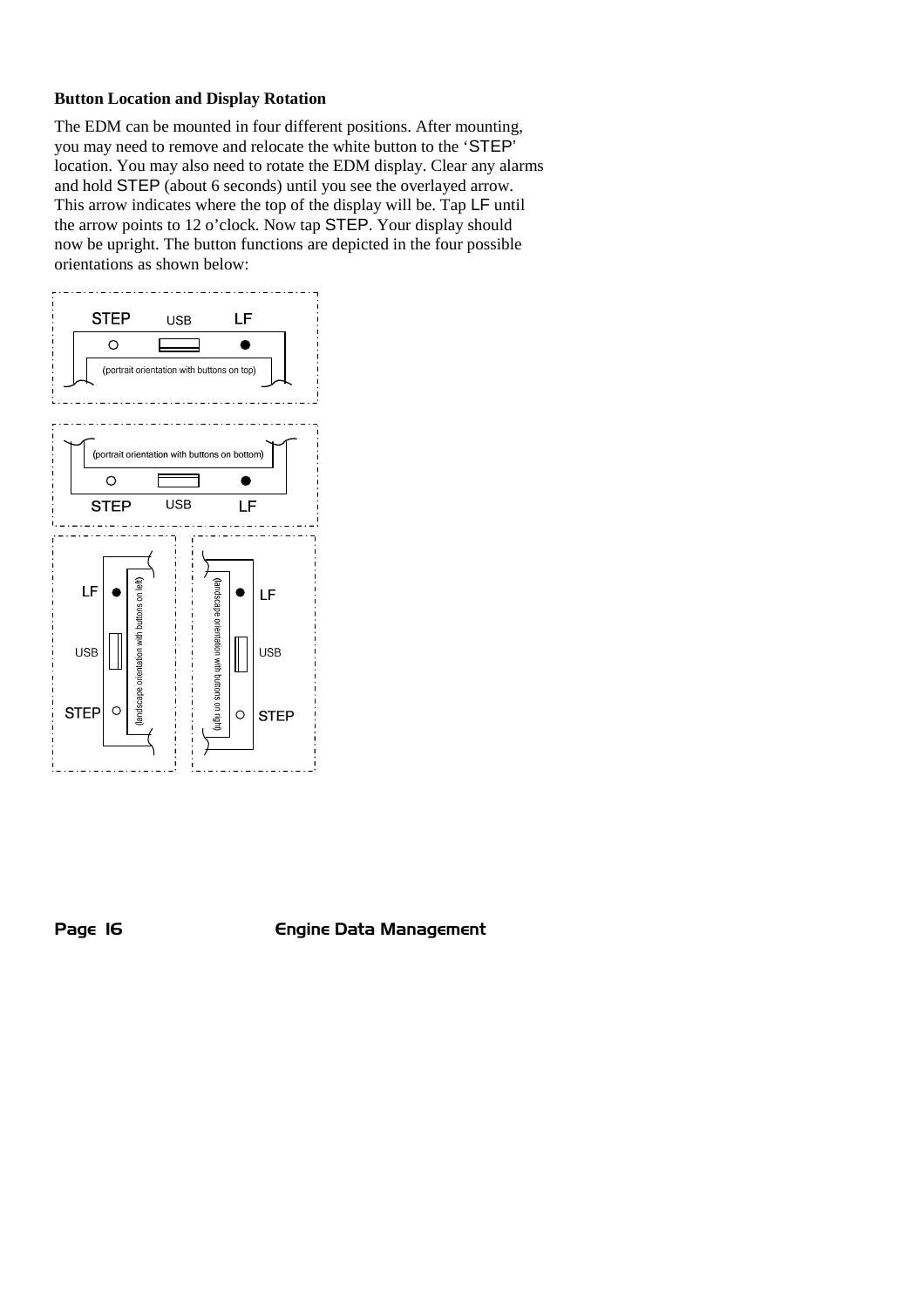### Button Location and Display Rotation

The EDM can be mounted in four different positions. After mounting, you may need to remove and relocate the white button to the 'STEP' location. You may also need to rotate the EDM display. Clear any alarms and hold STEP (about 6 seconds) until you see the overlayed arrow. This arrow indicates where the top of the display will be. Tap LF until the arrow points to 12 o'clock. Now tap STEP. Your display should now be upright. The button functions are depicted in the four possible orientations as shown below:

STEP USB LF

(portrait orientation with buttons on top)

(portrait orientation with buttons on bottom)

STEP USB LF

LF USB STEP (landscape orientation with buttons on left)

(landscape orientation with buttons on right) LF USB STEP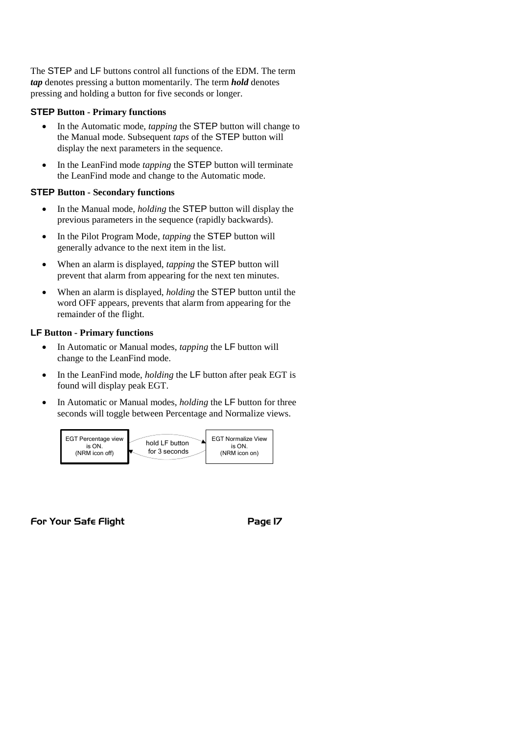The STEP and LF buttons control all functions of the EDM. The term ***tap*** denotes pressing a button momentarily. The term ***hold*** denotes pressing and holding a button for five seconds or longer.

### STEP Button - Primary functions

- In the Automatic mode, *tapping* the STEP button will change to the Manual mode. Subsequent *taps* of the STEP button will display the next parameters in the sequence.
- In the LeanFind mode *tapping* the STEP button will terminate the LeanFind mode and change to the Automatic mode.

### STEP Button - Secondary functions

- In the Manual mode, *holding* the STEP button will display the previous parameters in the sequence (rapidly backwards).
- In the Pilot Program Mode, *tapping* the STEP button will generally advance to the next item in the list.
- When an alarm is displayed, *tapping* the STEP button will prevent that alarm from appearing for the next ten minutes.
- When an alarm is displayed, *holding* the STEP button until the word OFF appears, prevents that alarm from appearing for the remainder of the flight.

### LF Button - Primary functions

- In Automatic or Manual modes, *tapping* the LF button will change to the LeanFind mode.
- In the LeanFind mode, *holding* the LF button after peak EGT is found will display peak EGT.
- In Automatic or Manual modes, *holding* the LF button for three seconds will toggle between Percentage and Normalize views.

EGT Percentage view is ON. (NRM icon off) ⇄ hold LF button for 3 seconds ⇄ EGT Normalize View is ON. (NRM icon on)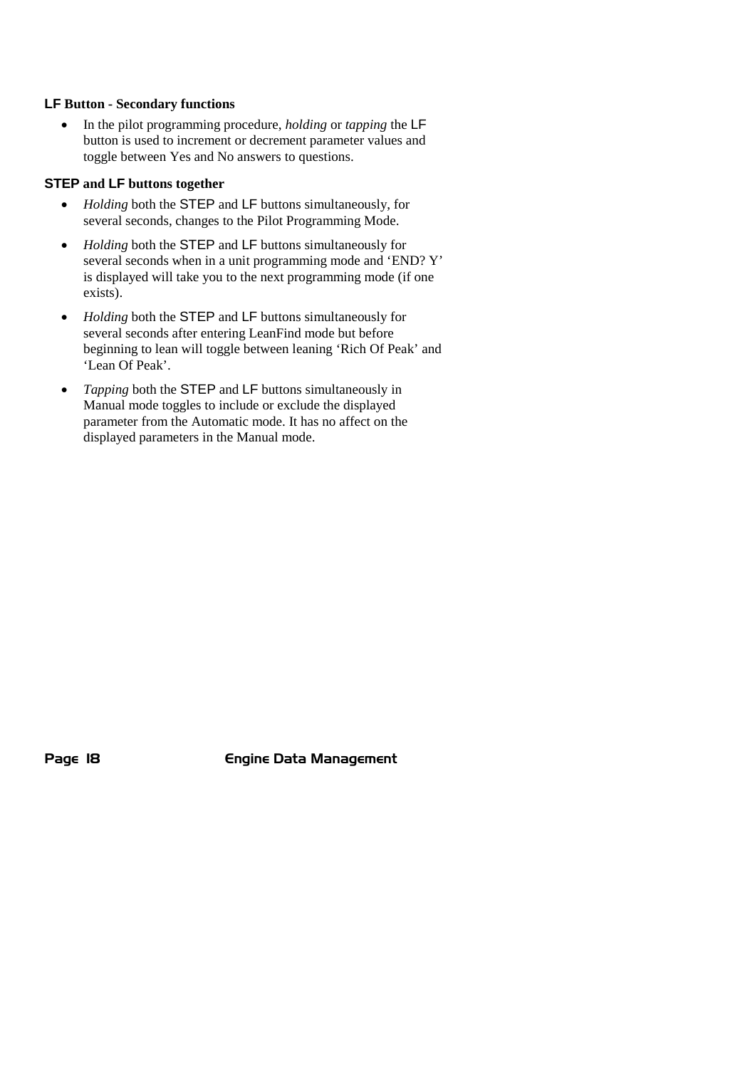**LF Button - Secondary functions**

- In the pilot programming procedure, *holding* or *tapping* the LF button is used to increment or decrement parameter values and toggle between Yes and No answers to questions.

**STEP and LF buttons together**

- *Holding* both the STEP and LF buttons simultaneously, for several seconds, changes to the Pilot Programming Mode.
- *Holding* both the STEP and LF buttons simultaneously for several seconds when in a unit programming mode and 'END? Y' is displayed will take you to the next programming mode (if one exists).
- *Holding* both the STEP and LF buttons simultaneously for several seconds after entering LeanFind mode but before beginning to lean will toggle between leaning 'Rich Of Peak' and 'Lean Of Peak'.
- *Tapping* both the STEP and LF buttons simultaneously in Manual mode toggles to include or exclude the displayed parameter from the Automatic mode. It has no affect on the displayed parameters in the Manual mode.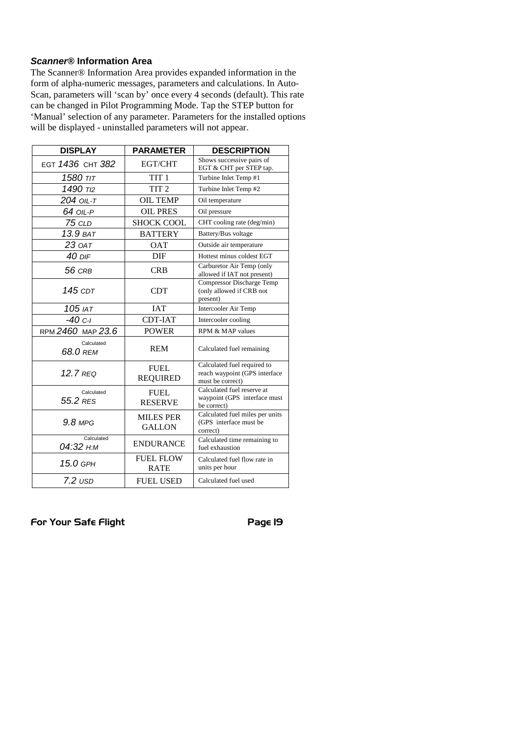### ***Scanner®*** **Information Area**

The Scanner® Information Area provides expanded information in the form of alpha-numeric messages, parameters and calculations. In Auto-Scan, parameters will 'scan by' once every 4 seconds (default). This rate can be changed in Pilot Programming Mode. Tap the STEP button for 'Manual' selection of any parameter. Parameters for the installed options will be displayed - uninstalled parameters will not appear.

| DISPLAY | PARAMETER | DESCRIPTION |
|---|---|---|
| EGT *1436* CHT *382* | EGT/CHT | Shows successive pairs of EGT & CHT per STEP tap. |
| *1580 TIT* | TIT 1 | Turbine Inlet Temp #1 |
| *1490 TI2* | TIT 2 | Turbine Inlet Temp #2 |
| *204 OIL-T* | OIL TEMP | Oil temperature |
| *64 OIL-P* | OIL PRES | Oil pressure |
| *75 CLD* | SHOCK COOL | CHT cooling rate (deg/min) |
| *13.9 BAT* | BATTERY | Battery/Bus voltage |
| *23 OAT* | OAT | Outside air temperature |
| *40 DIF* | DIF | Hottest minus coldest EGT |
| *56 CRB* | CRB | Carburetor Air Temp (only allowed if IAT not present) |
| *145 CDT* | CDT | Compressor Discharge Temp (only allowed if CRB not present) |
| *105 IAT* | IAT | Intercooler Air Temp |
| *-40 C-I* | CDT-IAT | Intercooler cooling |
| RPM *2460* MAP *23.6* | POWER | RPM & MAP values |
| Calculated *68.0 REM* | REM | Calculated fuel remaining |
| *12.7 REQ* | FUEL REQUIRED | Calculated fuel required to reach waypoint (GPS interface must be correct) |
| Calculated *55.2 RES* | FUEL RESERVE | Calculated fuel reserve at waypoint (GPS interface must be correct) |
| *9.8 MPG* | MILES PER GALLON | Calculated fuel miles per units (GPS interface must be correct) |
| Calculated *04:32 H:M* | ENDURANCE | Calculated time remaining to fuel exhaustion |
| *15.0 GPH* | FUEL FLOW RATE | Calculated fuel flow rate in units per hour |
| *7.2 USD* | FUEL USED | Calculated fuel used |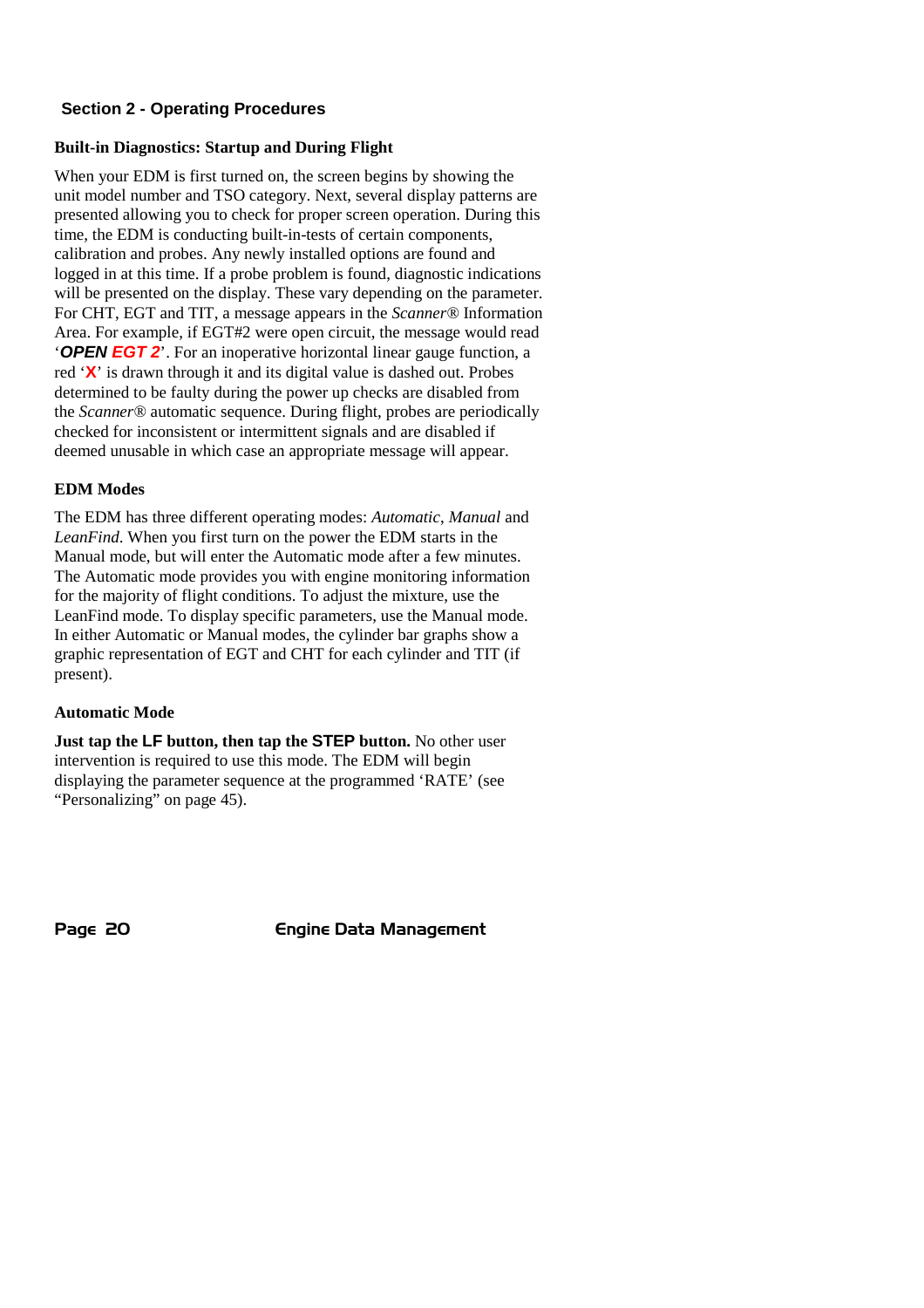## Section 2 - Operating Procedures

### Built-in Diagnostics: Startup and During Flight

When your EDM is first turned on, the screen begins by showing the unit model number and TSO category. Next, several display patterns are presented allowing you to check for proper screen operation. During this time, the EDM is conducting built-in-tests of certain components, calibration and probes. Any newly installed options are found and logged in at this time. If a probe problem is found, diagnostic indications will be presented on the display. These vary depending on the parameter. For CHT, EGT and TIT, a message appears in the *Scanner®* Information Area. For example, if EGT#2 were open circuit, the message would read '***OPEN EGT 2***'. For an inoperative horizontal linear gauge function, a red '**X**' is drawn through it and its digital value is dashed out. Probes determined to be faulty during the power up checks are disabled from the *Scanner®* automatic sequence. During flight, probes are periodically checked for inconsistent or intermittent signals and are disabled if deemed unusable in which case an appropriate message will appear.

### EDM Modes

The EDM has three different operating modes: *Automatic*, *Manual* and *LeanFind*. When you first turn on the power the EDM starts in the Manual mode, but will enter the Automatic mode after a few minutes. The Automatic mode provides you with engine monitoring information for the majority of flight conditions. To adjust the mixture, use the LeanFind mode. To display specific parameters, use the Manual mode. In either Automatic or Manual modes, the cylinder bar graphs show a graphic representation of EGT and CHT for each cylinder and TIT (if present).

### Automatic Mode

**Just tap the LF button, then tap the STEP button.** No other user intervention is required to use this mode. The EDM will begin displaying the parameter sequence at the programmed 'RATE' (see "Personalizing" on page 45).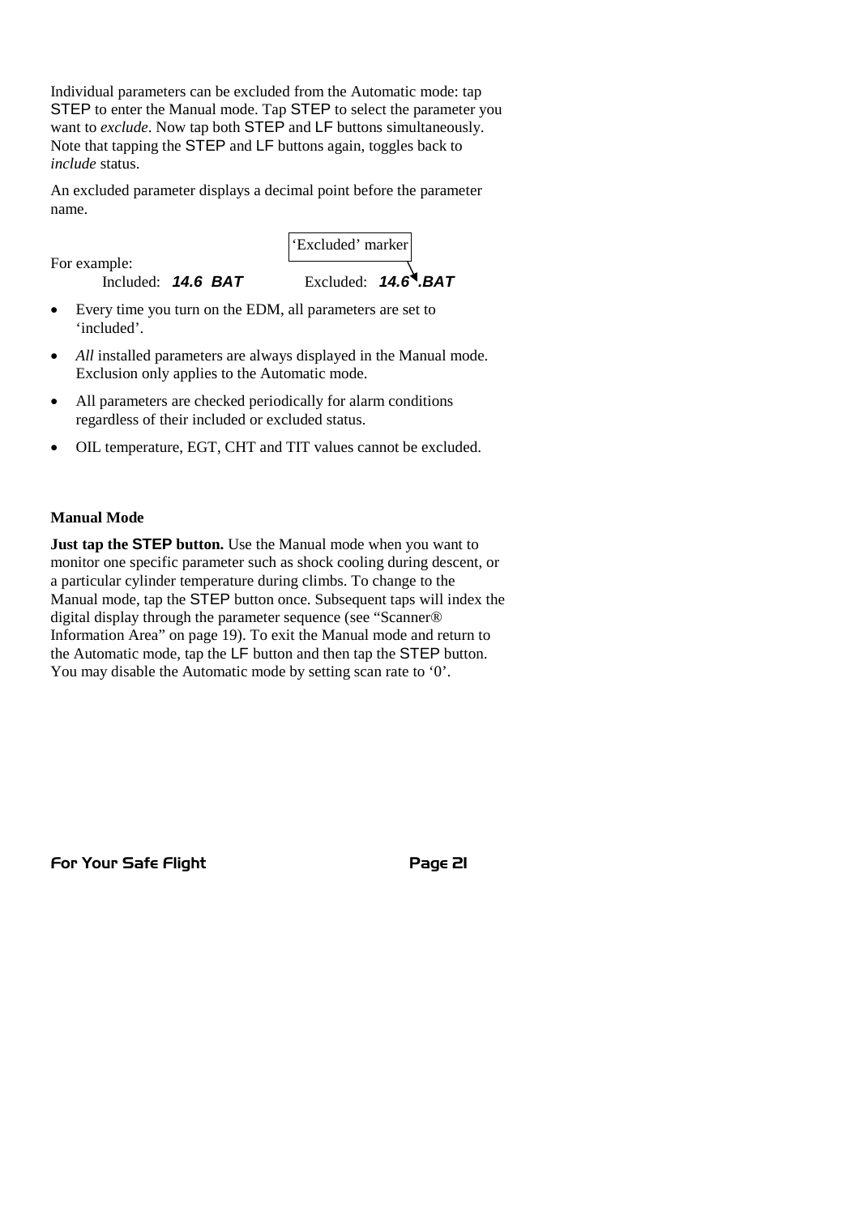Individual parameters can be excluded from the Automatic mode: tap STEP to enter the Manual mode. Tap STEP to select the parameter you want to *exclude*. Now tap both STEP and LF buttons simultaneously. Note that tapping the STEP and LF buttons again, toggles back to *include* status.

An excluded parameter displays a decimal point before the parameter name.

For example:

Included: ***14.6 BAT*** Excluded: ***14.6 .BAT*** ('Excluded' marker)

- Every time you turn on the EDM, all parameters are set to 'included'.
- *All* installed parameters are always displayed in the Manual mode. Exclusion only applies to the Automatic mode.
- All parameters are checked periodically for alarm conditions regardless of their included or excluded status.
- OIL temperature, EGT, CHT and TIT values cannot be excluded.

**Manual Mode**

**Just tap the STEP button.** Use the Manual mode when you want to monitor one specific parameter such as shock cooling during descent, or a particular cylinder temperature during climbs. To change to the Manual mode, tap the STEP button once. Subsequent taps will index the digital display through the parameter sequence (see "Scanner® Information Area" on page 19). To exit the Manual mode and return to the Automatic mode, tap the LF button and then tap the STEP button. You may disable the Automatic mode by setting scan rate to '0'.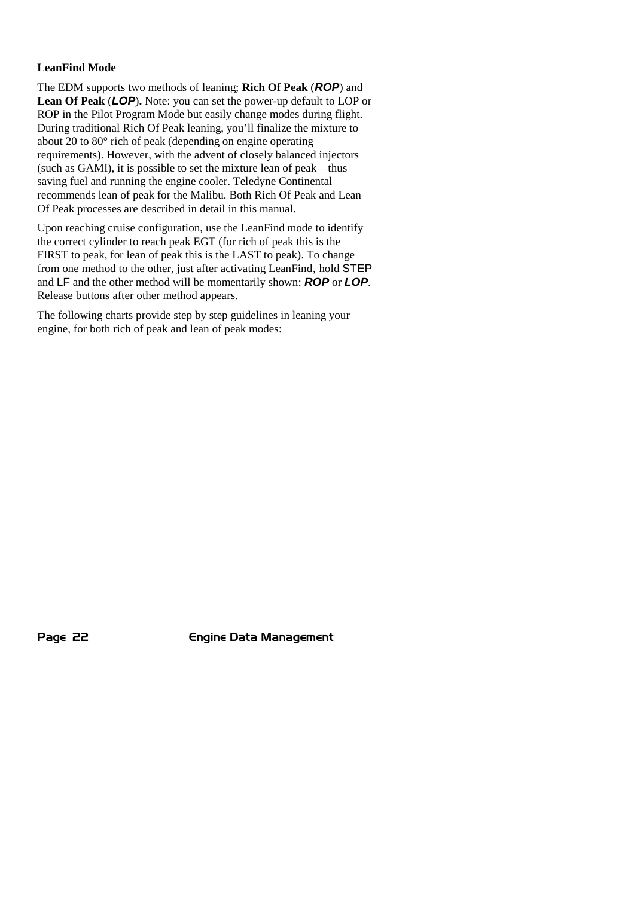**LeanFind Mode**

The EDM supports two methods of leaning; **Rich Of Peak** (***ROP***) and **Lean Of Peak** (***LOP***)**.** Note: you can set the power-up default to LOP or ROP in the Pilot Program Mode but easily change modes during flight. During traditional Rich Of Peak leaning, you'll finalize the mixture to about 20 to 80° rich of peak (depending on engine operating requirements). However, with the advent of closely balanced injectors (such as GAMI), it is possible to set the mixture lean of peak—thus saving fuel and running the engine cooler. Teledyne Continental recommends lean of peak for the Malibu. Both Rich Of Peak and Lean Of Peak processes are described in detail in this manual.

Upon reaching cruise configuration, use the LeanFind mode to identify the correct cylinder to reach peak EGT (for rich of peak this is the FIRST to peak, for lean of peak this is the LAST to peak). To change from one method to the other, just after activating LeanFind, hold STEP and LF and the other method will be momentarily shown: ***ROP*** or ***LOP***. Release buttons after other method appears.

The following charts provide step by step guidelines in leaning your engine, for both rich of peak and lean of peak modes: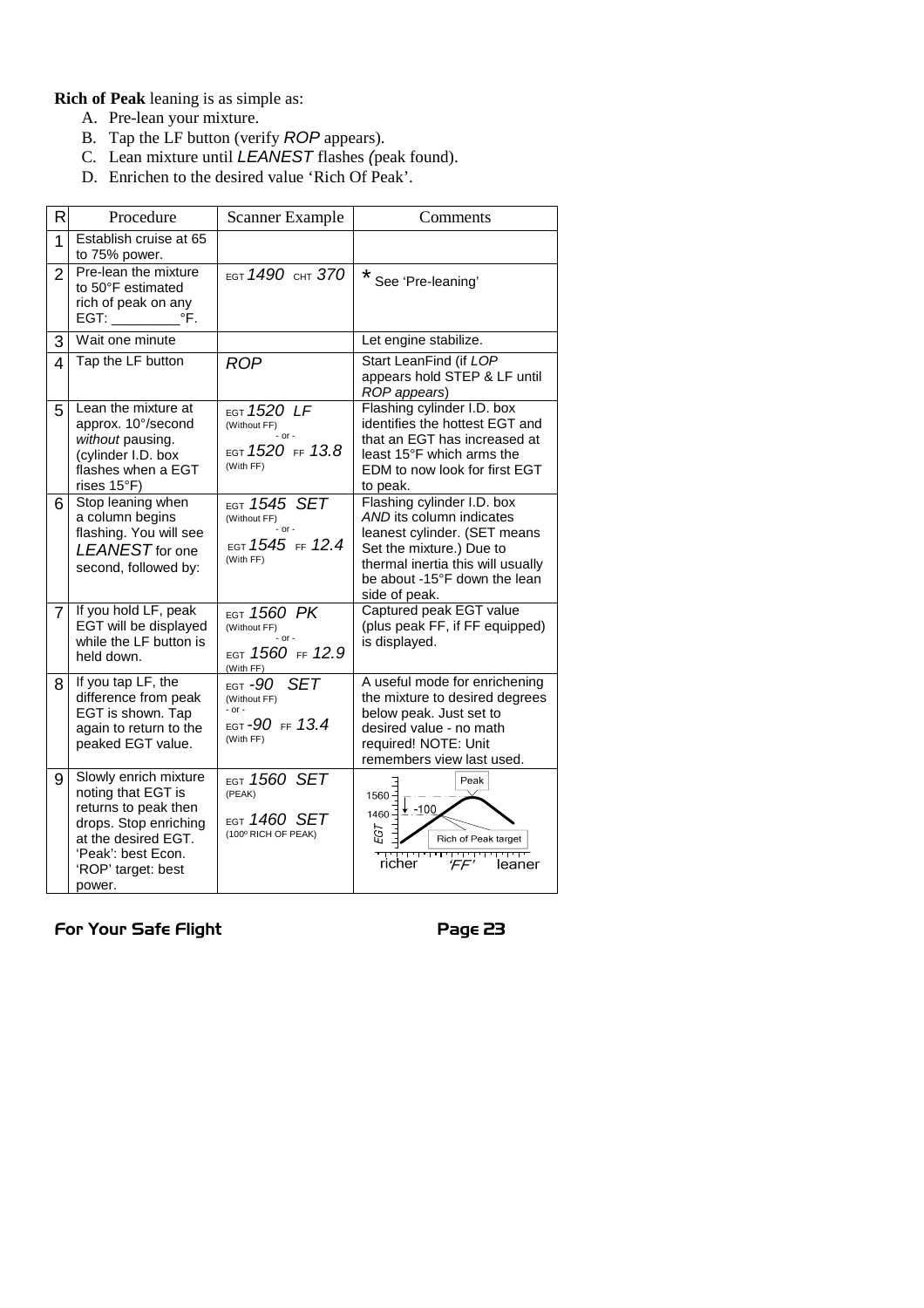**Rich of Peak** leaning is as simple as:

A. Pre-lean your mixture.
B. Tap the LF button (verify *ROP* appears).
C. Lean mixture until *LEANEST* flashes *(*peak found).
D. Enrichen to the desired value 'Rich Of Peak'.

| R | Procedure | Scanner Example | Comments |
|---|---|---|---|
| 1 | Establish cruise at 65 to 75% power. | | |
| 2 | Pre-lean the mixture to 50°F estimated rich of peak on any EGT: _________°F. | EGT *1490* CHT *370* | * See 'Pre-leaning' |
| 3 | Wait one minute | | Let engine stabilize. |
| 4 | Tap the LF button | *ROP* | Start LeanFind (if *LOP* appears hold STEP & LF until *ROP appears*) |
| 5 | Lean the mixture at approx. 10°/second *without* pausing. (cylinder I.D. box flashes when a EGT rises 15°F) | EGT *1520 LF* (Without FF) - or - EGT *1520* FF *13.8* (With FF) | Flashing cylinder I.D. box identifies the hottest EGT and that an EGT has increased at least 15°F which arms the EDM to now look for first EGT to peak. |
| 6 | Stop leaning when a column begins flashing. You will see *LEANEST* for one second, followed by: | EGT *1545 SET* (Without FF) - or - EGT *1545* FF *12.4* (With FF) | Flashing cylinder I.D. box *AND* its column indicates leanest cylinder. (SET means Set the mixture.) Due to thermal inertia this will usually be about -15°F down the lean side of peak. |
| 7 | If you hold LF, peak EGT will be displayed while the LF button is held down. | EGT *1560 PK* (Without FF) - or - EGT *1560* FF *12.9* (With FF) | Captured peak EGT value (plus peak FF, if FF equipped) is displayed. |
| 8 | If you tap LF, the difference from peak EGT is shown. Tap again to return to the peaked EGT value. | EGT *-90 SET* (Without FF) - or - EGT *-90* FF *13.4* (With FF) | A useful mode for enrichening the mixture to desired degrees below peak. Just set to desired value - no math required! NOTE: Unit remembers view last used. |
| 9 | Slowly enrich mixture noting that EGT is returns to peak then drops. Stop enriching at the desired EGT. 'Peak': best Econ. 'ROP' target: best power. | EGT *1560 SET* (PEAK) EGT *1460 SET* (100º RICH OF PEAK) | Peak; 1560; 1460; -100; EGT; Rich of Peak target; richer 'FF' leaner |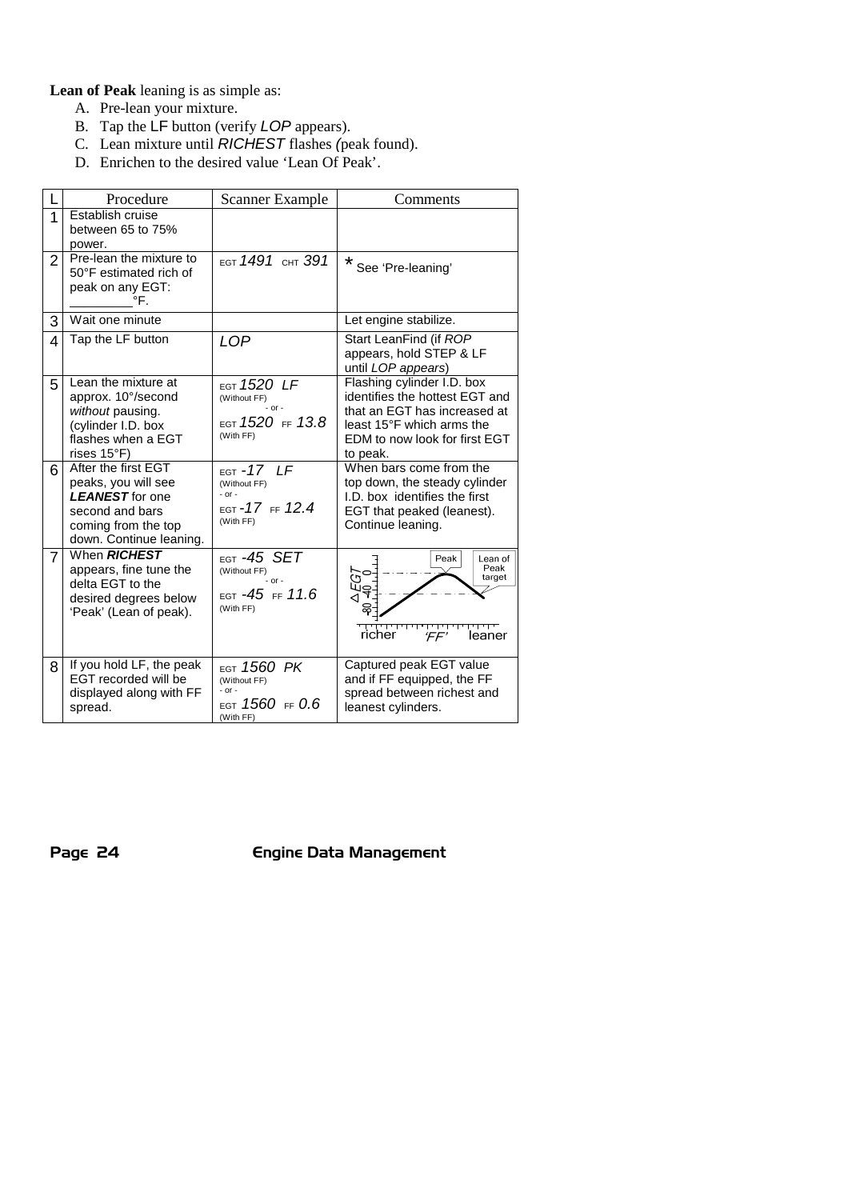**Lean of Peak** leaning is as simple as:

A. Pre-lean your mixture.
B. Tap the LF button (verify *LOP* appears).
C. Lean mixture until *RICHEST* flashes *(*peak found).
D. Enrichen to the desired value 'Lean Of Peak'.

| L | Procedure | Scanner Example | Comments |
|---|---|---|---|
| 1 | Establish cruise between 65 to 75% power. | | |
| 2 | Pre-lean the mixture to 50°F estimated rich of peak on any EGT: ________°F. | EGT *1491* CHT *391* | * See 'Pre-leaning' |
| 3 | Wait one minute | | Let engine stabilize. |
| 4 | Tap the LF button | *LOP* | Start LeanFind (if *ROP* appears, hold STEP & LF until *LOP appears*) |
| 5 | Lean the mixture at approx. 10°/second *without* pausing. (cylinder I.D. box flashes when a EGT rises 15°F) | EGT *1520 LF* (Without FF) - or - EGT *1520* FF *13.8* (With FF) | Flashing cylinder I.D. box identifies the hottest EGT and that an EGT has increased at least 15°F which arms the EDM to now look for first EGT to peak. |
| 6 | After the first EGT peaks, you will see ***LEANEST*** for one second and bars coming from the top down. Continue leaning. | EGT *-17 LF* (Without FF) - or - EGT *-17* FF *12.4* (With FF) | When bars come from the top down, the steady cylinder I.D. box identifies the first EGT that peaked (leanest). Continue leaning. |
| 7 | When ***RICHEST*** appears, fine tune the delta EGT to the desired degrees below 'Peak' (Lean of peak). | EGT *-45 SET* (Without FF) - or - EGT *-45* FF *11.6* (With FF) | [Graph: ΔEGT (0, -40, -80) vs 'FF' from richer to leaner; labels: Peak, Lean of Peak target] |
| 8 | If you hold LF, the peak EGT recorded will be displayed along with FF spread. | EGT *1560 PK* (Without FF) - or - EGT *1560* FF *0.6* (With FF) | Captured peak EGT value and if FF equipped, the FF spread between richest and leanest cylinders. |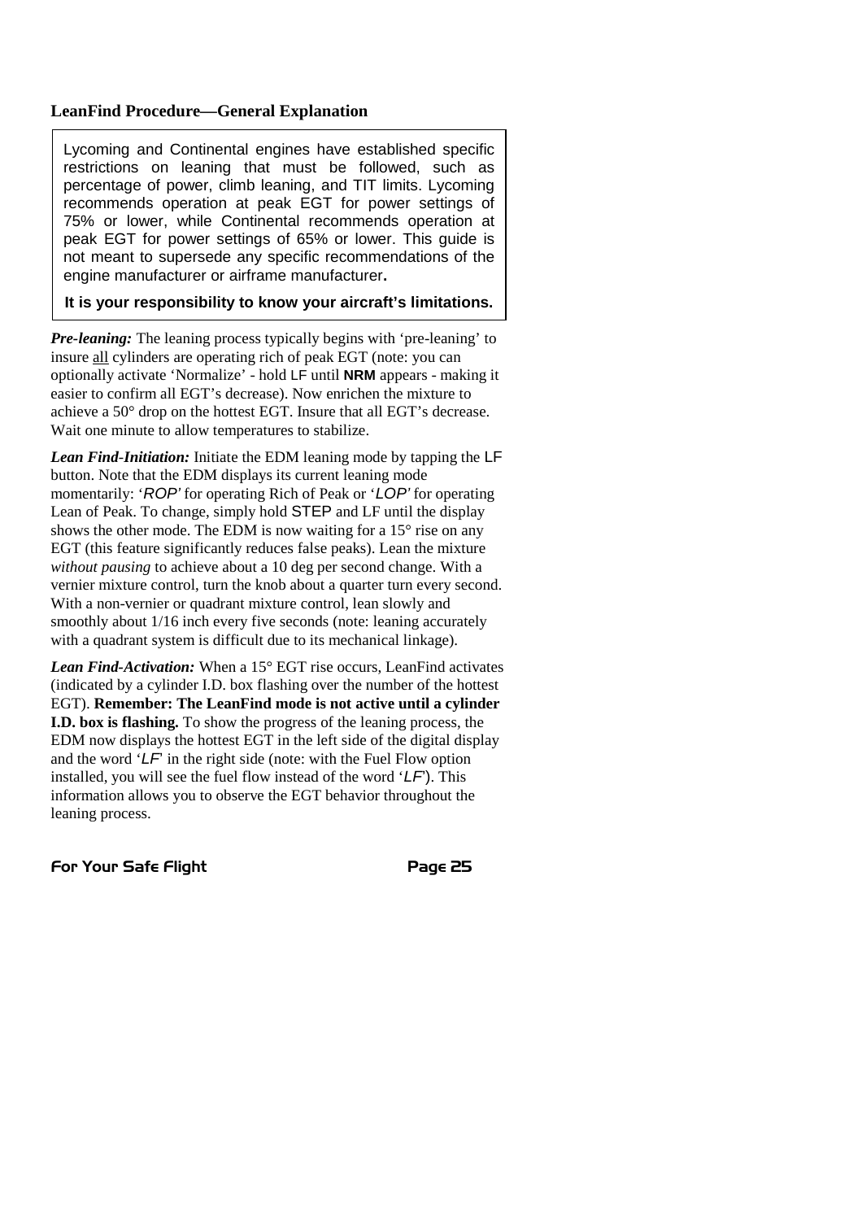### LeanFind Procedure—General Explanation

> Lycoming and Continental engines have established specific restrictions on leaning that must be followed, such as percentage of power, climb leaning, and TIT limits. Lycoming recommends operation at peak EGT for power settings of 75% or lower, while Continental recommends operation at peak EGT for power settings of 65% or lower. This guide is not meant to supersede any specific recommendations of the engine manufacturer or airframe manufacturer**.**
>
> **It is your responsibility to know your aircraft's limitations.**

***Pre-leaning:*** The leaning process typically begins with 'pre-leaning' to insure <u>all</u> cylinders are operating rich of peak EGT (note: you can optionally activate 'Normalize' - hold LF until **NRM** appears - making it easier to confirm all EGT's decrease). Now enrichen the mixture to achieve a 50° drop on the hottest EGT. Insure that all EGT's decrease. Wait one minute to allow temperatures to stabilize.

***Lean Find-Initiation:*** Initiate the EDM leaning mode by tapping the LF button. Note that the EDM displays its current leaning mode momentarily: '*ROP*' for operating Rich of Peak or '*LOP*' for operating Lean of Peak. To change, simply hold STEP and LF until the display shows the other mode. The EDM is now waiting for a 15° rise on any EGT (this feature significantly reduces false peaks). Lean the mixture *without pausing* to achieve about a 10 deg per second change. With a vernier mixture control, turn the knob about a quarter turn every second. With a non-vernier or quadrant mixture control, lean slowly and smoothly about 1/16 inch every five seconds (note: leaning accurately with a quadrant system is difficult due to its mechanical linkage).

***Lean Find-Activation:*** When a 15° EGT rise occurs, LeanFind activates (indicated by a cylinder I.D. box flashing over the number of the hottest EGT). **Remember: The LeanFind mode is not active until a cylinder I.D. box is flashing.** To show the progress of the leaning process, the EDM now displays the hottest EGT in the left side of the digital display and the word '*LF*' in the right side (note: with the Fuel Flow option installed, you will see the fuel flow instead of the word '*LF*'). This information allows you to observe the EGT behavior throughout the leaning process.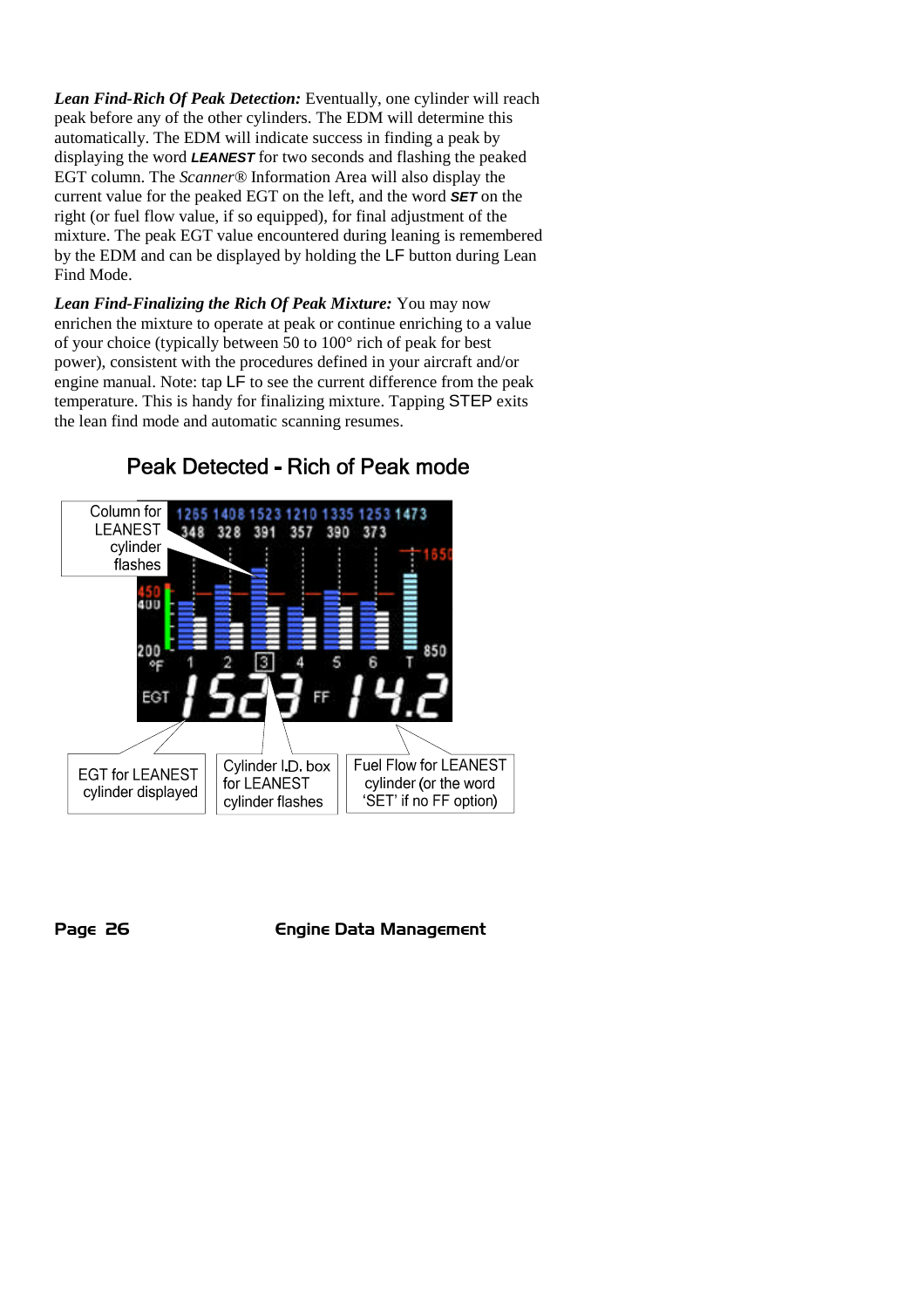***Lean Find-Rich Of Peak Detection:*** Eventually, one cylinder will reach peak before any of the other cylinders. The EDM will determine this automatically. The EDM will indicate success in finding a peak by displaying the word ***LEANEST*** for two seconds and flashing the peaked EGT column. The *Scanner*® Information Area will also display the current value for the peaked EGT on the left, and the word ***SET*** on the right (or fuel flow value, if so equipped), for final adjustment of the mixture. The peak EGT value encountered during leaning is remembered by the EDM and can be displayed by holding the LF button during Lean Find Mode.

***Lean Find-Finalizing the Rich Of Peak Mixture:*** You may now enrichen the mixture to operate at peak or continue enriching to a value of your choice (typically between 50 to 100° rich of peak for best power), consistent with the procedures defined in your aircraft and/or engine manual. Note: tap LF to see the current difference from the peak temperature. This is handy for finalizing mixture. Tapping STEP exits the lean find mode and automatic scanning resumes.

## Peak Detected - Rich of Peak mode

Column for LEANEST cylinder flashes

EGT for LEANEST cylinder displayed

Cylinder I.D. box for LEANEST cylinder flashes

Fuel Flow for LEANEST cylinder (or the word 'SET' if no FF option)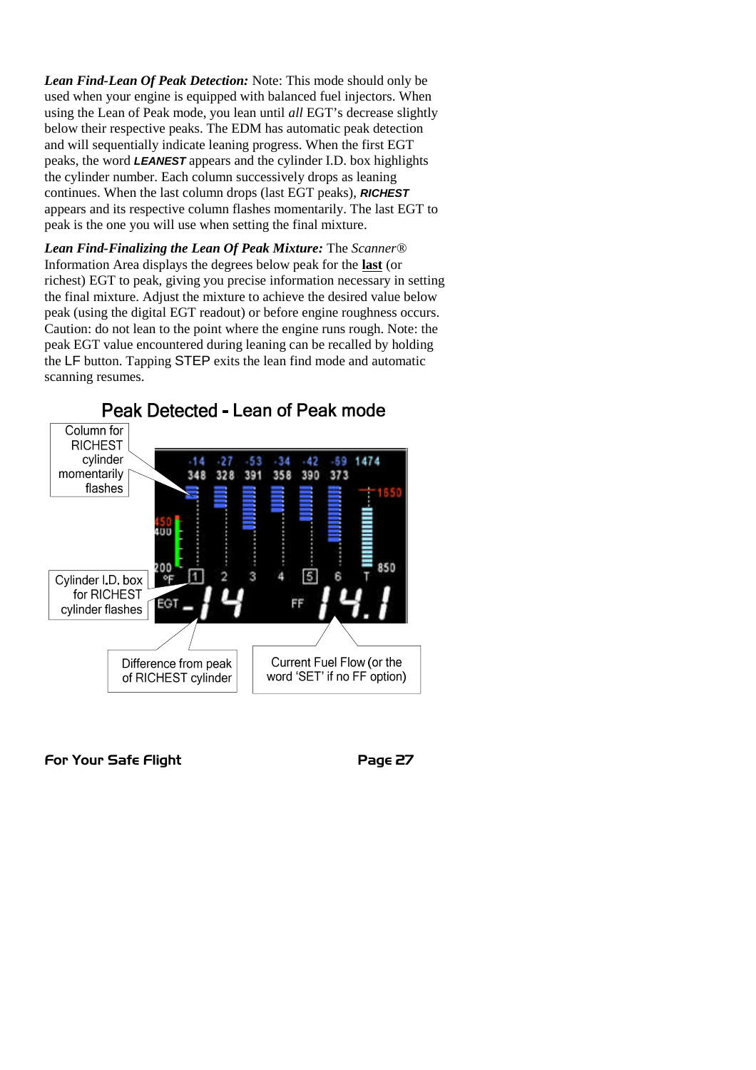***Lean Find-Lean Of Peak Detection:*** Note: This mode should only be used when your engine is equipped with balanced fuel injectors. When using the Lean of Peak mode, you lean until *all* EGT's decrease slightly below their respective peaks. The EDM has automatic peak detection and will sequentially indicate leaning progress. When the first EGT peaks, the word ***LEANEST*** appears and the cylinder I.D. box highlights the cylinder number. Each column successively drops as leaning continues. When the last column drops (last EGT peaks), ***RICHEST*** appears and its respective column flashes momentarily. The last EGT to peak is the one you will use when setting the final mixture.

***Lean Find-Finalizing the Lean Of Peak Mixture:*** The *Scanner®* Information Area displays the degrees below peak for the **last** (or richest) EGT to peak, giving you precise information necessary in setting the final mixture. Adjust the mixture to achieve the desired value below peak (using the digital EGT readout) or before engine roughness occurs. Caution: do not lean to the point where the engine runs rough. Note: the peak EGT value encountered during leaning can be recalled by holding the LF button. Tapping STEP exits the lean find mode and automatic scanning resumes.

## Peak Detected - Lean of Peak mode

Column for RICHEST cylinder momentarily flashes

Cylinder I.D. box for RICHEST cylinder flashes

Difference from peak of RICHEST cylinder

Current Fuel Flow (or the word 'SET' if no FF option)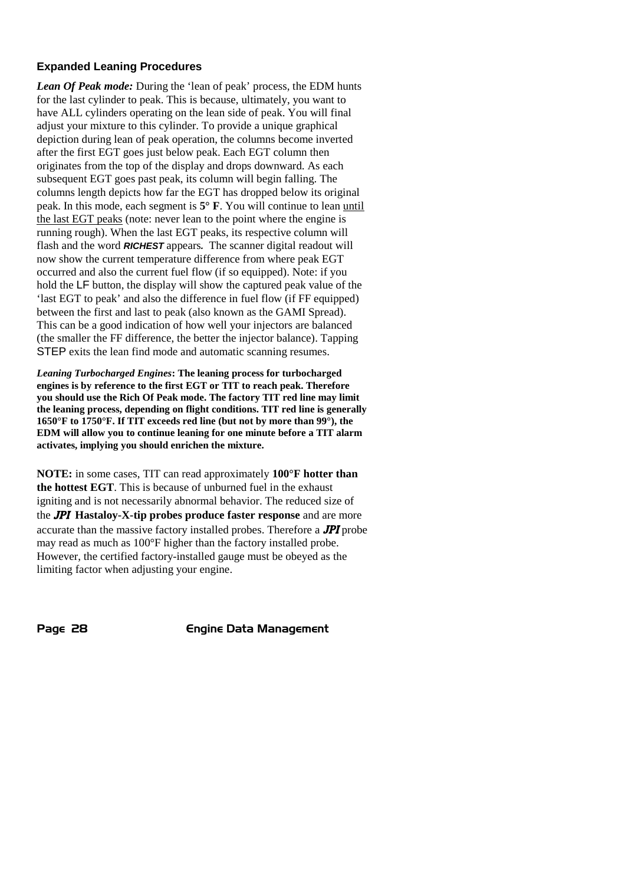### Expanded Leaning Procedures

***Lean Of Peak mode:*** During the 'lean of peak' process, the EDM hunts for the last cylinder to peak. This is because, ultimately, you want to have ALL cylinders operating on the lean side of peak. You will final adjust your mixture to this cylinder. To provide a unique graphical depiction during lean of peak operation, the columns become inverted after the first EGT goes just below peak. Each EGT column then originates from the top of the display and drops downward. As each subsequent EGT goes past peak, its column will begin falling. The columns length depicts how far the EGT has dropped below its original peak. In this mode, each segment is **5° F**. You will continue to lean until the last EGT peaks (note: never lean to the point where the engine is running rough). When the last EGT peaks, its respective column will flash and the word ***RICHEST*** appears. The scanner digital readout will now show the current temperature difference from where peak EGT occurred and also the current fuel flow (if so equipped). Note: if you hold the LF button, the display will show the captured peak value of the 'last EGT to peak' and also the difference in fuel flow (if FF equipped) between the first and last to peak (also known as the GAMI Spread). This can be a good indication of how well your injectors are balanced (the smaller the FF difference, the better the injector balance). Tapping STEP exits the lean find mode and automatic scanning resumes.

***Leaning Turbocharged Engines*:** **The leaning process for turbocharged engines is by reference to the first EGT or TIT to reach peak. Therefore you should use the Rich Of Peak mode. The factory TIT red line may limit the leaning process, depending on flight conditions. TIT red line is generally 1650°F to 1750°F. If TIT exceeds red line (but not by more than 99°), the EDM will allow you to continue leaning for one minute before a TIT alarm activates, implying you should enrichen the mixture.**

**NOTE:** in some cases, TIT can read approximately **100°F hotter than the hottest EGT**. This is because of unburned fuel in the exhaust igniting and is not necessarily abnormal behavior. The reduced size of the ***JPI*** **Hastaloy-X-tip probes produce faster response** and are more accurate than the massive factory installed probes. Therefore a ***JPI*** probe may read as much as 100°F higher than the factory installed probe. However, the certified factory-installed gauge must be obeyed as the limiting factor when adjusting your engine.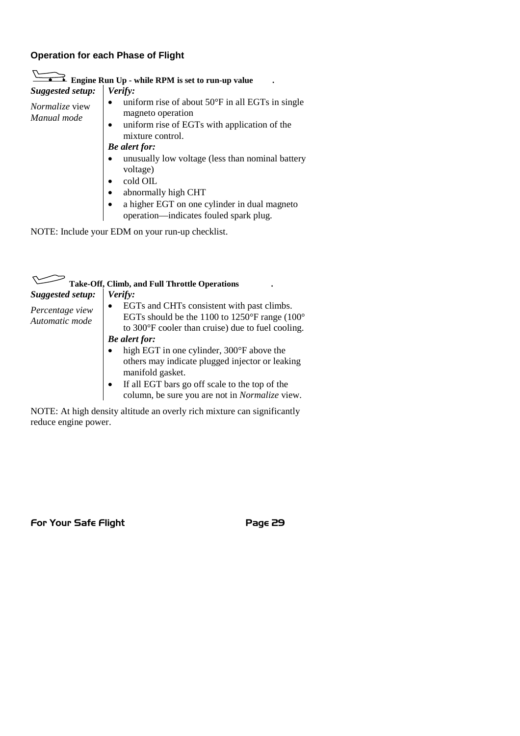## Operation for each Phase of Flight

### Engine Run Up - while RPM is set to run-up value

***Suggested setup:***

*Normalize* view
*Manual mode*

***Verify:***

- uniform rise of about 50°F in all EGTs in single magneto operation
- uniform rise of EGTs with application of the mixture control.

***Be alert for:***

- unusually low voltage (less than nominal battery voltage)
- cold OIL
- abnormally high CHT
- a higher EGT on one cylinder in dual magneto operation—indicates fouled spark plug.

NOTE: Include your EDM on your run-up checklist.

### Take-Off, Climb, and Full Throttle Operations

***Suggested setup:***

*Percentage view*
*Automatic mode*

***Verify:***

- EGTs and CHTs consistent with past climbs. EGTs should be the 1100 to 1250°F range (100° to 300°F cooler than cruise) due to fuel cooling.

***Be alert for:***

- high EGT in one cylinder, 300°F above the others may indicate plugged injector or leaking manifold gasket.
- If all EGT bars go off scale to the top of the column, be sure you are not in *Normalize* view.

NOTE: At high density altitude an overly rich mixture can significantly reduce engine power.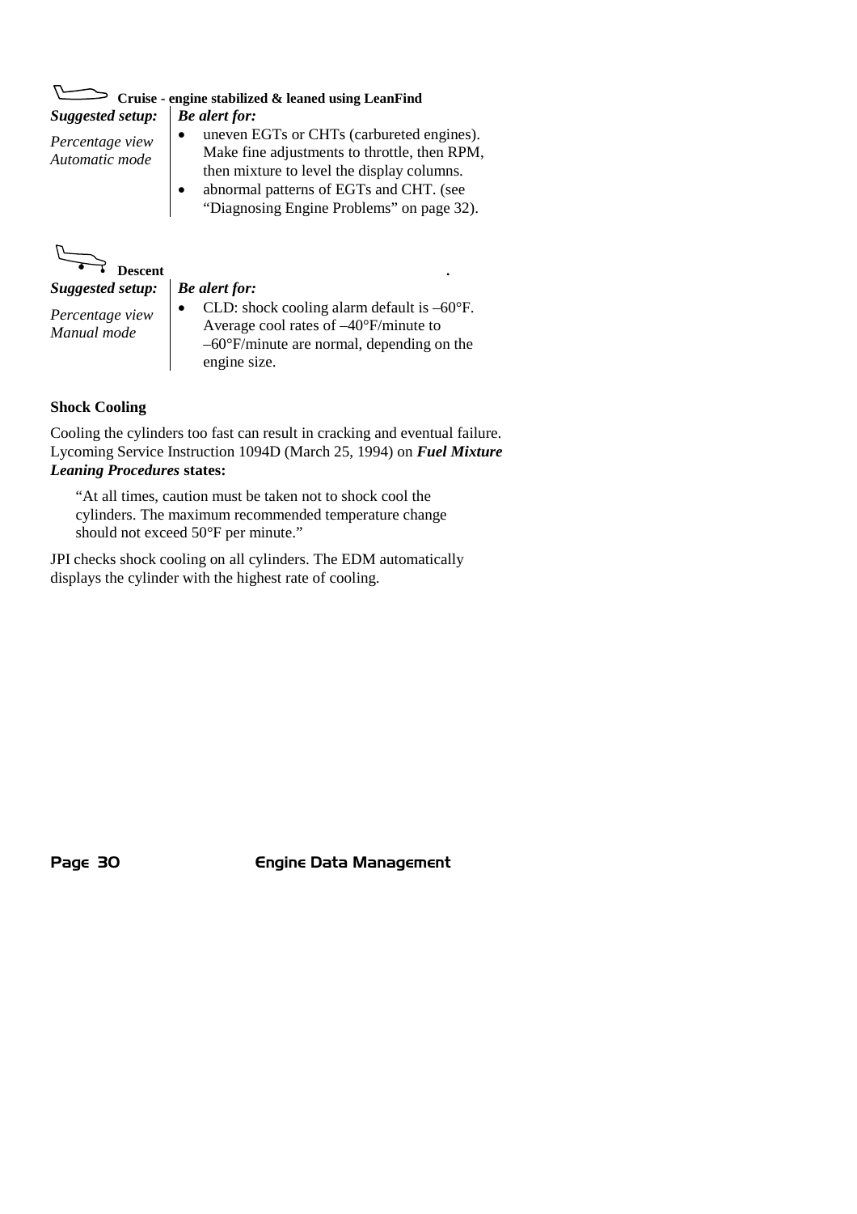**Cruise - engine stabilized & leaned using LeanFind**

| *Suggested setup:* | *Be alert for:* |
| --- | --- |
| *Percentage view*<br>*Automatic mode* | • uneven EGTs or CHTs (carbureted engines). Make fine adjustments to throttle, then RPM, then mixture to level the display columns.<br>• abnormal patterns of EGTs and CHT. (see "Diagnosing Engine Problems" on page 32). |

**Descent**

| *Suggested setup:* | *Be alert for:* |
| --- | --- |
| *Percentage view*<br>*Manual mode* | • CLD: shock cooling alarm default is –60°F. Average cool rates of –40°F/minute to –60°F/minute are normal, depending on the engine size. |

**Shock Cooling**

Cooling the cylinders too fast can result in cracking and eventual failure. Lycoming Service Instruction 1094D (March 25, 1994) on ***Fuel Mixture Leaning Procedures*** **states:**

> "At all times, caution must be taken not to shock cool the cylinders. The maximum recommended temperature change should not exceed 50°F per minute."

JPI checks shock cooling on all cylinders. The EDM automatically displays the cylinder with the highest rate of cooling.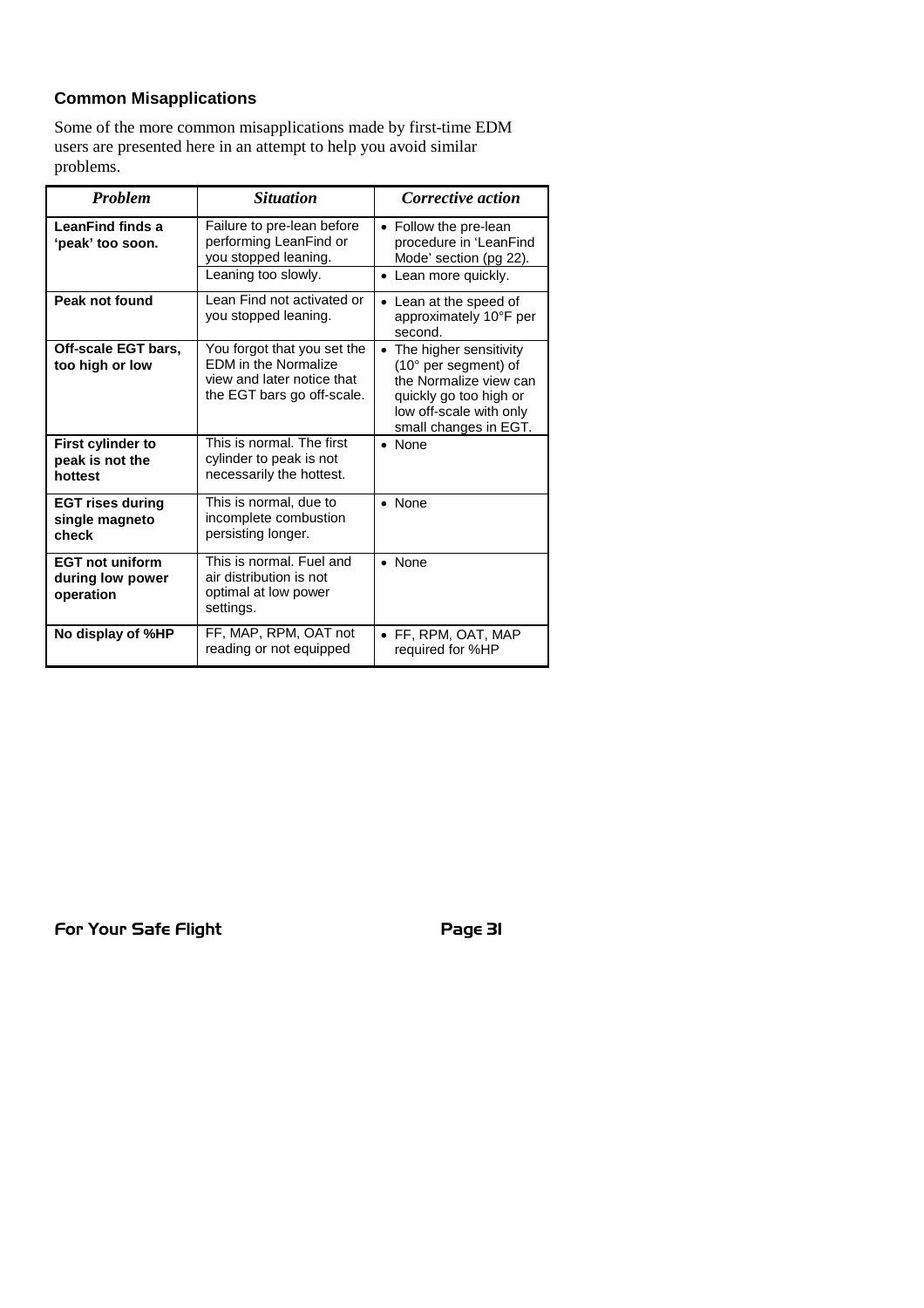### Common Misapplications

Some of the more common misapplications made by first-time EDM users are presented here in an attempt to help you avoid similar problems.

| *Problem* | *Situation* | *Corrective action* |
|---|---|---|
| **LeanFind finds a 'peak' too soon.** | Failure to pre-lean before performing LeanFind or you stopped leaning. | • Follow the pre-lean procedure in 'LeanFind Mode' section (pg 22). |
| | Leaning too slowly. | • Lean more quickly. |
| **Peak not found** | Lean Find not activated or you stopped leaning. | • Lean at the speed of approximately 10°F per second. |
| **Off-scale EGT bars, too high or low** | You forgot that you set the EDM in the Normalize view and later notice that the EGT bars go off-scale. | • The higher sensitivity (10° per segment) of the Normalize view can quickly go too high or low off-scale with only small changes in EGT. |
| **First cylinder to peak is not the hottest** | This is normal. The first cylinder to peak is not necessarily the hottest. | • None |
| **EGT rises during single magneto check** | This is normal, due to incomplete combustion persisting longer. | • None |
| **EGT not uniform during low power operation** | This is normal. Fuel and air distribution is not optimal at low power settings. | • None |
| **No display of %HP** | FF, MAP, RPM, OAT not reading or not equipped | • FF, RPM, OAT, MAP required for %HP |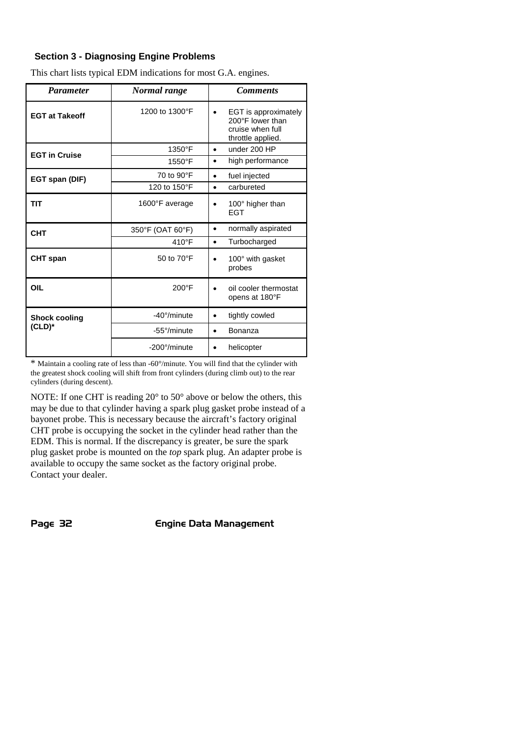### Section 3 - Diagnosing Engine Problems

This chart lists typical EDM indications for most G.A. engines.

| *Parameter* | *Normal range* | *Comments* |
|---|---|---|
| **EGT at Takeoff** | 1200 to 1300°F | • EGT is approximately 200°F lower than cruise when full throttle applied. |
| **EGT in Cruise** | 1350°F | • under 200 HP |
| | 1550°F | • high performance |
| **EGT span (DIF)** | 70 to 90°F | • fuel injected |
| | 120 to 150°F | • carbureted |
| **TIT** | 1600°F average | • 100° higher than EGT |
| **CHT** | 350°F (OAT 60°F) | • normally aspirated |
| | 410°F | • Turbocharged |
| **CHT span** | 50 to 70°F | • 100° with gasket probes |
| **OIL** | 200°F | • oil cooler thermostat opens at 180°F |
| **Shock cooling (CLD)*** | -40°/minute | • tightly cowled |
| | -55°/minute | • Bonanza |
| | -200°/minute | • helicopter |

\* Maintain a cooling rate of less than -60°/minute. You will find that the cylinder with the greatest shock cooling will shift from front cylinders (during climb out) to the rear cylinders (during descent).

NOTE: If one CHT is reading 20° to 50° above or below the others, this may be due to that cylinder having a spark plug gasket probe instead of a bayonet probe. This is necessary because the aircraft's factory original CHT probe is occupying the socket in the cylinder head rather than the EDM. This is normal. If the discrepancy is greater, be sure the spark plug gasket probe is mounted on the *top* spark plug. An adapter probe is available to occupy the same socket as the factory original probe. Contact your dealer.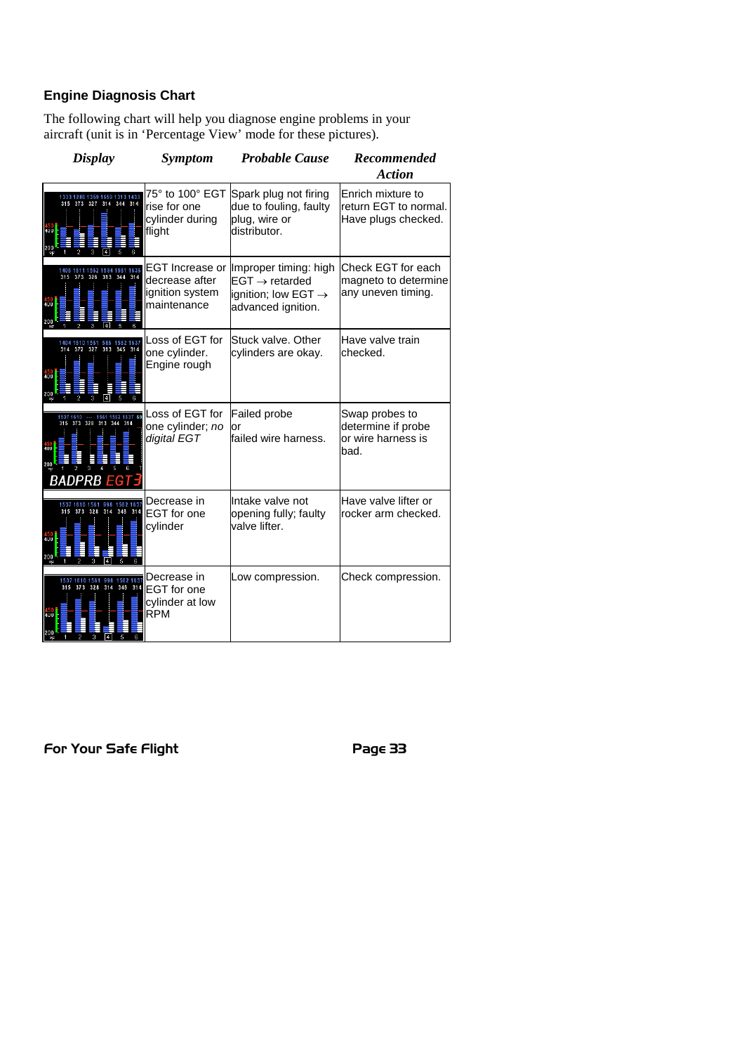## Engine Diagnosis Chart

The following chart will help you diagnose engine problems in your aircraft (unit is in 'Percentage View' mode for these pictures).

| *Display* | *Symptom* | *Probable Cause* | *Recommended Action* |
|---|---|---|---|
| | 75° to 100° EGT rise for one cylinder during flight | Spark plug not firing due to fouling, faulty plug, wire or distributor. | Enrich mixture to return EGT to normal. Have plugs checked. |
| | EGT Increase or decrease after ignition system maintenance | Improper timing: high EGT → retarded ignition; low EGT → advanced ignition. | Check EGT for each magneto to determine any uneven timing. |
| | Loss of EGT for one cylinder. Engine rough | Stuck valve. Other cylinders are okay. | Have valve train checked. |
| | Loss of EGT for one cylinder; *no digital EGT* | Failed probe or failed wire harness. | Swap probes to determine if probe or wire harness is bad. |
| | Decrease in EGT for one cylinder | Intake valve not opening fully; faulty valve lifter. | Have valve lifter or rocker arm checked. |
| | Decrease in EGT for one cylinder at low RPM | Low compression. | Check compression. |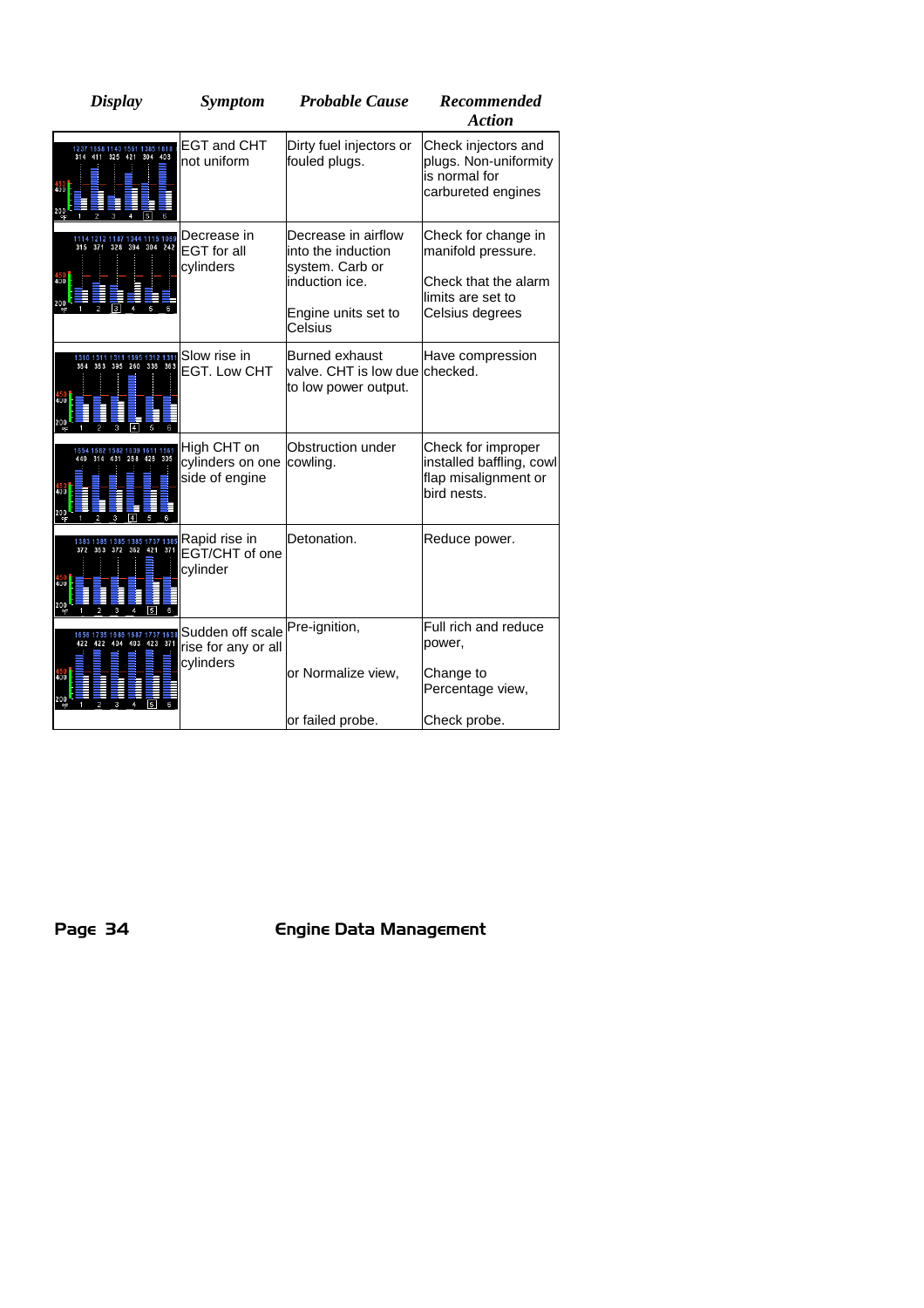| Display | Symptom | Probable Cause | Recommended Action |
|---|---|---|---|
| | EGT and CHT not uniform | Dirty fuel injectors or fouled plugs. | Check injectors and plugs. Non-uniformity is normal for carbureted engines |
| | Decrease in EGT for all cylinders | Decrease in airflow into the induction system. Carb or induction ice.<br><br>Engine units set to Celsius | Check for change in manifold pressure.<br><br>Check that the alarm limits are set to Celsius degrees |
| | Slow rise in EGT. Low CHT | Burned exhaust valve. CHT is low due to low power output. | Have compression checked. |
| | High CHT on cylinders on one side of engine | Obstruction under cowling. | Check for improper installed baffling, cowl flap misalignment or bird nests. |
| | Rapid rise in EGT/CHT of one cylinder | Detonation. | Reduce power. |
| | Sudden off scale rise for any or all cylinders | Pre-ignition,<br><br>or Normalize view,<br><br>or failed probe. | Full rich and reduce power,<br><br>Change to Percentage view,<br><br>Check probe. |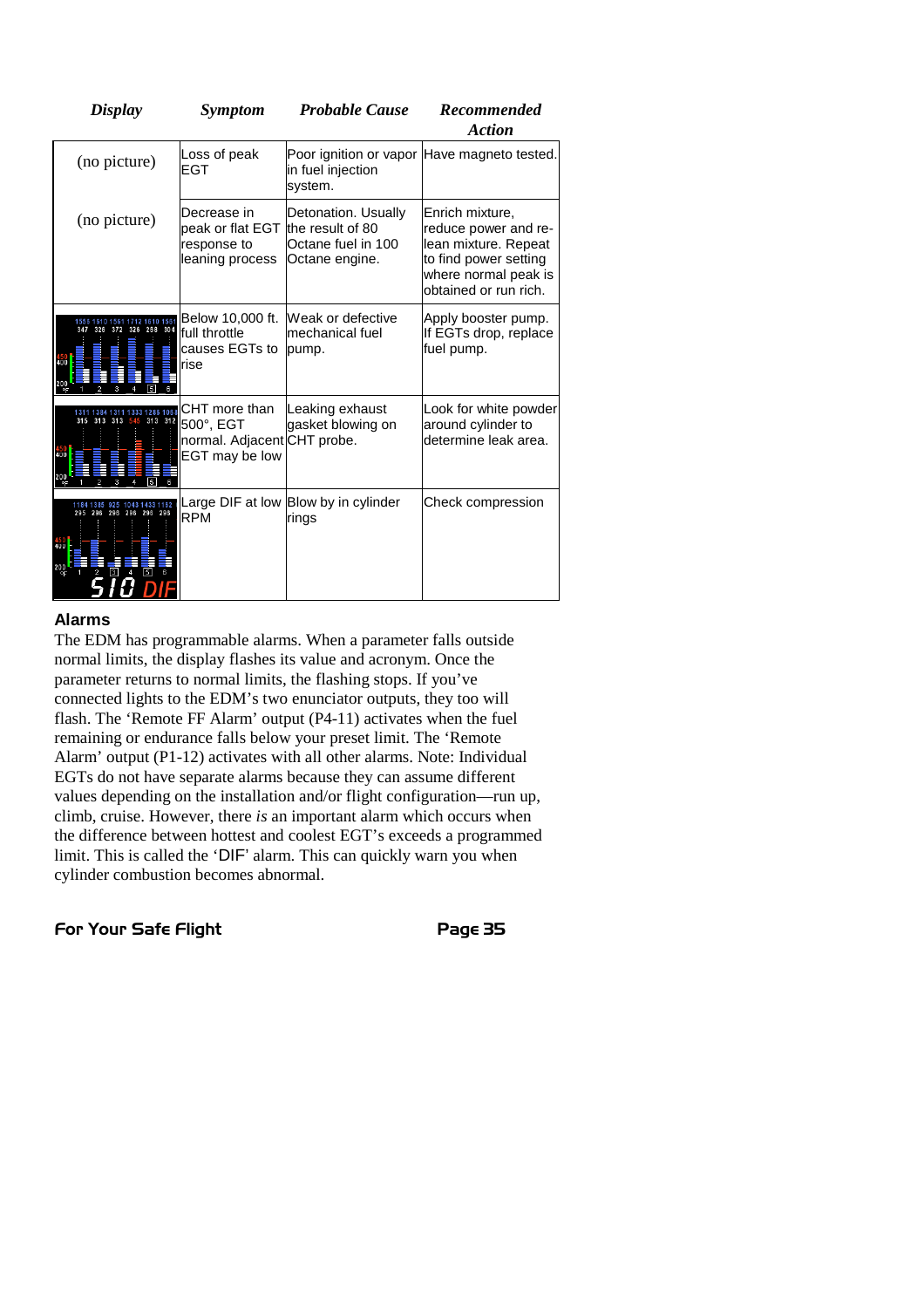| *Display* | *Symptom* | *Probable Cause* | *Recommended Action* |
|---|---|---|---|
| (no picture) | Loss of peak EGT | Poor ignition or vapor in fuel injection system. | Have magneto tested. |
| (no picture) | Decrease in peak or flat EGT response to leaning process | Detonation. Usually the result of 80 Octane fuel in 100 Octane engine. | Enrich mixture, reduce power and re-lean mixture. Repeat to find power setting where normal peak is obtained or run rich. |
| | Below 10,000 ft. full throttle causes EGTs to rise | Weak or defective mechanical fuel pump. | Apply booster pump. If EGTs drop, replace fuel pump. |
| | CHT more than 500°, EGT normal. Adjacent EGT may be low | Leaking exhaust gasket blowing on CHT probe. | Look for white powder around cylinder to determine leak area. |
| | Large DIF at low RPM | Blow by in cylinder rings | Check compression |

## Alarms

The EDM has programmable alarms. When a parameter falls outside normal limits, the display flashes its value and acronym. Once the parameter returns to normal limits, the flashing stops. If you've connected lights to the EDM's two enunciator outputs, they too will flash. The 'Remote FF Alarm' output (P4-11) activates when the fuel remaining or endurance falls below your preset limit. The 'Remote Alarm' output (P1-12) activates with all other alarms. Note: Individual EGTs do not have separate alarms because they can assume different values depending on the installation and/or flight configuration—run up, climb, cruise. However, there *is* an important alarm which occurs when the difference between hottest and coolest EGT's exceeds a programmed limit. This is called the 'DIF' alarm. This can quickly warn you when cylinder combustion becomes abnormal.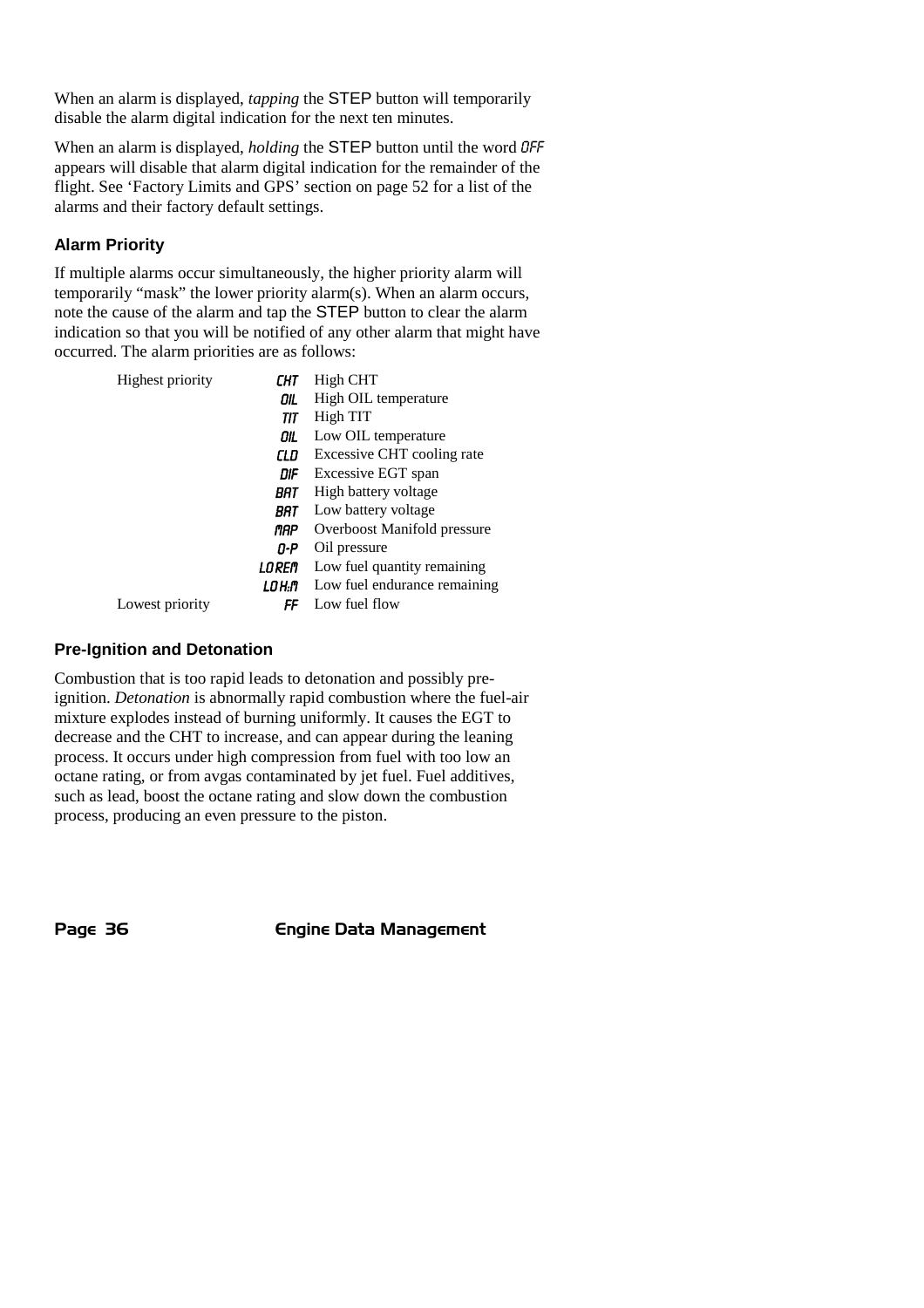When an alarm is displayed, *tapping* the STEP button will temporarily disable the alarm digital indication for the next ten minutes.

When an alarm is displayed, *holding* the STEP button until the word OFF appears will disable that alarm digital indication for the remainder of the flight. See 'Factory Limits and GPS' section on page 52 for a list of the alarms and their factory default settings.

### Alarm Priority

If multiple alarms occur simultaneously, the higher priority alarm will temporarily "mask" the lower priority alarm(s). When an alarm occurs, note the cause of the alarm and tap the STEP button to clear the alarm indication so that you will be notified of any other alarm that might have occurred. The alarm priorities are as follows:

| | | |
|---|---|---|
| Highest priority | CHT | High CHT |
| | OIL | High OIL temperature |
| | TIT | High TIT |
| | OIL | Low OIL temperature |
| | CLD | Excessive CHT cooling rate |
| | DIF | Excessive EGT span |
| | BAT | High battery voltage |
| | BAT | Low battery voltage |
| | MAP | Overboost Manifold pressure |
| | O-P | Oil pressure |
| | LO REM | Low fuel quantity remaining |
| | LO H:M | Low fuel endurance remaining |
| Lowest priority | FF | Low fuel flow |

### Pre-Ignition and Detonation

Combustion that is too rapid leads to detonation and possibly pre-ignition. *Detonation* is abnormally rapid combustion where the fuel-air mixture explodes instead of burning uniformly. It causes the EGT to decrease and the CHT to increase, and can appear during the leaning process. It occurs under high compression from fuel with too low an octane rating, or from avgas contaminated by jet fuel. Fuel additives, such as lead, boost the octane rating and slow down the combustion process, producing an even pressure to the piston.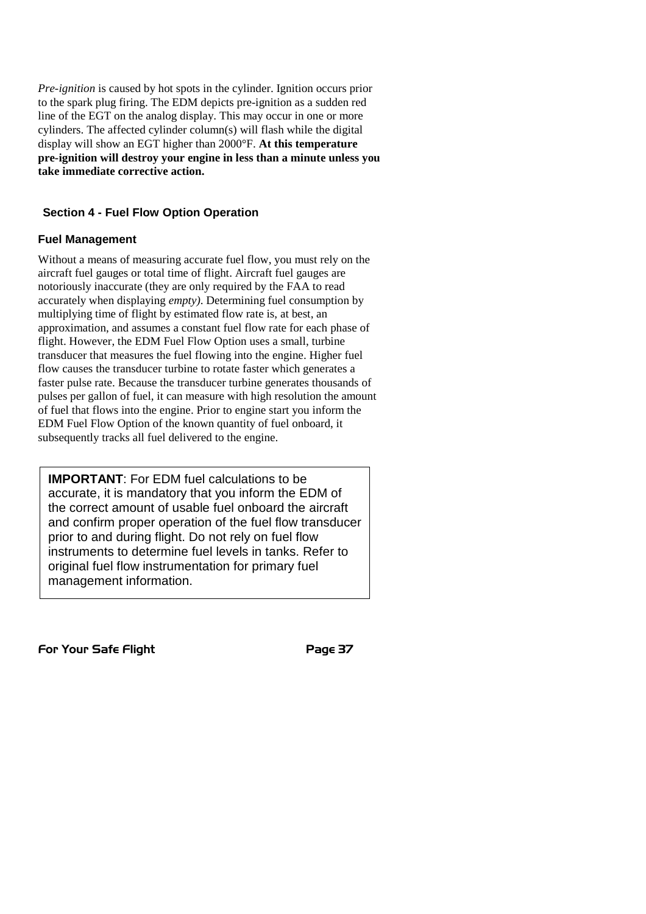*Pre-ignition* is caused by hot spots in the cylinder. Ignition occurs prior to the spark plug firing. The EDM depicts pre-ignition as a sudden red line of the EGT on the analog display. This may occur in one or more cylinders. The affected cylinder column(s) will flash while the digital display will show an EGT higher than 2000°F. **At this temperature pre-ignition will destroy your engine in less than a minute unless you take immediate corrective action.**

## Section 4 - Fuel Flow Option Operation

### Fuel Management

Without a means of measuring accurate fuel flow, you must rely on the aircraft fuel gauges or total time of flight. Aircraft fuel gauges are notoriously inaccurate (they are only required by the FAA to read accurately when displaying *empty)*. Determining fuel consumption by multiplying time of flight by estimated flow rate is, at best, an approximation, and assumes a constant fuel flow rate for each phase of flight. However, the EDM Fuel Flow Option uses a small, turbine transducer that measures the fuel flowing into the engine. Higher fuel flow causes the transducer turbine to rotate faster which generates a faster pulse rate. Because the transducer turbine generates thousands of pulses per gallon of fuel, it can measure with high resolution the amount of fuel that flows into the engine. Prior to engine start you inform the EDM Fuel Flow Option of the known quantity of fuel onboard, it subsequently tracks all fuel delivered to the engine.

> **IMPORTANT**: For EDM fuel calculations to be accurate, it is mandatory that you inform the EDM of the correct amount of usable fuel onboard the aircraft and confirm proper operation of the fuel flow transducer prior to and during flight. Do not rely on fuel flow instruments to determine fuel levels in tanks. Refer to original fuel flow instrumentation for primary fuel management information.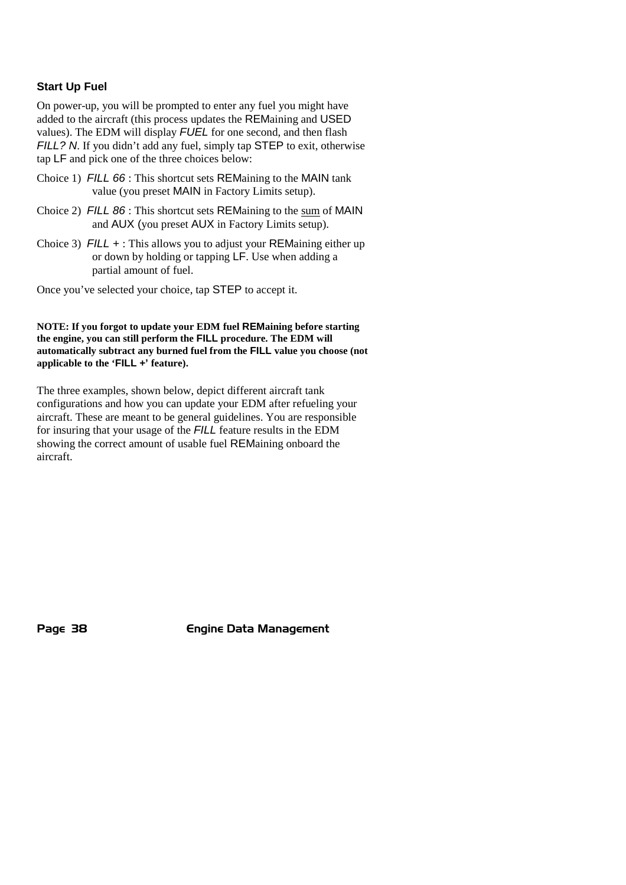### Start Up Fuel

On power-up, you will be prompted to enter any fuel you might have added to the aircraft (this process updates the REMaining and USED values). The EDM will display *FUEL* for one second, and then flash *FILL? N*. If you didn't add any fuel, simply tap STEP to exit, otherwise tap LF and pick one of the three choices below:

Choice 1) *FILL 66* : This shortcut sets REMaining to the MAIN tank value (you preset MAIN in Factory Limits setup).

Choice 2) *FILL 86* : This shortcut sets REMaining to the sum of MAIN and AUX (you preset AUX in Factory Limits setup).

Choice 3) *FILL +* : This allows you to adjust your REMaining either up or down by holding or tapping LF. Use when adding a partial amount of fuel.

Once you've selected your choice, tap STEP to accept it.

**NOTE: If you forgot to update your EDM fuel REMaining before starting the engine, you can still perform the FILL procedure. The EDM will automatically subtract any burned fuel from the FILL value you choose (not applicable to the 'FILL +' feature).**

The three examples, shown below, depict different aircraft tank configurations and how you can update your EDM after refueling your aircraft. These are meant to be general guidelines. You are responsible for insuring that your usage of the *FILL* feature results in the EDM showing the correct amount of usable fuel REMaining onboard the aircraft.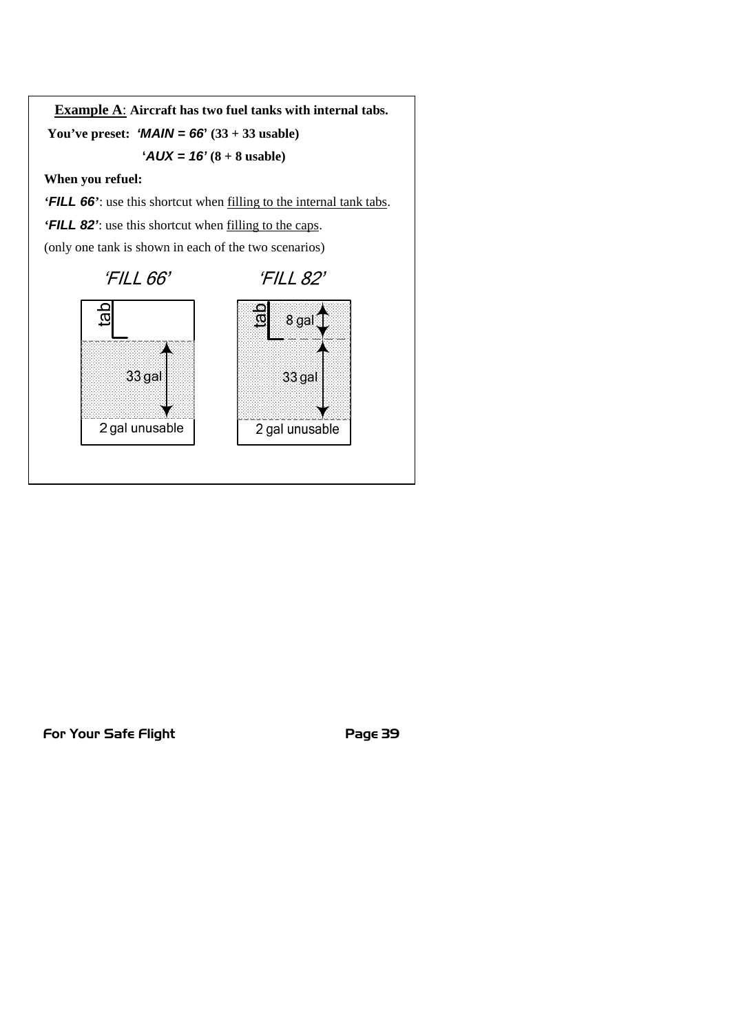**Example A**: **Aircraft has two fuel tanks with internal tabs.**

**You've preset:** ***'MAIN = 66'*** **(33 + 33 usable)**

***'AUX = 16'*** **(8 + 8 usable)**

**When you refuel:**

***'FILL 66'***: use this shortcut when filling to the internal tank tabs.

***'FILL 82'***: use this shortcut when filling to the caps.

(only one tank is shown in each of the two scenarios)

*'FILL 66'*

tab

33 gal

2 gal unusable

*'FILL 82'*

tab

8 gal

33 gal

2 gal unusable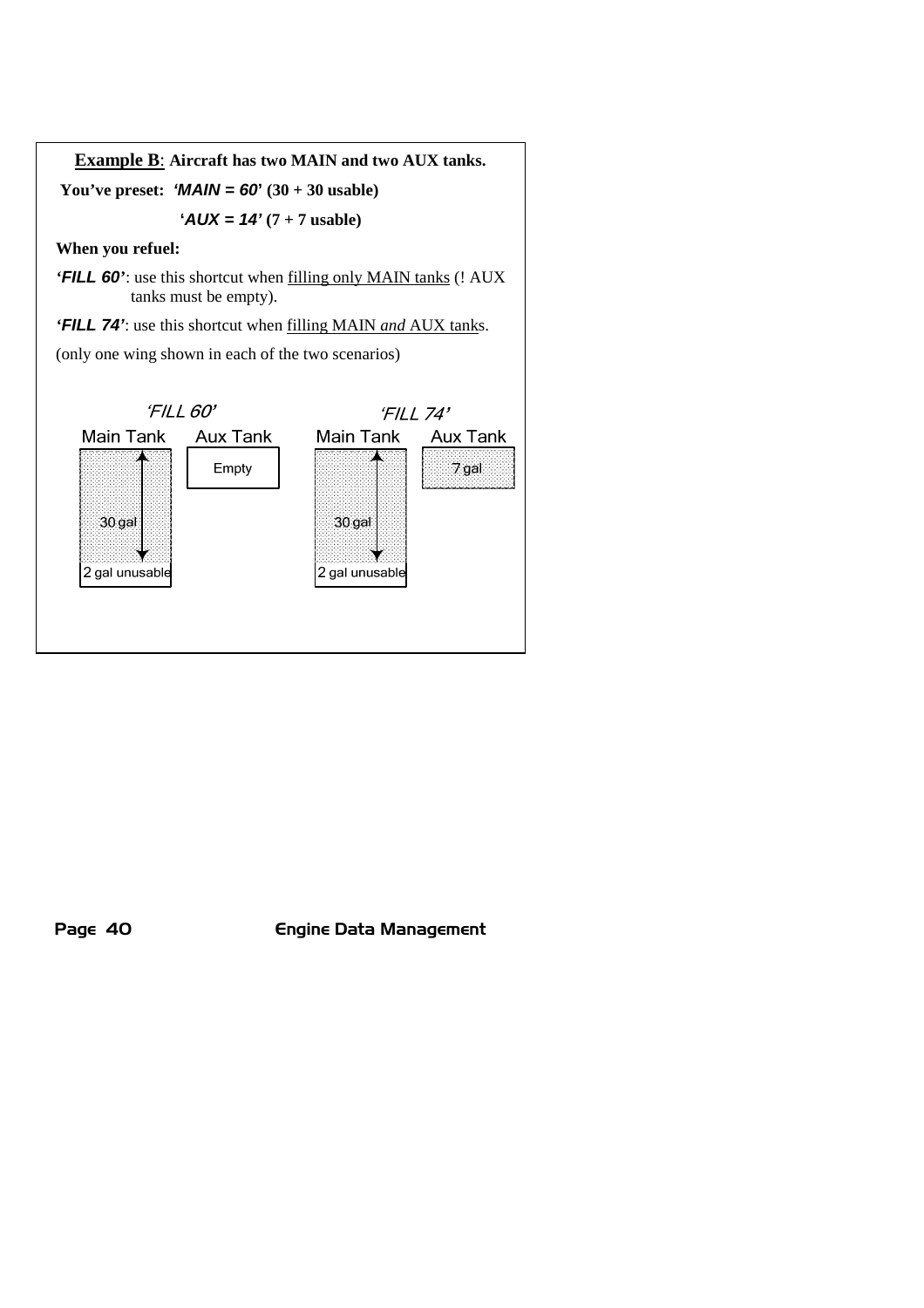**<u>Example B</u>: Aircraft has two MAIN and two AUX tanks.**

**You've preset: *'MAIN = 60'* (30 + 30 usable)**

***'AUX = 14'* (7 + 7 usable)**

**When you refuel:**

***'FILL 60'***: use this shortcut when <u>filling only MAIN tanks</u> (! AUX tanks must be empty).

***'FILL 74'***: use this shortcut when <u>filling MAIN *and* AUX tank</u>s.

(only one wing shown in each of the two scenarios)

*'FILL 60'*

Main Tank — 30 gal, 2 gal unusable

Aux Tank — Empty

*'FILL 74'*

Main Tank — 30 gal, 2 gal unusable

Aux Tank — 7 gal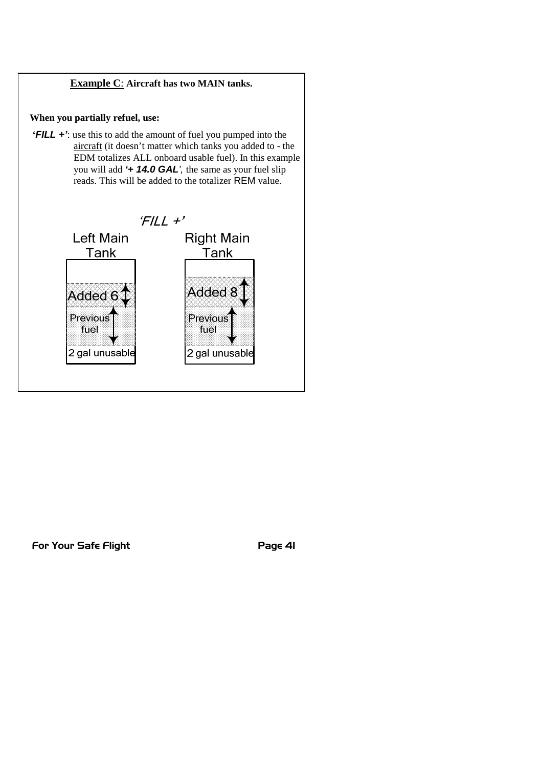**<u>Example C</u>: Aircraft has two MAIN tanks.**

**When you partially refuel, use:**

***'FILL +'***: use this to add the <u>amount of fuel you pumped into the aircraft</u> (it doesn't matter which tanks you added to - the EDM totalizes ALL onboard usable fuel). In this example you will add ***'+ 14.0 GAL'***, the same as your fuel slip reads. This will be added to the totalizer REM value.

*'FILL +'*

| Left Main Tank | Right Main Tank |
|---|---|
| Added 6 | Added 8 |
| Previous fuel | Previous fuel |
| 2 gal unusable | 2 gal unusable |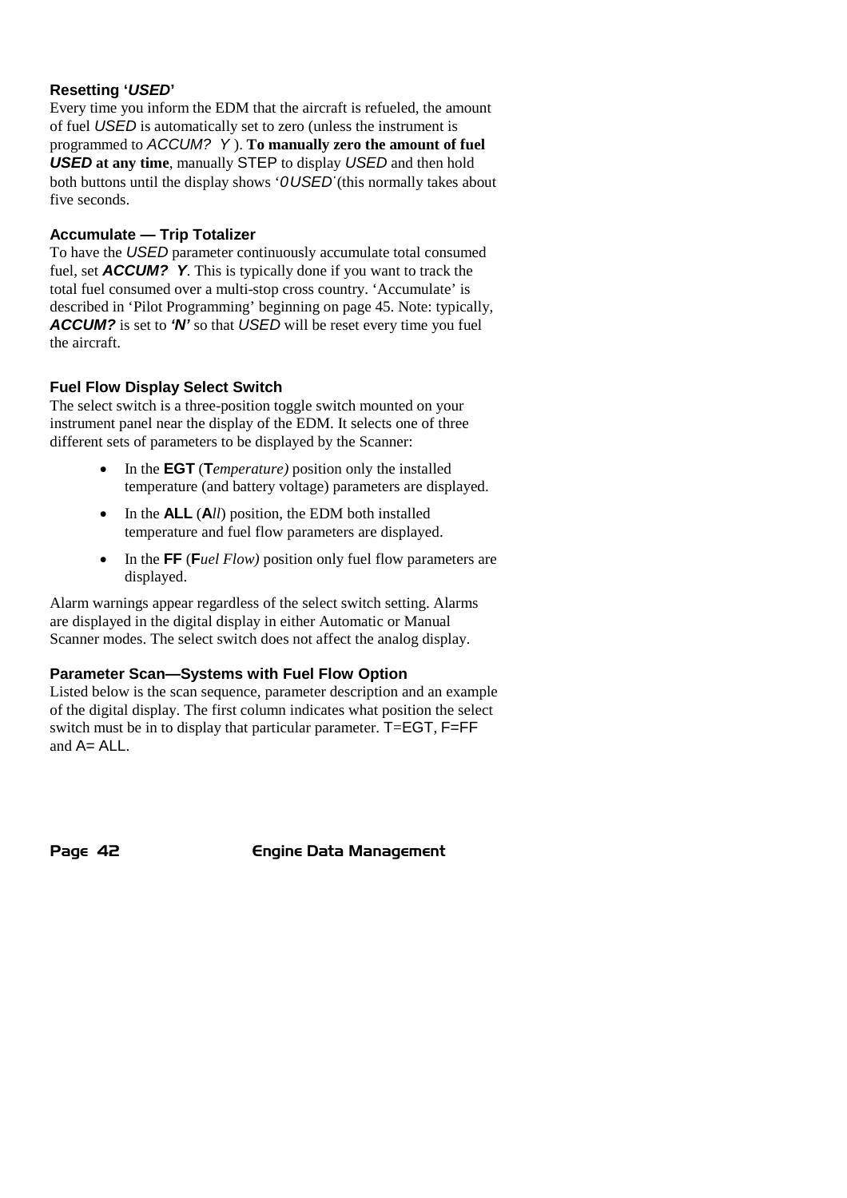### Resetting '*USED*'

Every time you inform the EDM that the aircraft is refueled, the amount of fuel *USED* is automatically set to zero (unless the instrument is programmed to *ACCUM? Y* ). **To manually zero the amount of fuel *USED* at any time**, manually STEP to display *USED* and then hold both buttons until the display shows '*0 USED'* (this normally takes about five seconds.

### Accumulate — Trip Totalizer

To have the *USED* parameter continuously accumulate total consumed fuel, set ***ACCUM? Y***. This is typically done if you want to track the total fuel consumed over a multi-stop cross country. 'Accumulate' is described in 'Pilot Programming' beginning on page 45. Note: typically, ***ACCUM?*** is set to ***'N'*** so that *USED* will be reset every time you fuel the aircraft.

### Fuel Flow Display Select Switch

The select switch is a three-position toggle switch mounted on your instrument panel near the display of the EDM. It selects one of three different sets of parameters to be displayed by the Scanner:

- In the **EGT** (**T***emperature)* position only the installed temperature (and battery voltage) parameters are displayed.
- In the **ALL** (**A***ll*) position, the EDM both installed temperature and fuel flow parameters are displayed.
- In the **FF** (**F***uel Flow)* position only fuel flow parameters are displayed.

Alarm warnings appear regardless of the select switch setting. Alarms are displayed in the digital display in either Automatic or Manual Scanner modes. The select switch does not affect the analog display.

### Parameter Scan—Systems with Fuel Flow Option

Listed below is the scan sequence, parameter description and an example of the digital display. The first column indicates what position the select switch must be in to display that particular parameter. T=EGT, F=FF and A= ALL.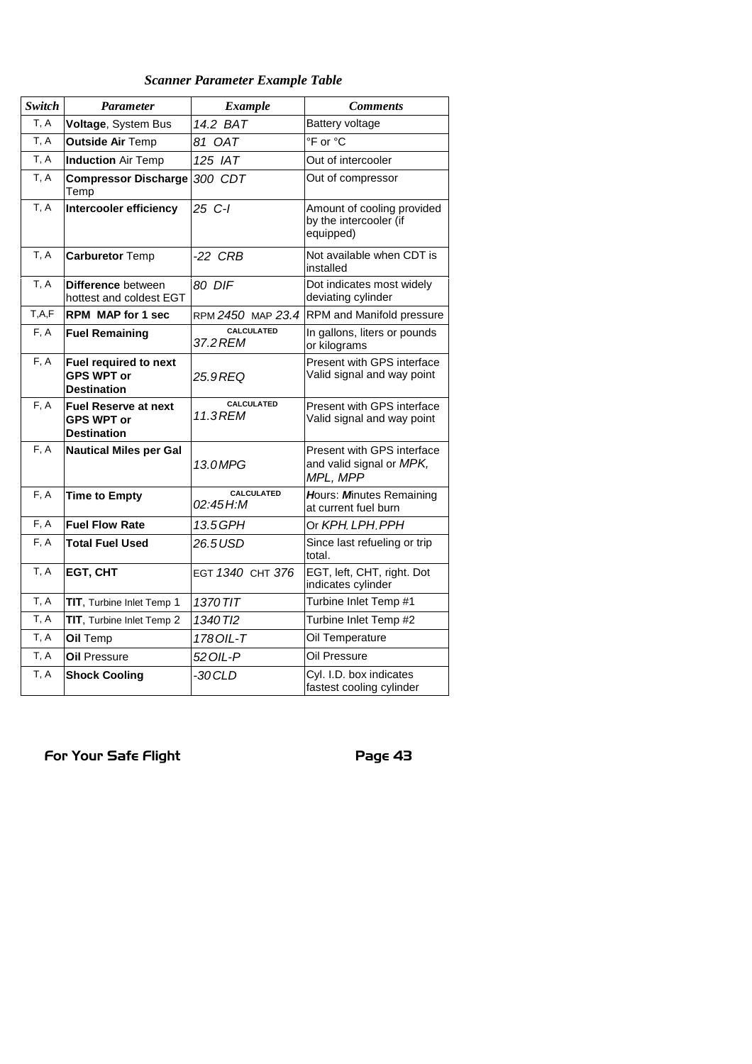### *Scanner Parameter Example Table*

| ***Switch*** | ***Parameter*** | ***Example*** | ***Comments*** |
|---|---|---|---|
| T, A | **Voltage**, System Bus | *14.2 BAT* | Battery voltage |
| T, A | **Outside Air** Temp | *81 OAT* | °F or °C |
| T, A | **Induction** Air Temp | *125 IAT* | Out of intercooler |
| T, A | **Compressor Discharge** Temp | *300 CDT* | Out of compressor |
| T, A | **Intercooler efficiency** | *25 C-I* | Amount of cooling provided by the intercooler (if equipped) |
| T, A | **Carburetor** Temp | *-22 CRB* | Not available when CDT is installed |
| T, A | **Difference** between hottest and coldest EGT | *80 DIF* | Dot indicates most widely deviating cylinder |
| T,A,F | **RPM MAP for 1 sec** | RPM *2450* MAP *23.4* | RPM and Manifold pressure |
| F, A | **Fuel Remaining** | CALCULATED *37.2 REM* | In gallons, liters or pounds or kilograms |
| F, A | **Fuel required to next GPS WPT or Destination** | *25.9 REQ* | Present with GPS interface Valid signal and way point |
| F, A | **Fuel Reserve at next GPS WPT or Destination** | CALCULATED *11.3 REM* | Present with GPS interface Valid signal and way point |
| F, A | **Nautical Miles per Gal** | *13.0 MPG* | Present with GPS interface and valid signal or *MPK, MPL, MPP* |
| F, A | **Time to Empty** | CALCULATED *02:45 H:M* | ***H***ours: ***M***inutes Remaining at current fuel burn |
| F, A | **Fuel Flow Rate** | *13.5 GPH* | Or *KPH, LPH, PPH* |
| F, A | **Total Fuel Used** | *26.5 USD* | Since last refueling or trip total. |
| T, A | **EGT, CHT** | EGT *1340* CHT *376* | EGT, left, CHT, right. Dot indicates cylinder |
| T, A | **TIT**, Turbine Inlet Temp 1 | *1370 TIT* | Turbine Inlet Temp #1 |
| T, A | **TIT**, Turbine Inlet Temp 2 | *1340 TI2* | Turbine Inlet Temp #2 |
| T, A | **Oil** Temp | *178 OIL-T* | Oil Temperature |
| T, A | **Oil** Pressure | *52 OIL-P* | Oil Pressure |
| T, A | **Shock Cooling** | *-30 CLD* | Cyl. I.D. box indicates fastest cooling cylinder |

For Your Safe Flight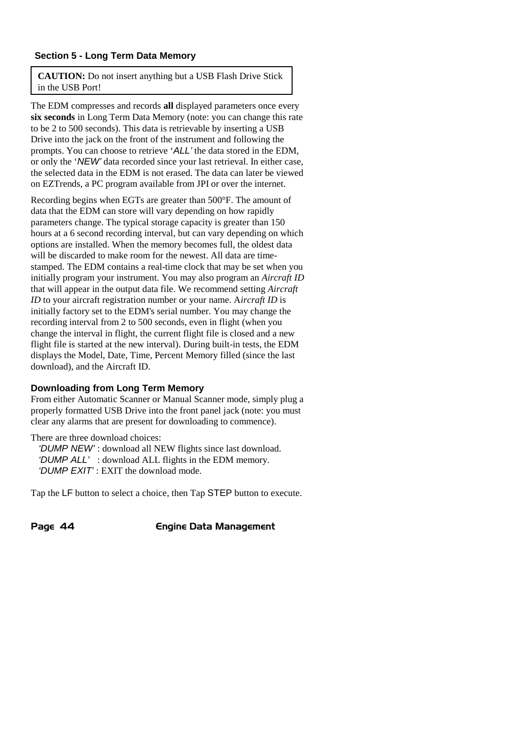## Section 5 - Long Term Data Memory

> **CAUTION:** Do not insert anything but a USB Flash Drive Stick in the USB Port!

The EDM compresses and records **all** displayed parameters once every **six seconds** in Long Term Data Memory (note: you can change this rate to be 2 to 500 seconds). This data is retrievable by inserting a USB Drive into the jack on the front of the instrument and following the prompts. You can choose to retrieve '*ALL*' the data stored in the EDM, or only the '*NEW*' data recorded since your last retrieval. In either case, the selected data in the EDM is not erased. The data can later be viewed on EZTrends, a PC program available from JPI or over the internet.

Recording begins when EGTs are greater than 500°F. The amount of data that the EDM can store will vary depending on how rapidly parameters change. The typical storage capacity is greater than 150 hours at a 6 second recording interval, but can vary depending on which options are installed. When the memory becomes full, the oldest data will be discarded to make room for the newest. All data are time-stamped. The EDM contains a real-time clock that may be set when you initially program your instrument. You may also program an *Aircraft ID* that will appear in the output data file. We recommend setting *Aircraft ID* to your aircraft registration number or your name. A*ircraft ID* is initially factory set to the EDM's serial number. You may change the recording interval from 2 to 500 seconds, even in flight (when you change the interval in flight, the current flight file is closed and a new flight file is started at the new interval). During built-in tests, the EDM displays the Model, Date, Time, Percent Memory filled (since the last download), and the Aircraft ID.

### Downloading from Long Term Memory

From either Automatic Scanner or Manual Scanner mode, simply plug a properly formatted USB Drive into the front panel jack (note: you must clear any alarms that are present for downloading to commence).

There are three download choices:

- *'DUMP NEW'* : download all NEW flights since last download.
- *'DUMP ALL'* : download ALL flights in the EDM memory.
- *'DUMP EXIT'* : EXIT the download mode.

Tap the LF button to select a choice, then Tap STEP button to execute.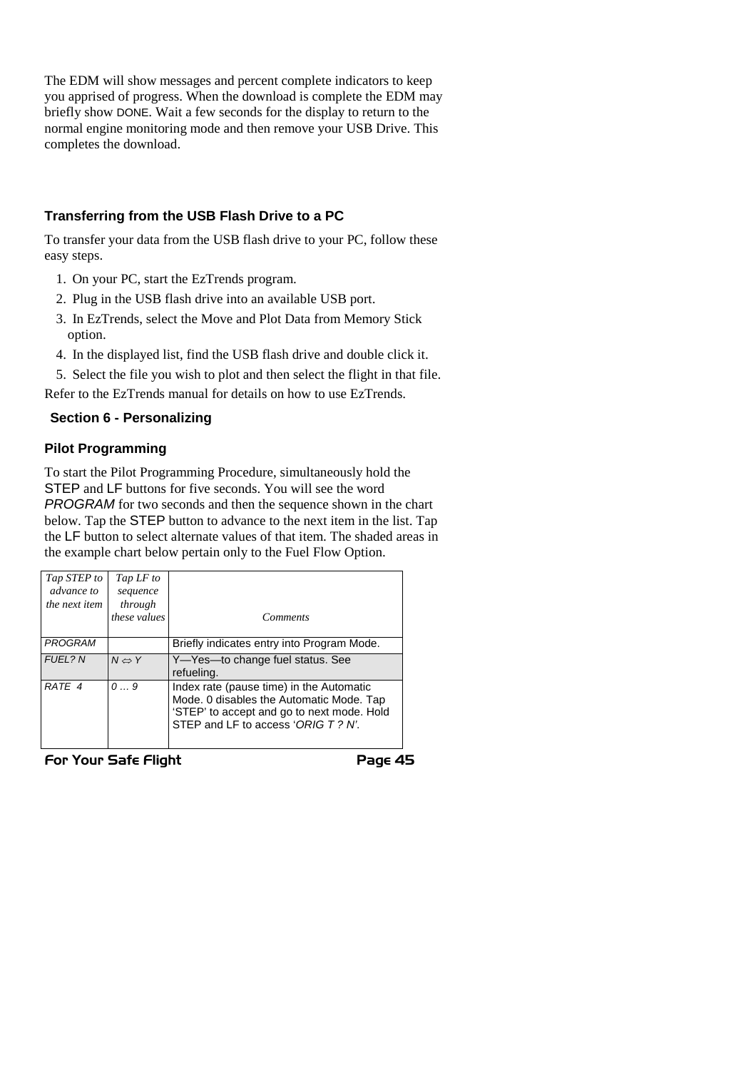The EDM will show messages and percent complete indicators to keep you apprised of progress. When the download is complete the EDM may briefly show DONE. Wait a few seconds for the display to return to the normal engine monitoring mode and then remove your USB Drive. This completes the download.

### Transferring from the USB Flash Drive to a PC

To transfer your data from the USB flash drive to your PC, follow these easy steps.

1. On your PC, start the EzTrends program.
2. Plug in the USB flash drive into an available USB port.
3. In EzTrends, select the Move and Plot Data from Memory Stick option.
4. In the displayed list, find the USB flash drive and double click it.
5. Select the file you wish to plot and then select the flight in that file.

Refer to the EzTrends manual for details on how to use EzTrends.

## Section 6 - Personalizing

### Pilot Programming

To start the Pilot Programming Procedure, simultaneously hold the STEP and LF buttons for five seconds. You will see the word *PROGRAM* for two seconds and then the sequence shown in the chart below. Tap the STEP button to advance to the next item in the list. Tap the LF button to select alternate values of that item. The shaded areas in the example chart below pertain only to the Fuel Flow Option.

| *Tap STEP to advance to the next item* | *Tap LF to sequence through these values* | *Comments* |
|---|---|---|
| *PROGRAM* | | Briefly indicates entry into Program Mode. |
| *FUEL? N* | *N ⇔ Y* | Y—Yes—to change fuel status. See refueling. |
| *RATE 4* | *0 … 9* | Index rate (pause time) in the Automatic Mode. 0 disables the Automatic Mode. Tap 'STEP' to accept and go to next mode. Hold STEP and LF to access '*ORIG T ? N*'. |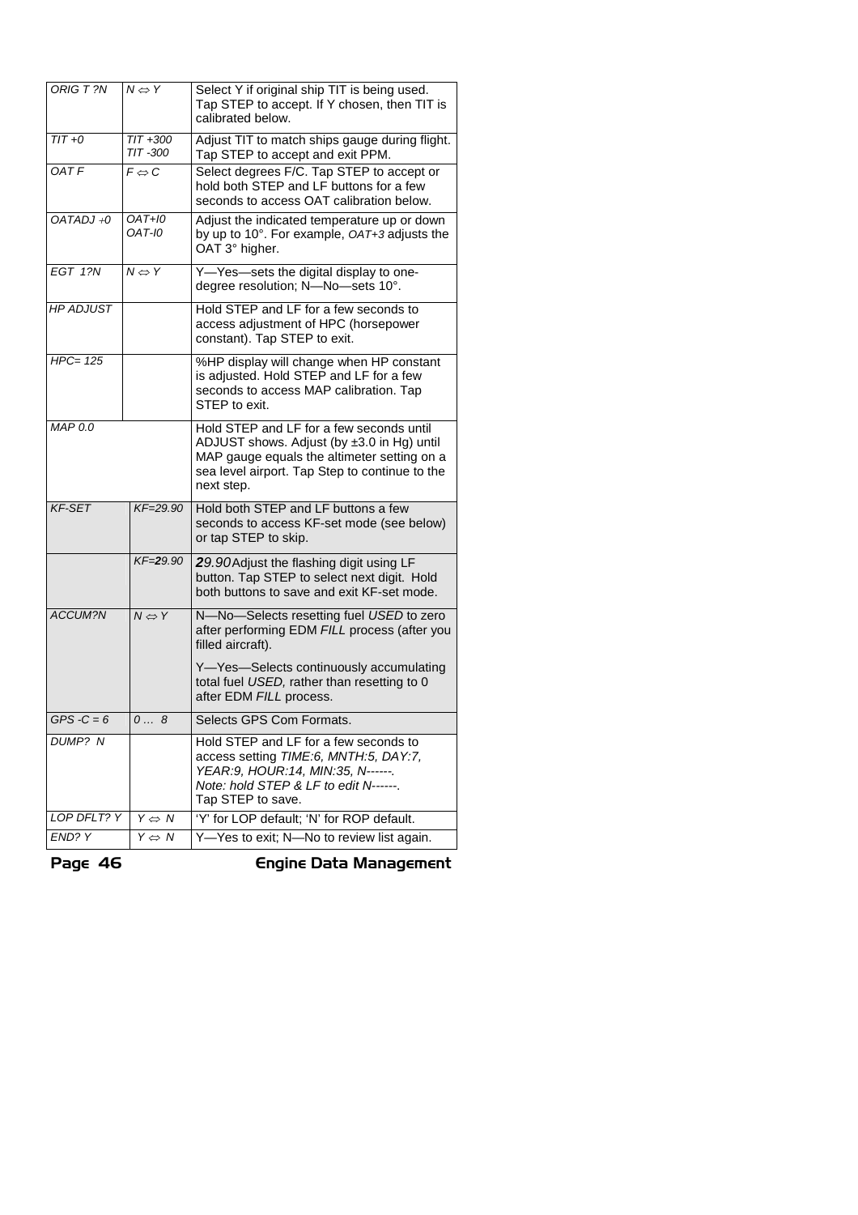| | | |
|---|---|---|
| *ORIG T ?N* | *N ⇔ Y* | Select Y if original ship TIT is being used. Tap STEP to accept. If Y chosen, then TIT is calibrated below. |
| *TIT +0* | *TIT +300*<br>*TIT -300* | Adjust TIT to match ships gauge during flight. Tap STEP to accept and exit PPM. |
| *OAT F* | *F ⇔ C* | Select degrees F/C. Tap STEP to accept or hold both STEP and LF buttons for a few seconds to access OAT calibration below. |
| *OATADJ +0* | *OAT+I0*<br>*OAT-I0* | Adjust the indicated temperature up or down by up to 10°. For example, *OAT+3* adjusts the OAT 3° higher. |
| *EGT 1?N* | *N ⇔ Y* | Y—Yes—sets the digital display to one-degree resolution; N—No—sets 10°. |
| *HP ADJUST* | | Hold STEP and LF for a few seconds to access adjustment of HPC (horsepower constant). Tap STEP to exit. |
| *HPC= 125* | | %HP display will change when HP constant is adjusted. Hold STEP and LF for a few seconds to access MAP calibration. Tap STEP to exit. |
| *MAP 0.0* | | Hold STEP and LF for a few seconds until ADJUST shows. Adjust (by ±3.0 in Hg) until MAP gauge equals the altimeter setting on a sea level airport. Tap Step to continue to the next step. |
| *KF-SET* | *KF=29.90* | Hold both STEP and LF buttons a few seconds to access KF-set mode (see below) or tap STEP to skip. |
| | *KF=**2**9.90* | ***2**9.90* Adjust the flashing digit using LF button. Tap STEP to select next digit. Hold both buttons to save and exit KF-set mode. |
| *ACCUM?N* | *N ⇔ Y* | N—No—Selects resetting fuel *USED* to zero after performing EDM *FILL* process (after you filled aircraft).<br><br>Y—Yes—Selects continuously accumulating total fuel *USED*, rather than resetting to 0 after EDM *FILL* process. |
| *GPS -C = 6* | *0 … 8* | Selects GPS Com Formats. |
| *DUMP? N* | | Hold STEP and LF for a few seconds to access setting *TIME:6, MNTH:5, DAY:7, YEAR:9, HOUR:14, MIN:35, N------.*<br>*Note: hold STEP & LF to edit N------.*<br>Tap STEP to save. |
| *LOP DFLT? Y* | *Y ⇔ N* | 'Y' for LOP default; 'N' for ROP default. |
| *END? Y* | *Y ⇔ N* | Y—Yes to exit; N—No to review list again. |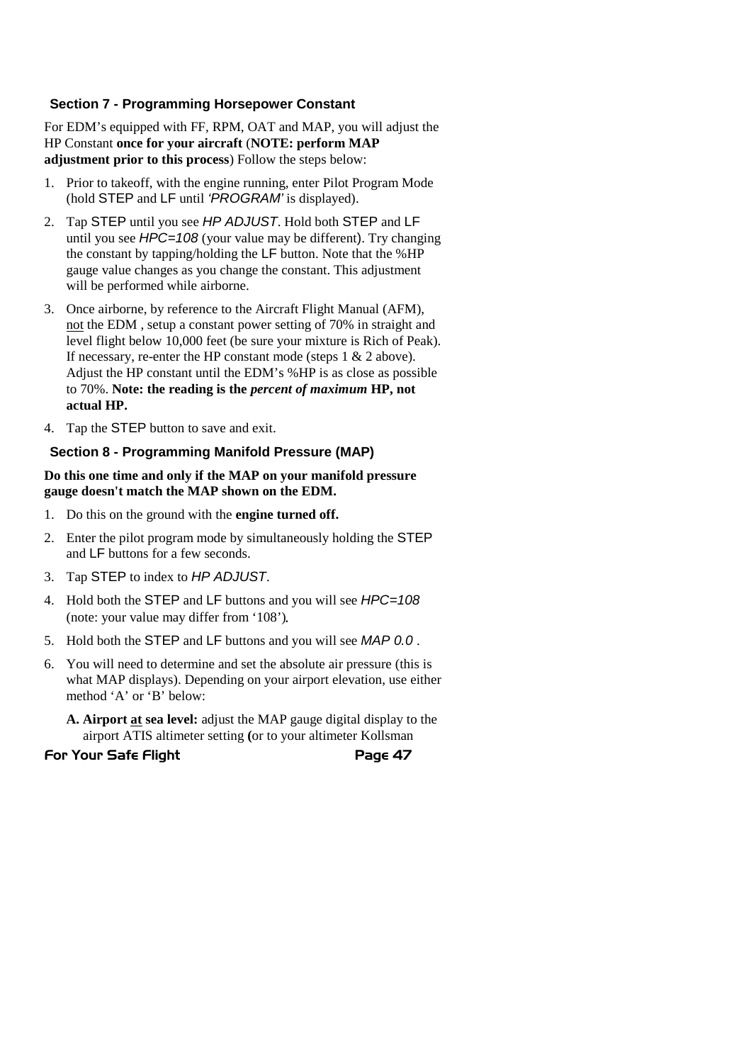## Section 7 - Programming Horsepower Constant

For EDM's equipped with FF, RPM, OAT and MAP, you will adjust the HP Constant **once for your aircraft** (**NOTE: perform MAP adjustment prior to this process**) Follow the steps below:

1. Prior to takeoff, with the engine running, enter Pilot Program Mode (hold STEP and LF until *'PROGRAM'* is displayed).
2. Tap STEP until you see *HP ADJUST*. Hold both STEP and LF until you see *HPC=108* (your value may be different). Try changing the constant by tapping/holding the LF button. Note that the %HP gauge value changes as you change the constant. This adjustment will be performed while airborne.
3. Once airborne, by reference to the Aircraft Flight Manual (AFM), <u>not</u> the EDM , setup a constant power setting of 70% in straight and level flight below 10,000 feet (be sure your mixture is Rich of Peak). If necessary, re-enter the HP constant mode (steps 1 & 2 above). Adjust the HP constant until the EDM's %HP is as close as possible to 70%. **Note: the reading is the *percent of maximum* HP, not actual HP.**
4. Tap the STEP button to save and exit.

## Section 8 - Programming Manifold Pressure (MAP)

**Do this one time and only if the MAP on your manifold pressure gauge doesn't match the MAP shown on the EDM.**

1. Do this on the ground with the **engine turned off.**
2. Enter the pilot program mode by simultaneously holding the STEP and LF buttons for a few seconds.
3. Tap STEP to index to *HP ADJUST*.
4. Hold both the STEP and LF buttons and you will see *HPC=108* (note: your value may differ from '108').
5. Hold both the STEP and LF buttons and you will see *MAP 0.0* .
6. You will need to determine and set the absolute air pressure (this is what MAP displays). Depending on your airport elevation, use either method 'A' or 'B' below:

   **A. Airport <u>at</u> sea level:** adjust the MAP gauge digital display to the airport ATIS altimeter setting **(**or to your altimeter Kollsman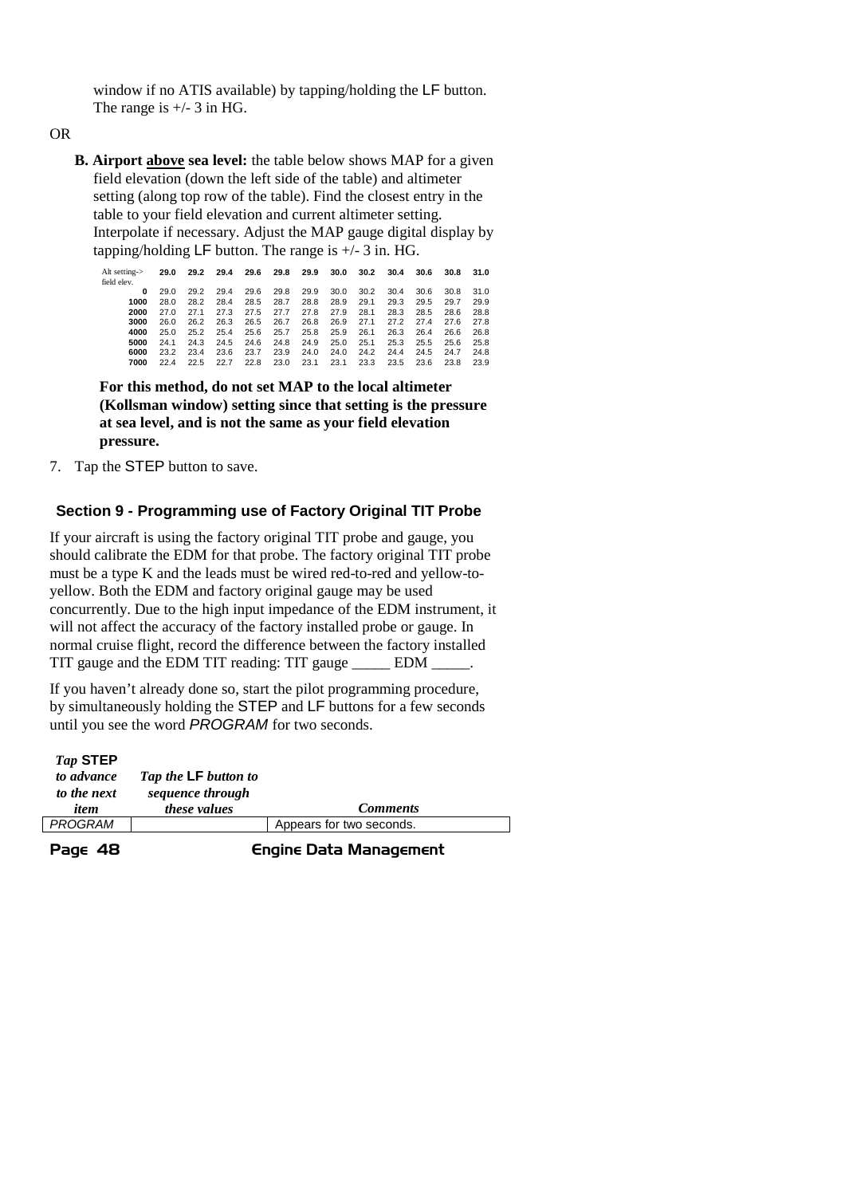window if no ATIS available) by tapping/holding the LF button. The range is +/- 3 in HG.

OR

**B. Airport <u>above</u> sea level:** the table below shows MAP for a given field elevation (down the left side of the table) and altimeter setting (along top row of the table). Find the closest entry in the table to your field elevation and current altimeter setting. Interpolate if necessary. Adjust the MAP gauge digital display by tapping/holding LF button. The range is +/- 3 in. HG.

| Alt setting-> field elev. | 29.0 | 29.2 | 29.4 | 29.6 | 29.8 | 29.9 | 30.0 | 30.2 | 30.4 | 30.6 | 30.8 | 31.0 |
|---|---|---|---|---|---|---|---|---|---|---|---|---|
| **0** | 29.0 | 29.2 | 29.4 | 29.6 | 29.8 | 29.9 | 30.0 | 30.2 | 30.4 | 30.6 | 30.8 | 31.0 |
| **1000** | 28.0 | 28.2 | 28.4 | 28.5 | 28.7 | 28.8 | 28.9 | 29.1 | 29.3 | 29.5 | 29.7 | 29.9 |
| **2000** | 27.0 | 27.1 | 27.3 | 27.5 | 27.7 | 27.8 | 27.9 | 28.1 | 28.3 | 28.5 | 28.6 | 28.8 |
| **3000** | 26.0 | 26.2 | 26.3 | 26.5 | 26.7 | 26.8 | 26.9 | 27.1 | 27.2 | 27.4 | 27.6 | 27.8 |
| **4000** | 25.0 | 25.2 | 25.4 | 25.6 | 25.7 | 25.8 | 25.9 | 26.1 | 26.3 | 26.4 | 26.6 | 26.8 |
| **5000** | 24.1 | 24.3 | 24.5 | 24.6 | 24.8 | 24.9 | 25.0 | 25.1 | 25.3 | 25.5 | 25.6 | 25.8 |
| **6000** | 23.2 | 23.4 | 23.6 | 23.7 | 23.9 | 24.0 | 24.0 | 24.2 | 24.4 | 24.5 | 24.7 | 24.8 |
| **7000** | 22.4 | 22.5 | 22.7 | 22.8 | 23.0 | 23.1 | 23.1 | 23.3 | 23.5 | 23.6 | 23.8 | 23.9 |

**For this method, do not set MAP to the local altimeter (Kollsman window) setting since that setting is the pressure at sea level, and is not the same as your field elevation pressure.**

7. Tap the STEP button to save.

## Section 9 - Programming use of Factory Original TIT Probe

If your aircraft is using the factory original TIT probe and gauge, you should calibrate the EDM for that probe. The factory original TIT probe must be a type K and the leads must be wired red-to-red and yellow-to-yellow. Both the EDM and factory original gauge may be used concurrently. Due to the high input impedance of the EDM instrument, it will not affect the accuracy of the factory installed probe or gauge. In normal cruise flight, record the difference between the factory installed TIT gauge and the EDM TIT reading: TIT gauge _____ EDM _____.

If you haven't already done so, start the pilot programming procedure, by simultaneously holding the STEP and LF buttons for a few seconds until you see the word *PROGRAM* for two seconds.

| *Tap* **STEP** *to advance to the next item* | *Tap the* **LF** *button to sequence through these values* | *Comments* |
|---|---|---|
| *PROGRAM* | | Appears for two seconds. |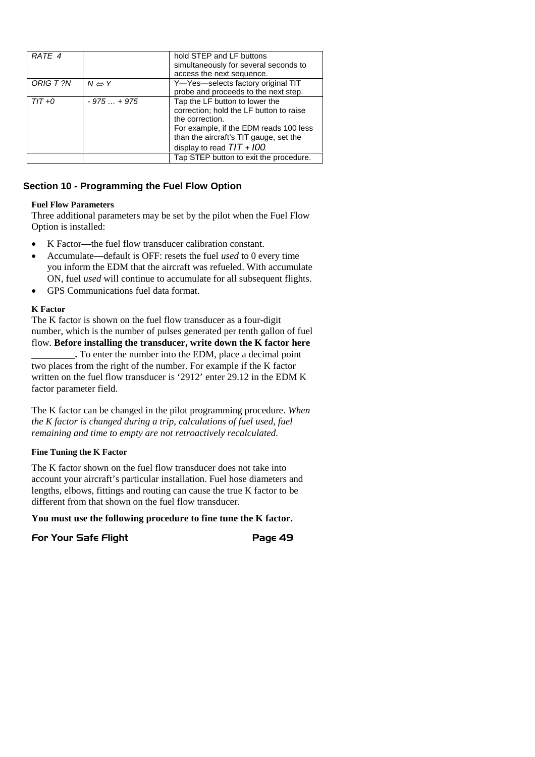| | | |
|---|---|---|
| *RATE 4* | | hold STEP and LF buttons simultaneously for several seconds to access the next sequence. |
| *ORIG T ?N* | *N ⇔ Y* | Y—Yes—selects factory original TIT probe and proceeds to the next step. |
| *TIT +0* | *- 975 … + 975* | Tap the LF button to lower the correction; hold the LF button to raise the correction. For example, if the EDM reads 100 less than the aircraft's TIT gauge, set the display to read *TIT + I00*. |
| | | Tap STEP button to exit the procedure. |

## Section 10 - Programming the Fuel Flow Option

**Fuel Flow Parameters**

Three additional parameters may be set by the pilot when the Fuel Flow Option is installed:

- K Factor—the fuel flow transducer calibration constant.
- Accumulate—default is OFF: resets the fuel *used* to 0 every time you inform the EDM that the aircraft was refueled. With accumulate ON, fuel *used* will continue to accumulate for all subsequent flights.
- GPS Communications fuel data format.

**K Factor**

The K factor is shown on the fuel flow transducer as a four-digit number, which is the number of pulses generated per tenth gallon of fuel flow. **Before installing the transducer, write down the K factor here _________.** To enter the number into the EDM, place a decimal point two places from the right of the number. For example if the K factor written on the fuel flow transducer is '2912' enter 29.12 in the EDM K factor parameter field.

The K factor can be changed in the pilot programming procedure. *When the K factor is changed during a trip, calculations of fuel used, fuel remaining and time to empty are not retroactively recalculated.*

**Fine Tuning the K Factor**

The K factor shown on the fuel flow transducer does not take into account your aircraft's particular installation. Fuel hose diameters and lengths, elbows, fittings and routing can cause the true K factor to be different from that shown on the fuel flow transducer.

**You must use the following procedure to fine tune the K factor.**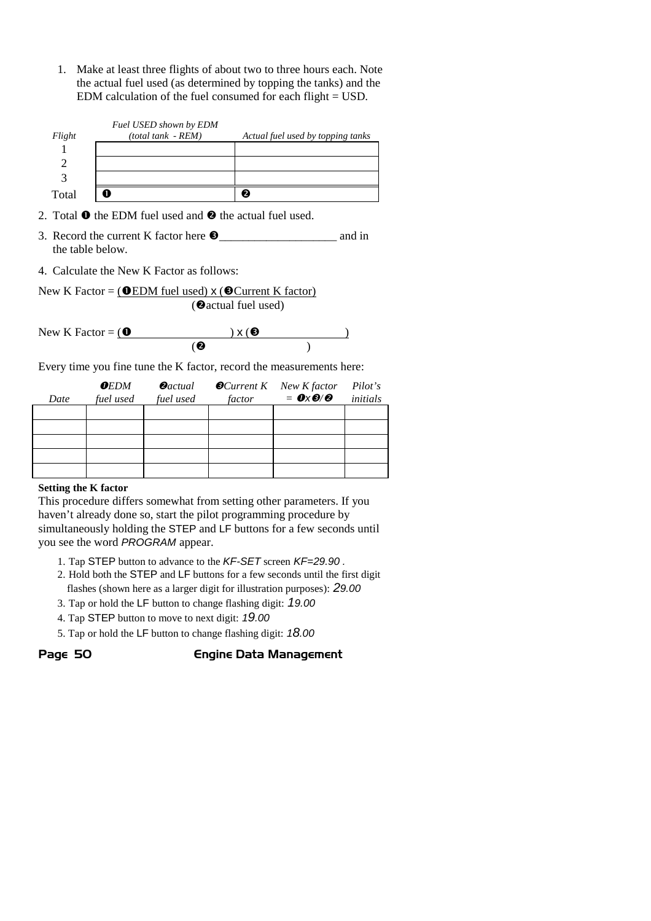1. Make at least three flights of about two to three hours each. Note the actual fuel used (as determined by topping the tanks) and the EDM calculation of the fuel consumed for each flight = USD.

| *Flight* | *Fuel USED shown by EDM (total tank - REM)* | *Actual fuel used by topping tanks* |
|---|---|---|
| 1 | | |
| 2 | | |
| 3 | | |
| Total | ❶ | ❷ |

2. Total ❶ the EDM fuel used and ❷ the actual fuel used.

3. Record the current K factor here ❸____________________ and in the table below.

4. Calculate the New K Factor as follows:

New K Factor = (❶EDM fuel used) x (❸Current K factor) / (❷actual fuel used)

New K Factor = (❶ ) x (❸ ) / (❷ )

Every time you fine tune the K factor, record the measurements here:

| *Date* | *❶EDM fuel used* | *❷actual fuel used* | *❸Current K factor* | *New K factor = ❶x❸/❷* | *Pilot's initials* |
|---|---|---|---|---|---|
| | | | | | |
| | | | | | |
| | | | | | |
| | | | | | |
| | | | | | |

**Setting the K factor**

This procedure differs somewhat from setting other parameters. If you haven't already done so, start the pilot programming procedure by simultaneously holding the STEP and LF buttons for a few seconds until you see the word *PROGRAM* appear.

1. Tap STEP button to advance to the *KF-SET* screen *KF=29.90* .
2. Hold both the STEP and LF buttons for a few seconds until the first digit flashes (shown here as a larger digit for illustration purposes): *29.00*
3. Tap or hold the LF button to change flashing digit: *19.00*
4. Tap STEP button to move to next digit: *19.00*
5. Tap or hold the LF button to change flashing digit: *18.00*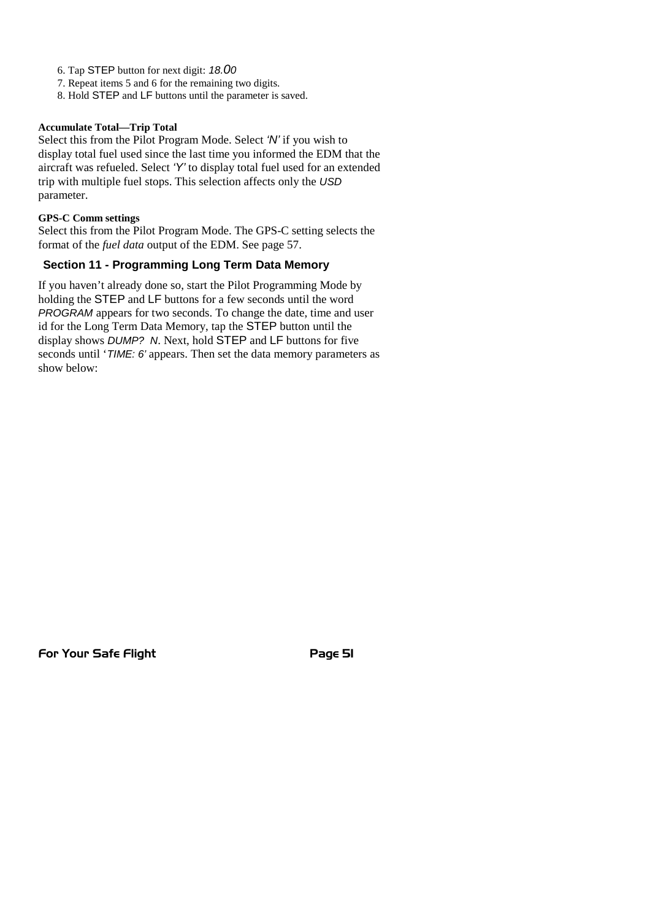6. Tap STEP button for next digit: *18.00*
7. Repeat items 5 and 6 for the remaining two digits.
8. Hold STEP and LF buttons until the parameter is saved.

**Accumulate Total—Trip Total**

Select this from the Pilot Program Mode. Select *'N'* if you wish to display total fuel used since the last time you informed the EDM that the aircraft was refueled. Select *'Y'* to display total fuel used for an extended trip with multiple fuel stops. This selection affects only the *USD* parameter.

**GPS-C Comm settings**

Select this from the Pilot Program Mode. The GPS-C setting selects the format of the *fuel data* output of the EDM. See page 57.

## Section 11 - Programming Long Term Data Memory

If you haven't already done so, start the Pilot Programming Mode by holding the STEP and LF buttons for a few seconds until the word *PROGRAM* appears for two seconds. To change the date, time and user id for the Long Term Data Memory, tap the STEP button until the display shows *DUMP? N*. Next, hold STEP and LF buttons for five seconds until '*TIME: 6'* appears. Then set the data memory parameters as show below: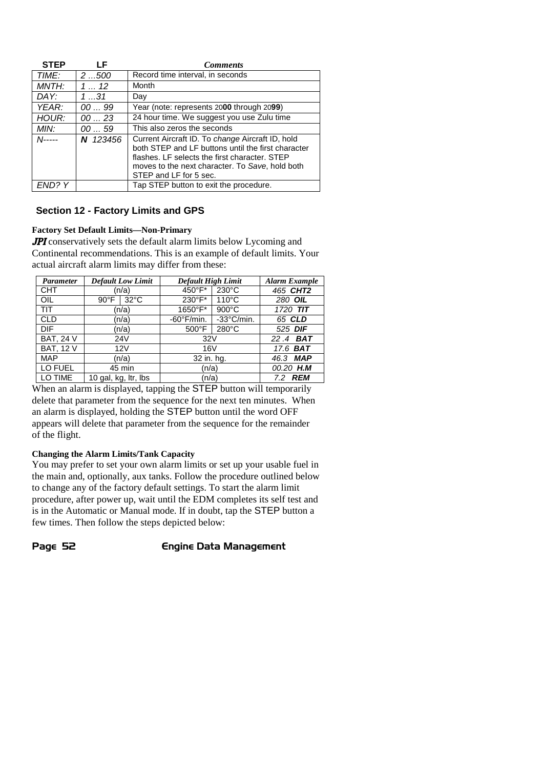| STEP | LF | *Comments* |
|---|---|---|
| *TIME:* | *2 ...500* | Record time interval, in seconds |
| *MNTH:* | *1 ... 12* | Month |
| *DAY:* | *1 ...31* | Day |
| *YEAR:* | *00 ... 99* | Year (note: represents 20**00** through 20**99**) |
| *HOUR:* | *00 ... 23* | 24 hour time. We suggest you use Zulu time |
| *MIN:* | *00 ... 59* | This also zeros the seconds |
| *N-----* | ***N** 123456* | Current Aircraft ID. To *change* Aircraft ID, hold both STEP and LF buttons until the first character flashes. LF selects the first character. STEP moves to the next character. To *Save*, hold both STEP and LF for 5 sec. |
| *END? Y* | | Tap STEP button to exit the procedure. |

## Section 12 - Factory Limits and GPS

### Factory Set Default Limits—Non-Primary

***JPI*** conservatively sets the default alarm limits below Lycoming and Continental recommendations. This is an example of default limits. Your actual aircraft alarm limits may differ from these:

| *Parameter* | *Default Low Limit* | | *Default High Limit* | | *Alarm Example* |
|---|---|---|---|---|---|
| CHT | (n/a) | | 450°F* | 230°C | *465* ***CHT2*** |
| OIL | 90°F | 32°C | 230°F* | 110°C | *280* ***OIL*** |
| TIT | (n/a) | | 1650°F* | 900°C | *1720* ***TIT*** |
| CLD | (n/a) | | -60°F/min. | -33°C/min. | *65* ***CLD*** |
| DIF | (n/a) | | 500°F | 280°C | *525* ***DIF*** |
| BAT, 24 V | 24V | | 32V | | *22 .4* ***BAT*** |
| BAT, 12 V | 12V | | 16V | | *17.6* ***BAT*** |
| MAP | (n/a) | | 32 in. hg. | | *46.3* ***MAP*** |
| LO FUEL | 45 min | | (n/a) | | *00.20* ***H.M*** |
| LO TIME | 10 gal, kg, ltr, lbs | | (n/a) | | *7.2* ***REM*** |

When an alarm is displayed, tapping the STEP button will temporarily delete that parameter from the sequence for the next ten minutes. When an alarm is displayed, holding the STEP button until the word OFF appears will delete that parameter from the sequence for the remainder of the flight.

### Changing the Alarm Limits/Tank Capacity

You may prefer to set your own alarm limits or set up your usable fuel in the main and, optionally, aux tanks. Follow the procedure outlined below to change any of the factory default settings. To start the alarm limit procedure, after power up, wait until the EDM completes its self test and is in the Automatic or Manual mode. If in doubt, tap the STEP button a few times. Then follow the steps depicted below: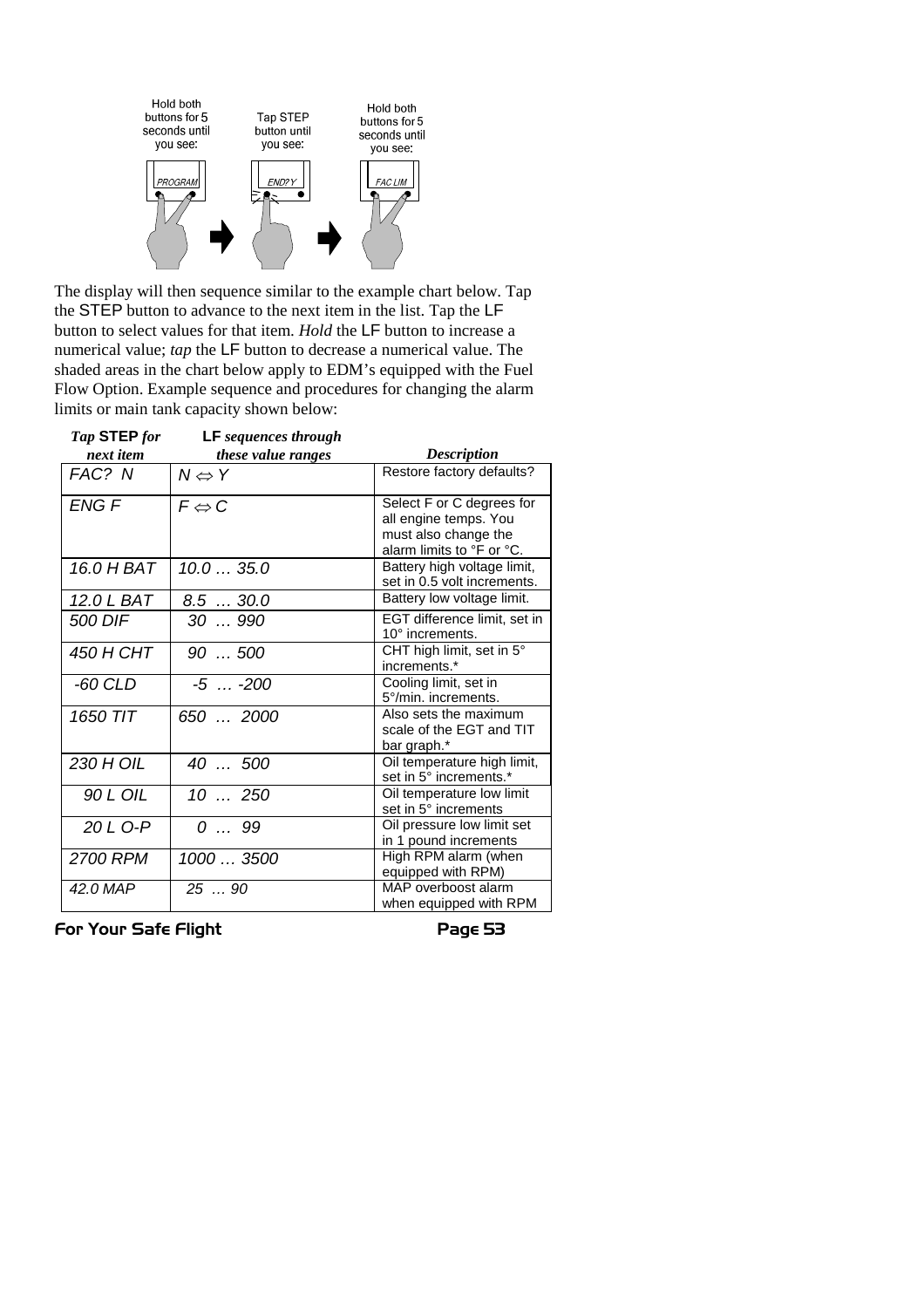Hold both buttons for 5 seconds until you see: PROGRAM → Tap STEP button until you see: END? Y → Hold both buttons for 5 seconds until you see: FAC LIM

The display will then sequence similar to the example chart below. Tap the STEP button to advance to the next item in the list. Tap the LF button to select values for that item. *Hold* the LF button to increase a numerical value; *tap* the LF button to decrease a numerical value. The shaded areas in the chart below apply to EDM's equipped with the Fuel Flow Option. Example sequence and procedures for changing the alarm limits or main tank capacity shown below:

| *Tap* **STEP** *for next item* | **LF** *sequences through these value ranges* | *Description* |
|---|---|---|
| *FAC? N* | *N ⇔ Y* | Restore factory defaults? |
| *ENG F* | *F ⇔ C* | Select F or C degrees for all engine temps. You must also change the alarm limits to °F or °C. |
| *16.0 H BAT* | *10.0 … 35.0* | Battery high voltage limit, set in 0.5 volt increments. |
| *12.0 L BAT* | *8.5 … 30.0* | Battery low voltage limit. |
| *500 DIF* | *30 … 990* | EGT difference limit, set in 10° increments. |
| *450 H CHT* | *90 … 500* | CHT high limit, set in 5° increments.* |
| *-60 CLD* | *-5 … -200* | Cooling limit, set in 5°/min. increments. |
| *1650 TIT* | *650 … 2000* | Also sets the maximum scale of the EGT and TIT bar graph.* |
| *230 H OIL* | *40 … 500* | Oil temperature high limit, set in 5° increments.* |
| *90 L OIL* | *10 … 250* | Oil temperature low limit set in 5° increments |
| *20 L O-P* | *0 … 99* | Oil pressure low limit set in 1 pound increments |
| *2700 RPM* | *1000 … 3500* | High RPM alarm (when equipped with RPM) |
| *42.0 MAP* | *25 … 90* | MAP overboost alarm when equipped with RPM |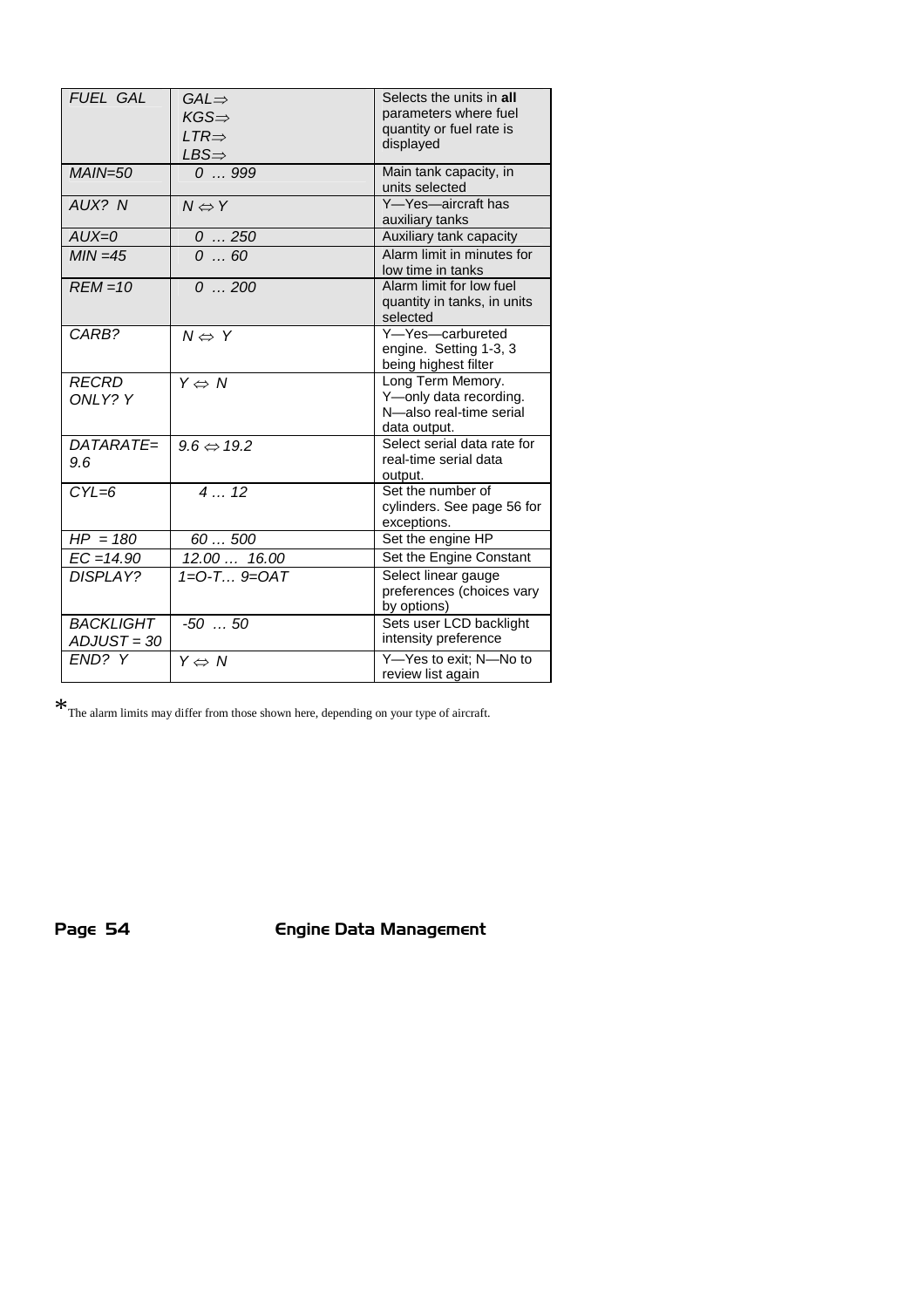| | | |
|---|---|---|
| *FUEL GAL* | *GAL⇒*<br>*KGS⇒*<br>*LTR⇒*<br>*LBS⇒* | Selects the units in **all** parameters where fuel quantity or fuel rate is displayed |
| *MAIN=50* | *0 … 999* | Main tank capacity, in units selected |
| *AUX? N* | *N ⇔ Y* | Y—Yes—aircraft has auxiliary tanks |
| *AUX=0* | *0 … 250* | Auxiliary tank capacity |
| *MIN =45* | *0 … 60* | Alarm limit in minutes for low time in tanks |
| *REM =10* | *0 … 200* | Alarm limit for low fuel quantity in tanks, in units selected |
| *CARB?* | *N ⇔ Y* | Y—Yes—carbureted engine. Setting 1-3, 3 being highest filter |
| *RECRD ONLY? Y* | *Y ⇔ N* | Long Term Memory. Y—only data recording. N—also real-time serial data output. |
| *DATARATE= 9.6* | *9.6 ⇔ 19.2* | Select serial data rate for real-time serial data output. |
| *CYL=6* | *4 … 12* | Set the number of cylinders. See page 56 for exceptions. |
| *HP = 180* | *60 … 500* | Set the engine HP |
| *EC =14.90* | *12.00 … 16.00* | Set the Engine Constant |
| *DISPLAY?* | *1=O-T… 9=OAT* | Select linear gauge preferences (choices vary by options) |
| *BACKLIGHT ADJUST = 30* | *-50 … 50* | Sets user LCD backlight intensity preference |
| *END? Y* | *Y ⇔ N* | Y—Yes to exit; N—No to review list again |

*The alarm limits may differ from those shown here, depending on your type of aircraft.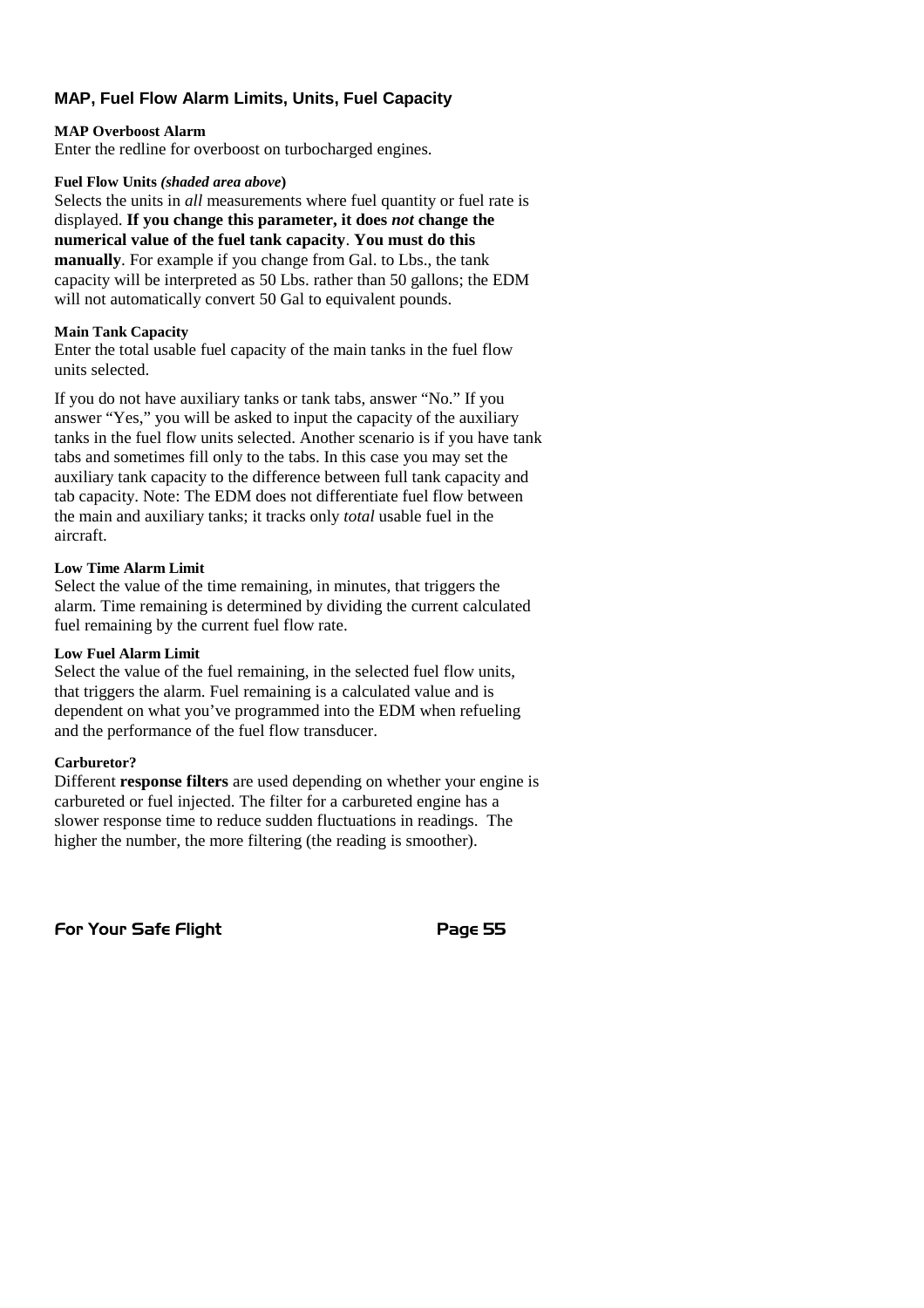## MAP, Fuel Flow Alarm Limits, Units, Fuel Capacity

**MAP Overboost Alarm**

Enter the redline for overboost on turbocharged engines.

**Fuel Flow Units *(shaded area above*)**

Selects the units in *all* measurements where fuel quantity or fuel rate is displayed. **If you change this parameter, it does *not* change the numerical value of the fuel tank capacity**. **You must do this manually**. For example if you change from Gal. to Lbs., the tank capacity will be interpreted as 50 Lbs. rather than 50 gallons; the EDM will not automatically convert 50 Gal to equivalent pounds.

**Main Tank Capacity**

Enter the total usable fuel capacity of the main tanks in the fuel flow units selected.

If you do not have auxiliary tanks or tank tabs, answer "No." If you answer "Yes," you will be asked to input the capacity of the auxiliary tanks in the fuel flow units selected. Another scenario is if you have tank tabs and sometimes fill only to the tabs. In this case you may set the auxiliary tank capacity to the difference between full tank capacity and tab capacity. Note: The EDM does not differentiate fuel flow between the main and auxiliary tanks; it tracks only *total* usable fuel in the aircraft.

**Low Time Alarm Limit**

Select the value of the time remaining, in minutes, that triggers the alarm. Time remaining is determined by dividing the current calculated fuel remaining by the current fuel flow rate.

**Low Fuel Alarm Limit**

Select the value of the fuel remaining, in the selected fuel flow units, that triggers the alarm. Fuel remaining is a calculated value and is dependent on what you've programmed into the EDM when refueling and the performance of the fuel flow transducer.

**Carburetor?**

Different **response filters** are used depending on whether your engine is carbureted or fuel injected. The filter for a carbureted engine has a slower response time to reduce sudden fluctuations in readings. The higher the number, the more filtering (the reading is smoother).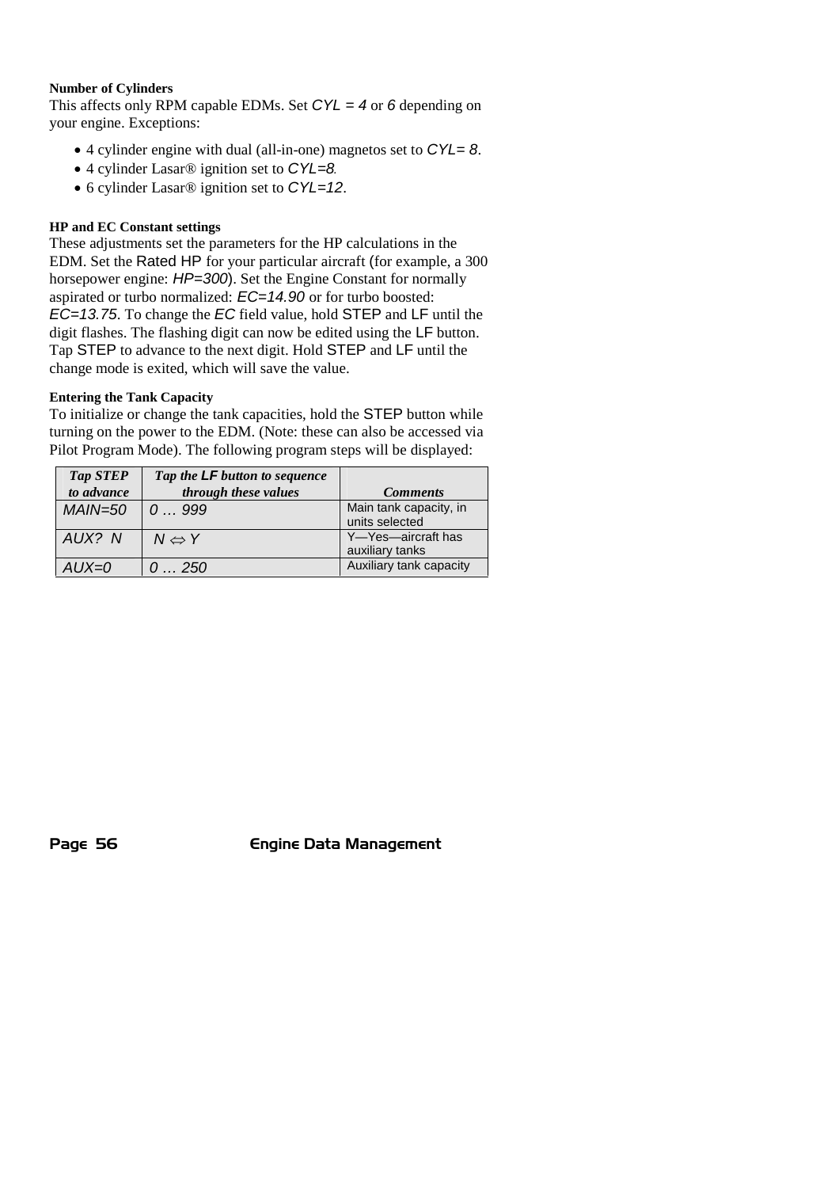### Number of Cylinders

This affects only RPM capable EDMs. Set *CYL = 4* or *6* depending on your engine. Exceptions:

- 4 cylinder engine with dual (all-in-one) magnetos set to *CYL= 8*.
- 4 cylinder Lasar® ignition set to *CYL=8*.
- 6 cylinder Lasar® ignition set to *CYL=12*.

### HP and EC Constant settings

These adjustments set the parameters for the HP calculations in the EDM. Set the Rated HP for your particular aircraft (for example, a 300 horsepower engine: *HP=300*). Set the Engine Constant for normally aspirated or turbo normalized: *EC=14.90* or for turbo boosted: *EC=13.75*. To change the *EC* field value, hold STEP and LF until the digit flashes. The flashing digit can now be edited using the LF button. Tap STEP to advance to the next digit. Hold STEP and LF until the change mode is exited, which will save the value.

### Entering the Tank Capacity

To initialize or change the tank capacities, hold the STEP button while turning on the power to the EDM. (Note: these can also be accessed via Pilot Program Mode). The following program steps will be displayed:

| *Tap STEP to advance* | *Tap the LF button to sequence through these values* | *Comments* |
|---|---|---|
| *MAIN=50* | *0 … 999* | Main tank capacity, in units selected |
| *AUX? N* | *N ⇔ Y* | Y—Yes—aircraft has auxiliary tanks |
| *AUX=0* | *0 … 250* | Auxiliary tank capacity |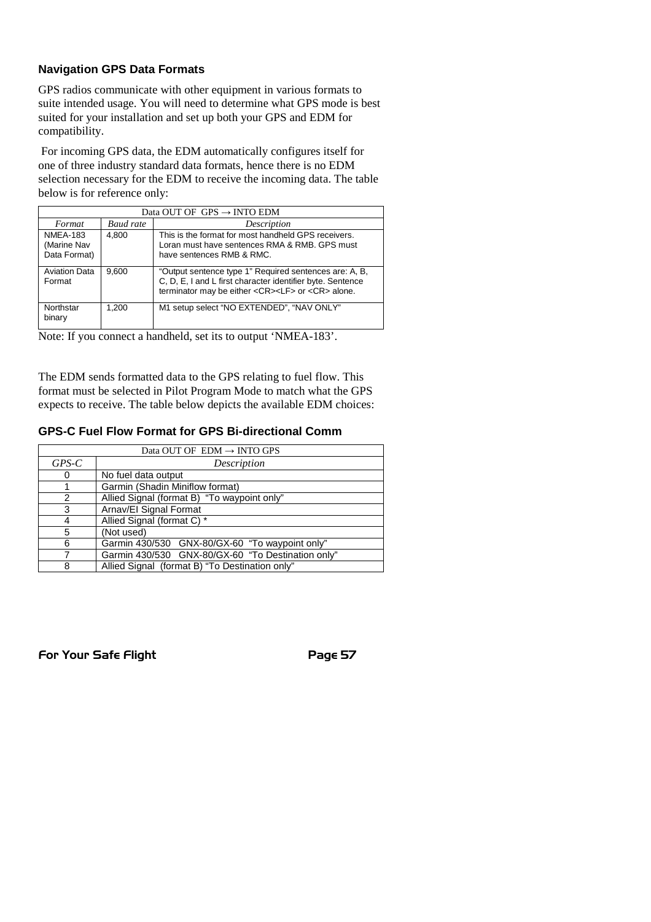## Navigation GPS Data Formats

GPS radios communicate with other equipment in various formats to suite intended usage. You will need to determine what GPS mode is best suited for your installation and set up both your GPS and EDM for compatibility.

For incoming GPS data, the EDM automatically configures itself for one of three industry standard data formats, hence there is no EDM selection necessary for the EDM to receive the incoming data. The table below is for reference only:

| Data OUT OF GPS → INTO EDM | | |
|---|---|---|
| *Format* | *Baud rate* | *Description* |
| NMEA-183 (Marine Nav Data Format) | 4,800 | This is the format for most handheld GPS receivers. Loran must have sentences RMA & RMB. GPS must have sentences RMB & RMC. |
| Aviation Data Format | 9,600 | "Output sentence type 1" Required sentences are: A, B, C, D, E, I and L first character identifier byte. Sentence terminator may be either <CR><LF> or <CR> alone. |
| Northstar binary | 1,200 | M1 setup select "NO EXTENDED", "NAV ONLY" |

Note: If you connect a handheld, set its to output 'NMEA-183'.

The EDM sends formatted data to the GPS relating to fuel flow. This format must be selected in Pilot Program Mode to match what the GPS expects to receive. The table below depicts the available EDM choices:

## GPS-C Fuel Flow Format for GPS Bi-directional Comm

| Data OUT OF EDM → INTO GPS | |
|---|---|
| *GPS-C* | *Description* |
| 0 | No fuel data output |
| 1 | Garmin (Shadin Miniflow format) |
| 2 | Allied Signal (format B) "To waypoint only" |
| 3 | Arnav/EI Signal Format |
| 4 | Allied Signal (format C) * |
| 5 | (Not used) |
| 6 | Garmin 430/530 GNX-80/GX-60 "To waypoint only" |
| 7 | Garmin 430/530 GNX-80/GX-60 "To Destination only" |
| 8 | Allied Signal (format B) "To Destination only" |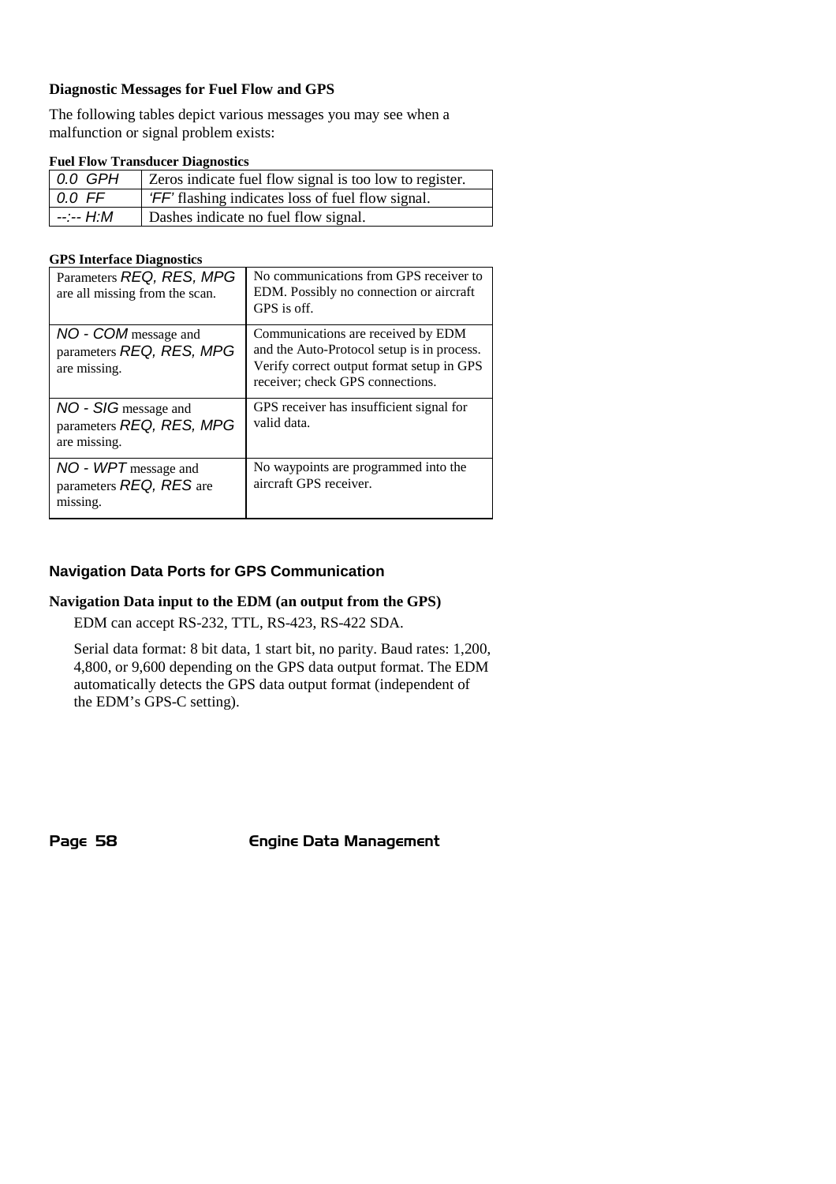### Diagnostic Messages for Fuel Flow and GPS

The following tables depict various messages you may see when a malfunction or signal problem exists:

**Fuel Flow Transducer Diagnostics**

| | |
|---|---|
| *0.0 GPH* | Zeros indicate fuel flow signal is too low to register. |
| *0.0 FF* | *'FF'* flashing indicates loss of fuel flow signal. |
| *--:-- H:M* | Dashes indicate no fuel flow signal. |

**GPS Interface Diagnostics**

| | |
|---|---|
| Parameters *REQ, RES, MPG* are all missing from the scan. | No communications from GPS receiver to EDM. Possibly no connection or aircraft GPS is off. |
| *NO - COM* message and parameters *REQ, RES, MPG* are missing. | Communications are received by EDM and the Auto-Protocol setup is in process. Verify correct output format setup in GPS receiver; check GPS connections. |
| *NO - SIG* message and parameters *REQ, RES, MPG* are missing. | GPS receiver has insufficient signal for valid data. |
| *NO - WPT* message and parameters *REQ, RES* are missing. | No waypoints are programmed into the aircraft GPS receiver. |

## Navigation Data Ports for GPS Communication

### Navigation Data input to the EDM (an output from the GPS)

EDM can accept RS-232, TTL, RS-423, RS-422 SDA.

Serial data format: 8 bit data, 1 start bit, no parity. Baud rates: 1,200, 4,800, or 9,600 depending on the GPS data output format. The EDM automatically detects the GPS data output format (independent of the EDM's GPS-C setting).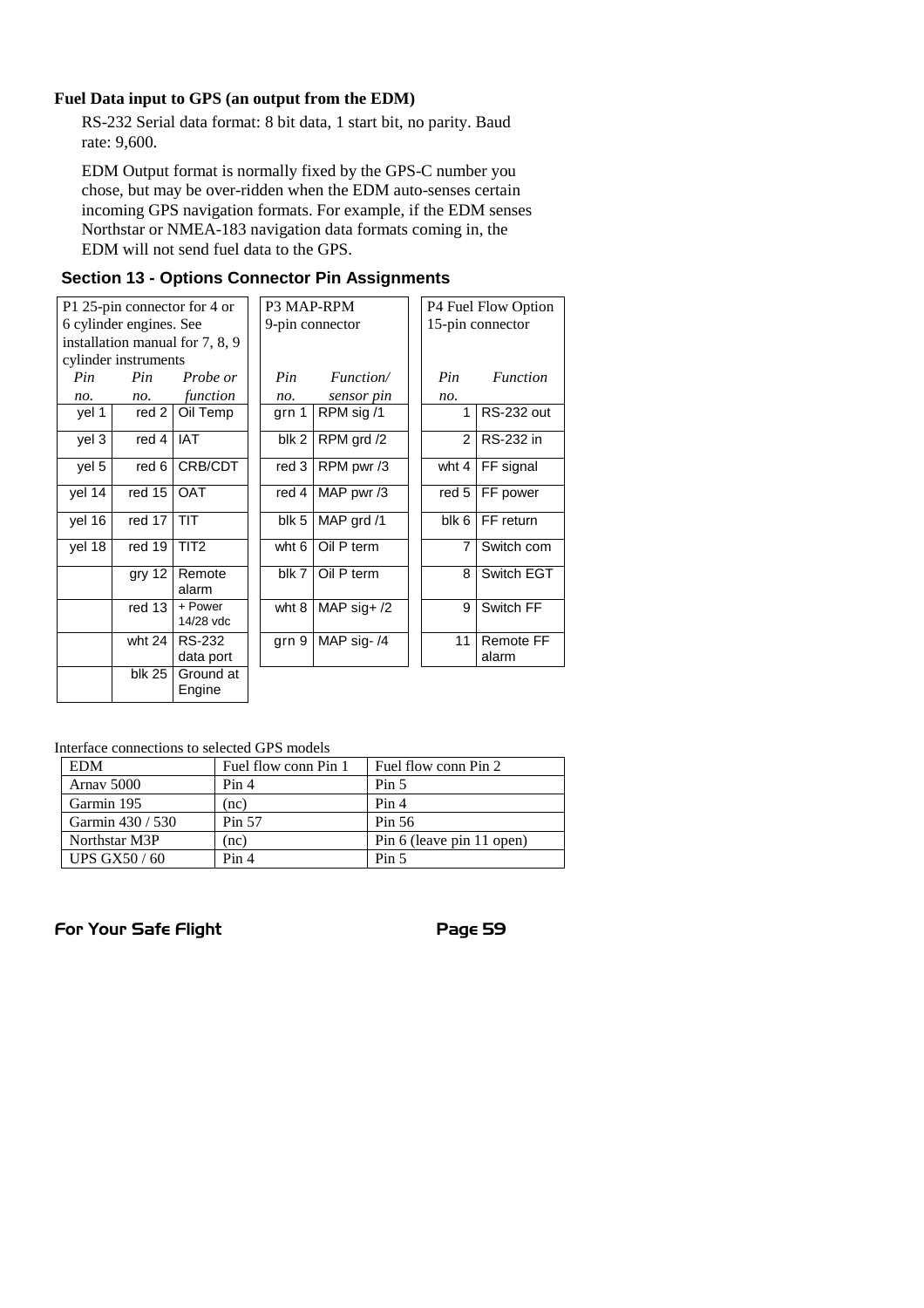**Fuel Data input to GPS (an output from the EDM)**

RS-232 Serial data format: 8 bit data, 1 start bit, no parity. Baud rate: 9,600.

EDM Output format is normally fixed by the GPS-C number you chose, but may be over-ridden when the EDM auto-senses certain incoming GPS navigation formats. For example, if the EDM senses Northstar or NMEA-183 navigation data formats coming in, the EDM will not send fuel data to the GPS.

## Section 13 - Options Connector Pin Assignments

P1 25-pin connector for 4 or 6 cylinder engines. See installation manual for 7, 8, 9 cylinder instruments

| *Pin no.* | *Pin no.* | *Probe or function* |
|---|---|---|
| yel 1 | red 2 | Oil Temp |
| yel 3 | red 4 | IAT |
| yel 5 | red 6 | CRB/CDT |
| yel 14 | red 15 | OAT |
| yel 16 | red 17 | TIT |
| yel 18 | red 19 | TIT2 |
| | gry 12 | Remote alarm |
| | red 13 | + Power 14/28 vdc |
| | wht 24 | RS-232 data port |
| | blk 25 | Ground at Engine |

P3 MAP-RPM 9-pin connector

| *Pin no.* | *Function/ sensor pin* |
|---|---|
| grn 1 | RPM sig /1 |
| blk 2 | RPM grd /2 |
| red 3 | RPM pwr /3 |
| red 4 | MAP pwr /3 |
| blk 5 | MAP grd /1 |
| wht 6 | Oil P term |
| blk 7 | Oil P term |
| wht 8 | MAP sig+ /2 |
| grn 9 | MAP sig- /4 |

P4 Fuel Flow Option 15-pin connector

| *Pin no.* | *Function* |
|---|---|
| 1 | RS-232 out |
| 2 | RS-232 in |
| wht 4 | FF signal |
| red 5 | FF power |
| blk 6 | FF return |
| 7 | Switch com |
| 8 | Switch EGT |
| 9 | Switch FF |
| 11 | Remote FF alarm |

Interface connections to selected GPS models

| EDM | Fuel flow conn Pin 1 | Fuel flow conn Pin 2 |
|---|---|---|
| Arnav 5000 | Pin 4 | Pin 5 |
| Garmin 195 | (nc) | Pin 4 |
| Garmin 430 / 530 | Pin 57 | Pin 56 |
| Northstar M3P | (nc) | Pin 6 (leave pin 11 open) |
| UPS GX50 / 60 | Pin 4 | Pin 5 |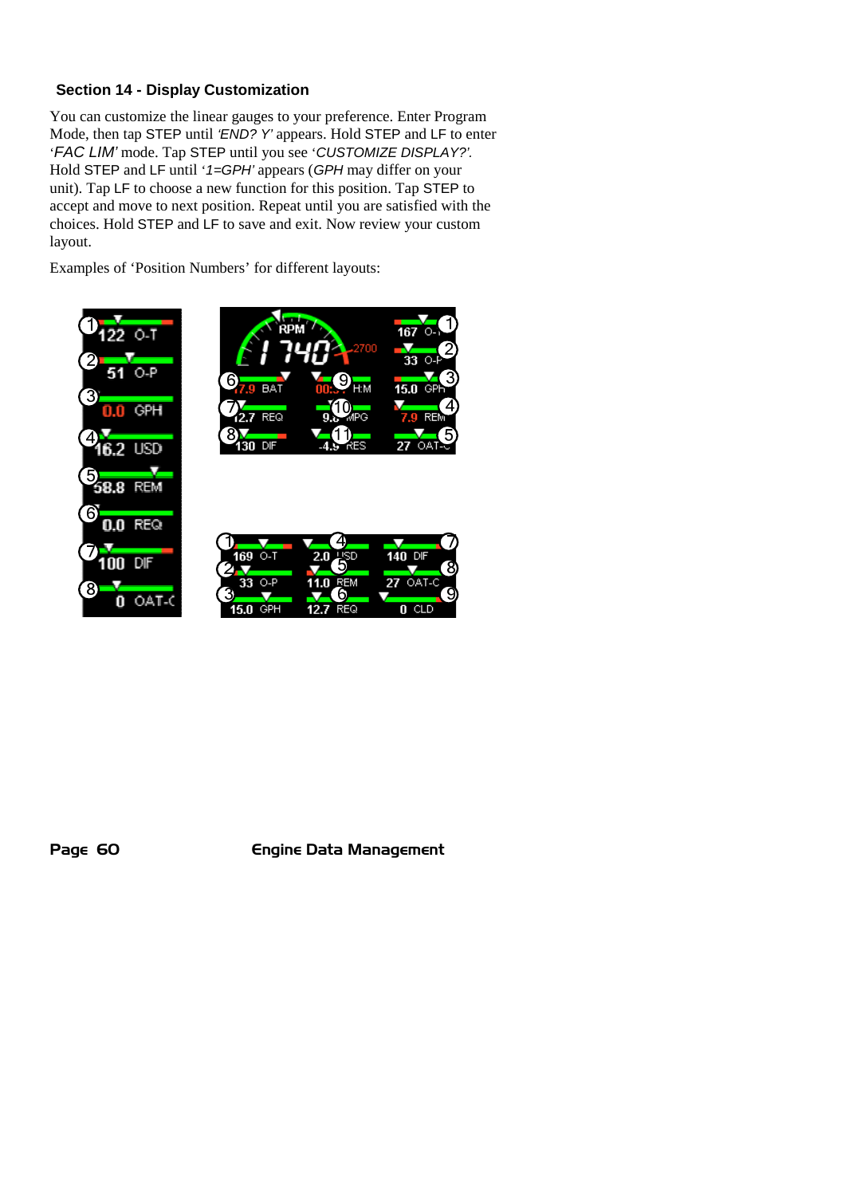## Section 14 - Display Customization

You can customize the linear gauges to your preference. Enter Program Mode, then tap STEP until *'END? Y'* appears. Hold STEP and LF to enter *'FAC LIM'* mode. Tap STEP until you see *'CUSTOMIZE DISPLAY?'*. Hold STEP and LF until *'1=GPH'* appears (*GPH* may differ on your unit). Tap LF to choose a new function for this position. Tap STEP to accept and move to next position. Repeat until you are satisfied with the choices. Hold STEP and LF to save and exit. Now review your custom layout.

Examples of 'Position Numbers' for different layouts: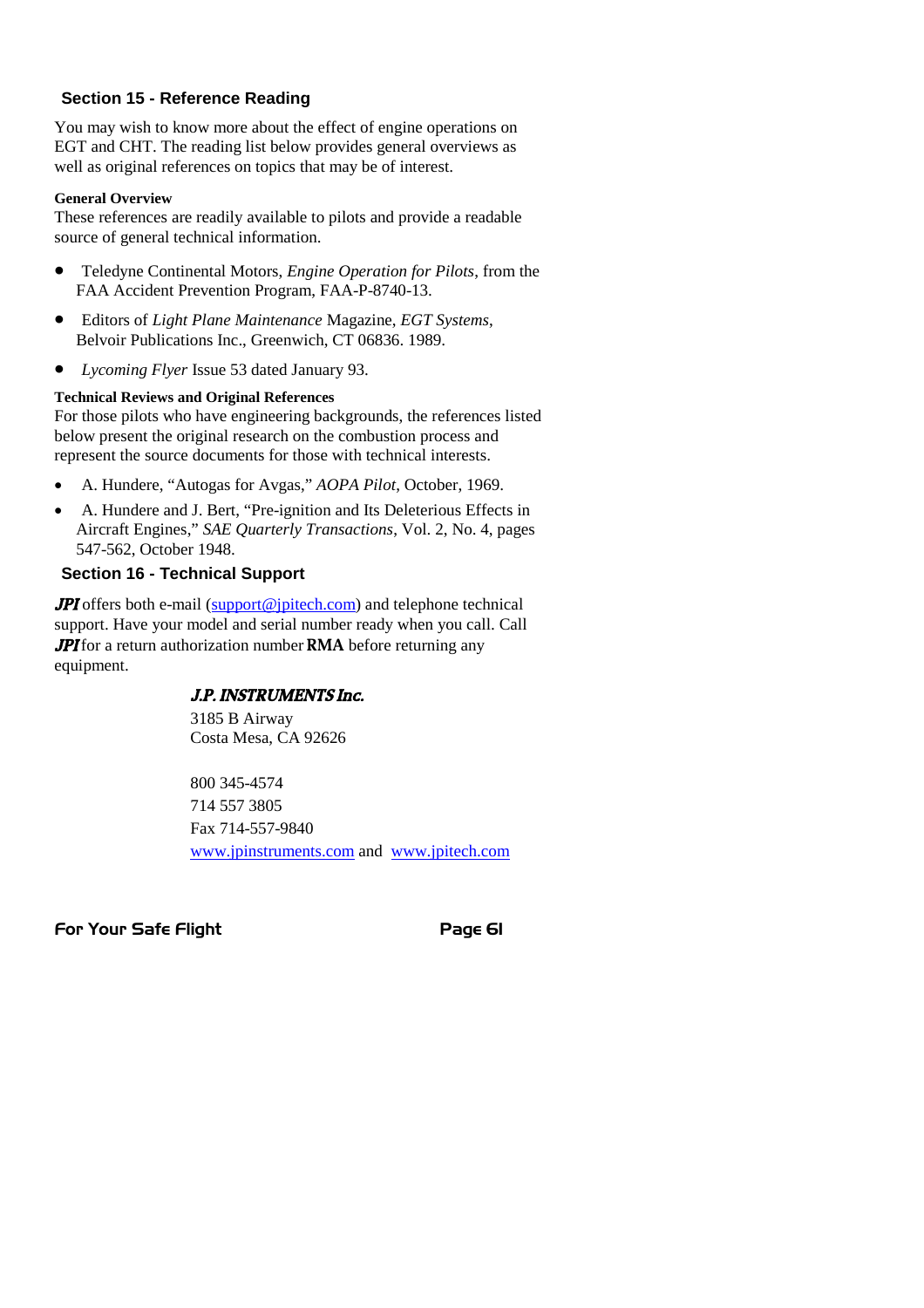## Section 15 - Reference Reading

You may wish to know more about the effect of engine operations on EGT and CHT. The reading list below provides general overviews as well as original references on topics that may be of interest.

**General Overview**

These references are readily available to pilots and provide a readable source of general technical information.

- Teledyne Continental Motors, *Engine Operation for Pilots*, from the FAA Accident Prevention Program, FAA-P-8740-13.
- Editors of *Light Plane Maintenance* Magazine, *EGT Systems*, Belvoir Publications Inc., Greenwich, CT 06836. 1989.
- *Lycoming Flyer* Issue 53 dated January 93.

**Technical Reviews and Original References**

For those pilots who have engineering backgrounds, the references listed below present the original research on the combustion process and represent the source documents for those with technical interests.

- A. Hundere, "Autogas for Avgas," *AOPA Pilot*, October, 1969.
- A. Hundere and J. Bert, "Pre-ignition and Its Deleterious Effects in Aircraft Engines," *SAE Quarterly Transactions*, Vol. 2, No. 4, pages 547-562, October 1948.

## Section 16 - Technical Support

***JPI*** offers both e-mail (support@jpitech.com) and telephone technical support. Have your model and serial number ready when you call. Call ***JPI*** for a return authorization number **RMA** before returning any equipment.

***J.P. INSTRUMENTS Inc.***
3185 B Airway
Costa Mesa, CA 92626

800 345-4574
714 557 3805
Fax 714-557-9840
www.jpinstruments.com and www.jpitech.com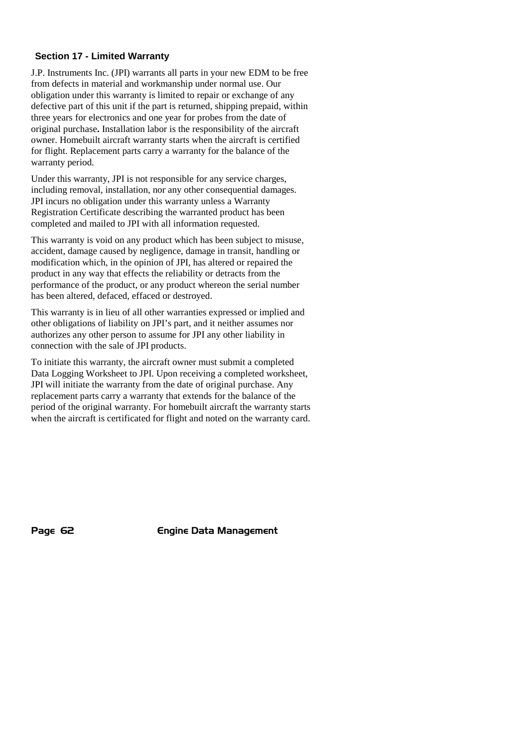## Section 17 - Limited Warranty

J.P. Instruments Inc. (JPI) warrants all parts in your new EDM to be free from defects in material and workmanship under normal use. Our obligation under this warranty is limited to repair or exchange of any defective part of this unit if the part is returned, shipping prepaid, within three years for electronics and one year for probes from the date of original purchase**.** Installation labor is the responsibility of the aircraft owner. Homebuilt aircraft warranty starts when the aircraft is certified for flight. Replacement parts carry a warranty for the balance of the warranty period.

Under this warranty, JPI is not responsible for any service charges, including removal, installation, nor any other consequential damages. JPI incurs no obligation under this warranty unless a Warranty Registration Certificate describing the warranted product has been completed and mailed to JPI with all information requested.

This warranty is void on any product which has been subject to misuse, accident, damage caused by negligence, damage in transit, handling or modification which, in the opinion of JPI, has altered or repaired the product in any way that effects the reliability or detracts from the performance of the product, or any product whereon the serial number has been altered, defaced, effaced or destroyed.

This warranty is in lieu of all other warranties expressed or implied and other obligations of liability on JPI's part, and it neither assumes nor authorizes any other person to assume for JPI any other liability in connection with the sale of JPI products.

To initiate this warranty, the aircraft owner must submit a completed Data Logging Worksheet to JPI. Upon receiving a completed worksheet, JPI will initiate the warranty from the date of original purchase. Any replacement parts carry a warranty that extends for the balance of the period of the original warranty. For homebuilt aircraft the warranty starts when the aircraft is certificated for flight and noted on the warranty card.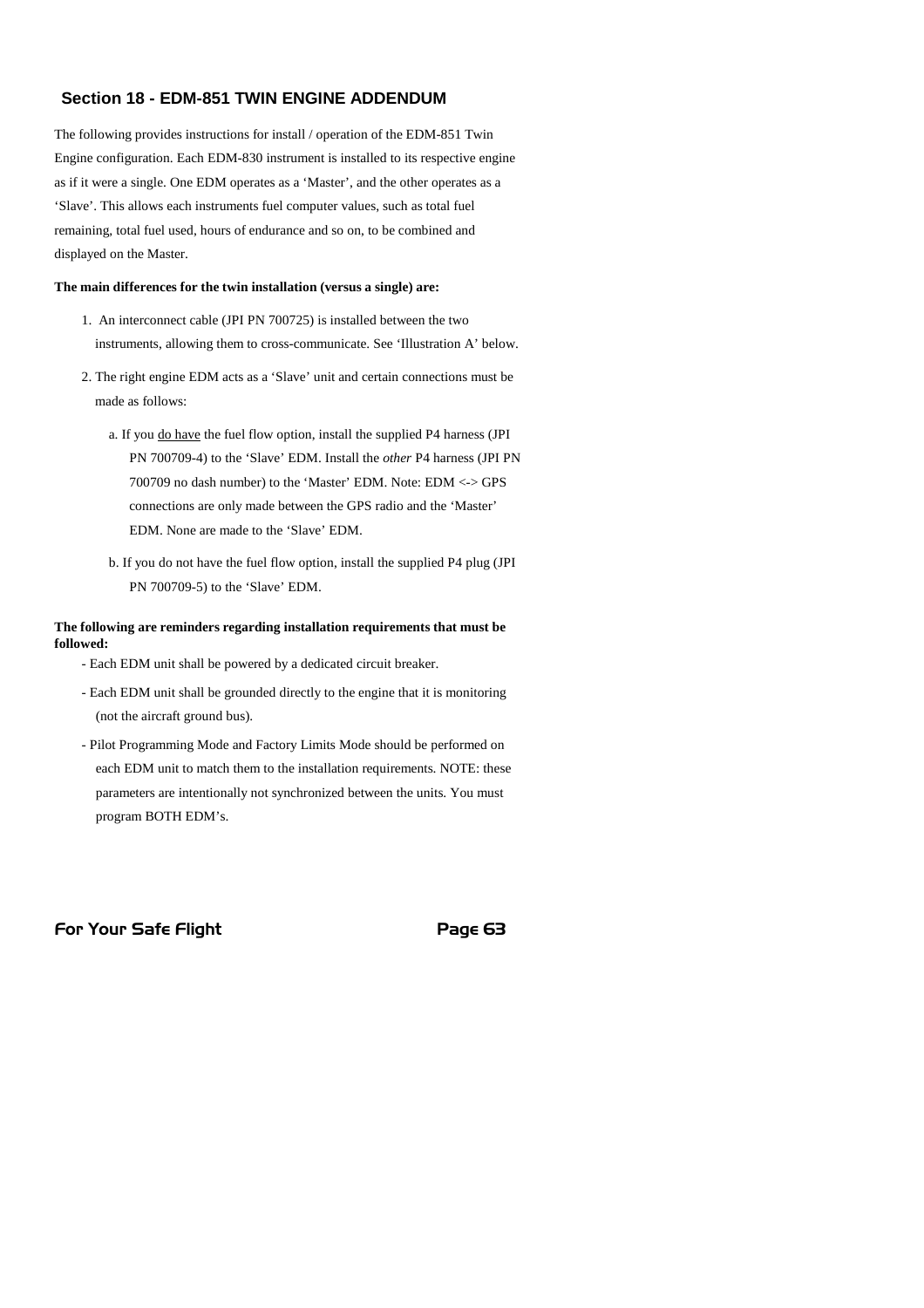## Section 18 - EDM-851 TWIN ENGINE ADDENDUM

The following provides instructions for install / operation of the EDM-851 Twin Engine configuration. Each EDM-830 instrument is installed to its respective engine as if it were a single. One EDM operates as a 'Master', and the other operates as a 'Slave'. This allows each instruments fuel computer values, such as total fuel remaining, total fuel used, hours of endurance and so on, to be combined and displayed on the Master.

**The main differences for the twin installation (versus a single) are:**

1. An interconnect cable (JPI PN 700725) is installed between the two instruments, allowing them to cross-communicate. See 'Illustration A' below.
2. The right engine EDM acts as a 'Slave' unit and certain connections must be made as follows:
   a. If you <u>do have</u> the fuel flow option, install the supplied P4 harness (JPI PN 700709-4) to the 'Slave' EDM. Install the *other* P4 harness (JPI PN 700709 no dash number) to the 'Master' EDM. Note: EDM <-> GPS connections are only made between the GPS radio and the 'Master' EDM. None are made to the 'Slave' EDM.
   b. If you do not have the fuel flow option, install the supplied P4 plug (JPI PN 700709-5) to the 'Slave' EDM.

**The following are reminders regarding installation requirements that must be followed:**

- Each EDM unit shall be powered by a dedicated circuit breaker.
- Each EDM unit shall be grounded directly to the engine that it is monitoring (not the aircraft ground bus).
- Pilot Programming Mode and Factory Limits Mode should be performed on each EDM unit to match them to the installation requirements. NOTE: these parameters are intentionally not synchronized between the units. You must program BOTH EDM's.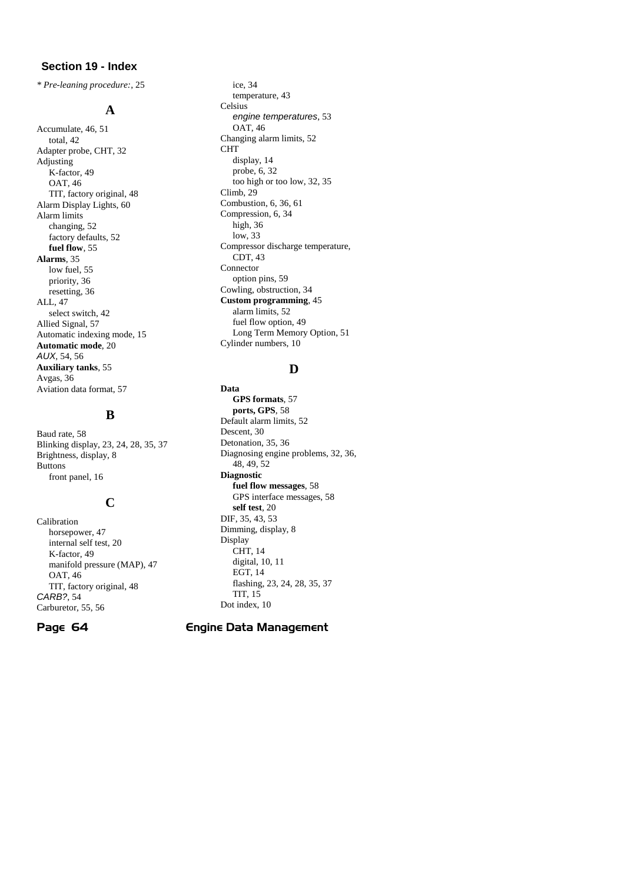## Section 19 - Index

*\* Pre-leaning procedure:*, 25

### A

Accumulate, 46, 51
- total, 42

Adapter probe, CHT, 32
Adjusting
- K-factor, 49
- OAT, 46
- TIT, factory original, 48

Alarm Display Lights, 60
Alarm limits
- changing, 52
- factory defaults, 52
- **fuel flow**, 55

**Alarms**, 35
- low fuel, 55
- priority, 36
- resetting, 36

ALL, 47
- select switch, 42

Allied Signal, 57
Automatic indexing mode, 15
**Automatic mode**, 20
*AUX*, 54, 56
**Auxiliary tanks**, 55
Avgas, 36
Aviation data format, 57

### B

Baud rate, 58
Blinking display, 23, 24, 28, 35, 37
Brightness, display, 8
Buttons
- front panel, 16

### C

Calibration
- horsepower, 47
- internal self test, 20
- K-factor, 49
- manifold pressure (MAP), 47
- OAT, 46
- TIT, factory original, 48

*CARB?*, 54
Carburetor, 55, 56
- ice, 34
- temperature, 43

Celsius
- *engine temperatures*, 53
- OAT, 46

Changing alarm limits, 52
CHT
- display, 14
- probe, 6, 32
- too high or too low, 32, 35

Climb, 29
Combustion, 6, 36, 61
Compression, 6, 34
- high, 36
- low, 33

Compressor discharge temperature, CDT, 43
Connector
- option pins, 59

Cowling, obstruction, 34
**Custom programming**, 45
- alarm limits, 52
- fuel flow option, 49
- Long Term Memory Option, 51

Cylinder numbers, 10

### D

**Data**
- **GPS formats**, 57
- **ports, GPS**, 58

Default alarm limits, 52
Descent, 30
Detonation, 35, 36
Diagnosing engine problems, 32, 36, 48, 49, 52
**Diagnostic**
- **fuel flow messages**, 58
- GPS interface messages, 58
- **self test**, 20

DIF, 35, 43, 53
Dimming, display, 8
Display
- CHT, 14
- digital, 10, 11
- EGT, 14
- flashing, 23, 24, 28, 35, 37
- TIT, 15

Dot index, 10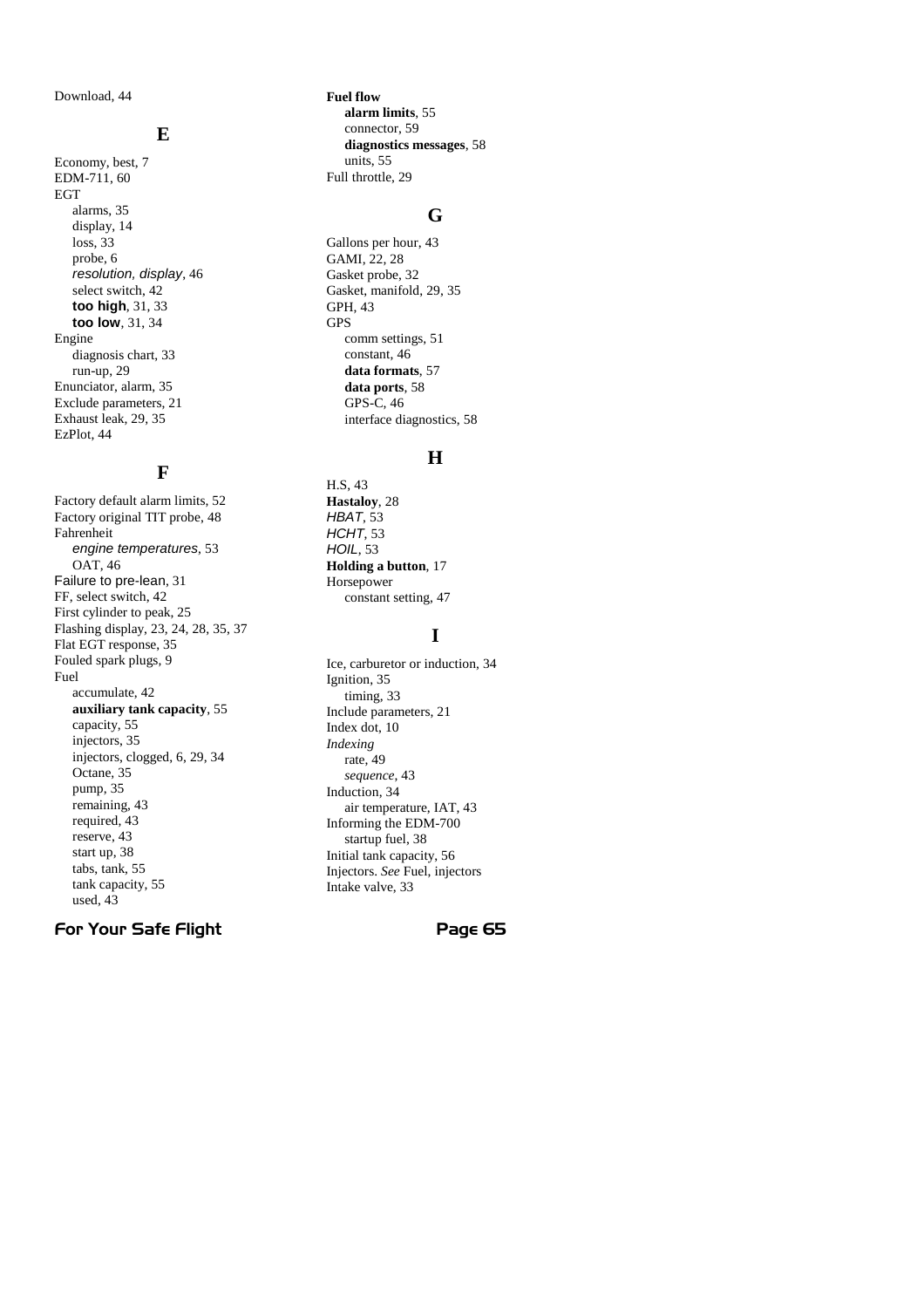Download, 44

## E

Economy, best, 7
EDM-711, 60
EGT
- alarms, 35
- display, 14
- loss, 33
- probe, 6
- *resolution, display*, 46
- select switch, 42
- **too high**, 31, 33
- **too low**, 31, 34

Engine
- diagnosis chart, 33
- run-up, 29

Enunciator, alarm, 35
Exclude parameters, 21
Exhaust leak, 29, 35
EzPlot, 44

## F

Factory default alarm limits, 52
Factory original TIT probe, 48
Fahrenheit
- *engine temperatures*, 53
- OAT, 46

Failure to pre-lean, 31
FF, select switch, 42
First cylinder to peak, 25
Flashing display, 23, 24, 28, 35, 37
Flat EGT response, 35
Fouled spark plugs, 9
Fuel
- accumulate, 42
- **auxiliary tank capacity**, 55
- capacity, 55
- injectors, 35
- injectors, clogged, 6, 29, 34
- Octane, 35
- pump, 35
- remaining, 43
- required, 43
- reserve, 43
- start up, 38
- tabs, tank, 55
- tank capacity, 55
- used, 43

**Fuel flow**
- **alarm limits**, 55
- connector, 59
- **diagnostics messages**, 58
- units, 55

Full throttle, 29

## G

Gallons per hour, 43
GAMI, 22, 28
Gasket probe, 32
Gasket, manifold, 29, 35
GPH, 43
GPS
- comm settings, 51
- constant, 46
- **data formats**, 57
- **data ports**, 58
- GPS-C, 46
- interface diagnostics, 58

## H

H.S, 43
**Hastaloy**, 28
*HBAT*, 53
*HCHT*, 53
*HOIL*, 53
**Holding a button**, 17
Horsepower
- constant setting, 47

## I

Ice, carburetor or induction, 34
Ignition, 35
- timing, 33

Include parameters, 21
Index dot, 10
*Indexing*
- rate, 49
- *sequence*, 43

Induction, 34
- air temperature, IAT, 43

Informing the EDM-700
- startup fuel, 38

Initial tank capacity, 56
Injectors. *See* Fuel, injectors
Intake valve, 33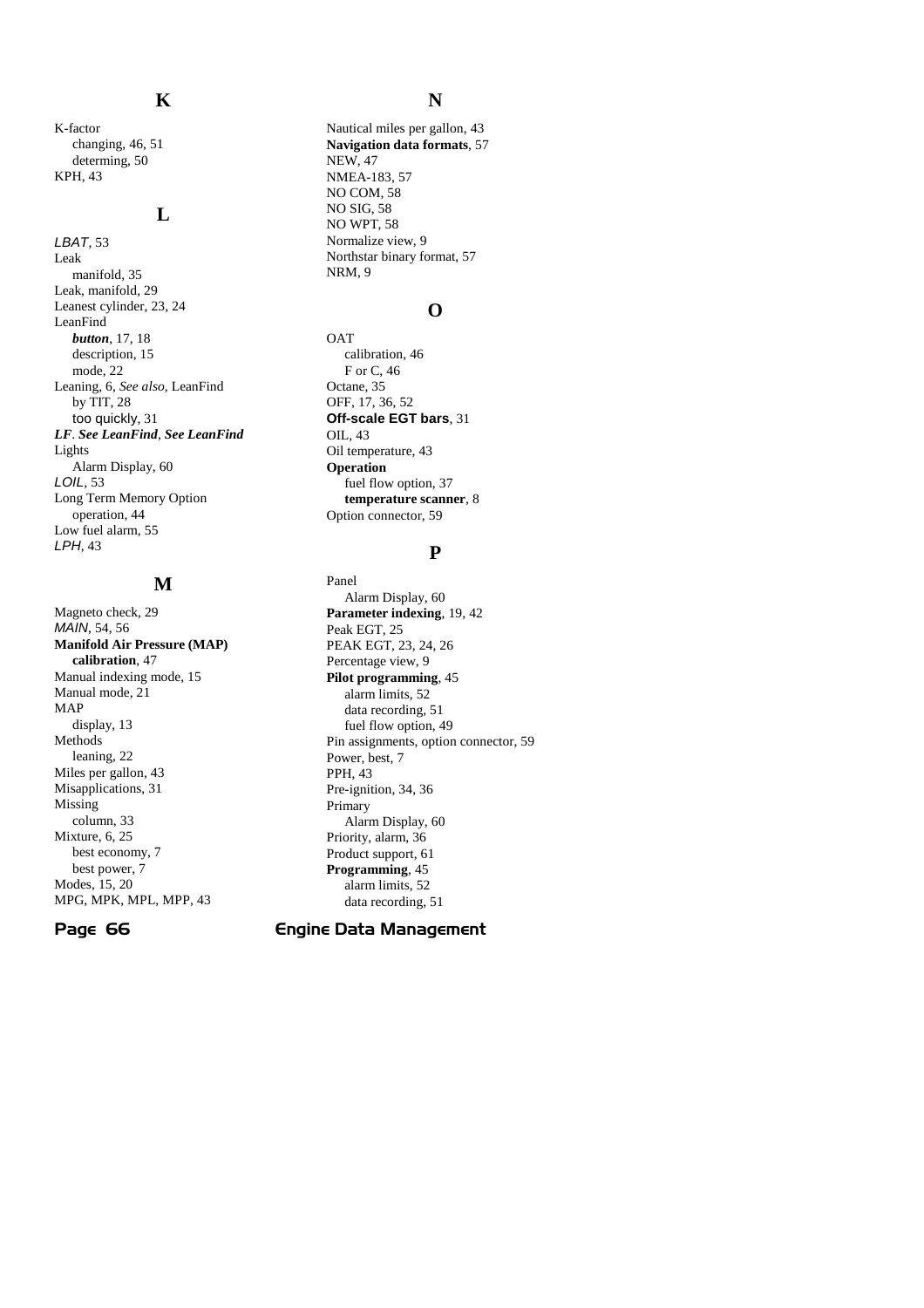## K

K-factor
  changing, 46, 51
  determing, 50
KPH, 43

## L

*LBAT*, 53
Leak
  manifold, 35
Leak, manifold, 29
Leanest cylinder, 23, 24
LeanFind
  ***button***, 17, 18
  description, 15
  mode, 22
Leaning, 6, *See also*, LeanFind
  by TIT, 28
  too quickly, 31
***LF***. ***See LeanFind***, ***See LeanFind***
Lights
  Alarm Display, 60
*LOIL*, 53
Long Term Memory Option
  operation, 44
Low fuel alarm, 55
*LPH*, 43

## M

Magneto check, 29
*MAIN*, 54, 56
**Manifold Air Pressure (MAP)**
  **calibration**, 47
Manual indexing mode, 15
Manual mode, 21
MAP
  display, 13
Methods
  leaning, 22
Miles per gallon, 43
Misapplications, 31
Missing
  column, 33
Mixture, 6, 25
  best economy, 7
  best power, 7
Modes, 15, 20
MPG, MPK, MPL, MPP, 43

## N

Nautical miles per gallon, 43
**Navigation data formats**, 57
NEW, 47
NMEA-183, 57
NO COM, 58
NO SIG, 58
NO WPT, 58
Normalize view, 9
Northstar binary format, 57
NRM, 9

## O

OAT
  calibration, 46
  F or C, 46
Octane, 35
OFF, 17, 36, 52
**Off-scale EGT bars**, 31
OIL, 43
Oil temperature, 43
**Operation**
  fuel flow option, 37
  **temperature scanner**, 8
Option connector, 59

## P

Panel
  Alarm Display, 60
**Parameter indexing**, 19, 42
Peak EGT, 25
PEAK EGT, 23, 24, 26
Percentage view, 9
**Pilot programming**, 45
  alarm limits, 52
  data recording, 51
  fuel flow option, 49
Pin assignments, option connector, 59
Power, best, 7
PPH, 43
Pre-ignition, 34, 36
Primary
  Alarm Display, 60
Priority, alarm, 36
Product support, 61
**Programming**, 45
  alarm limits, 52
  data recording, 51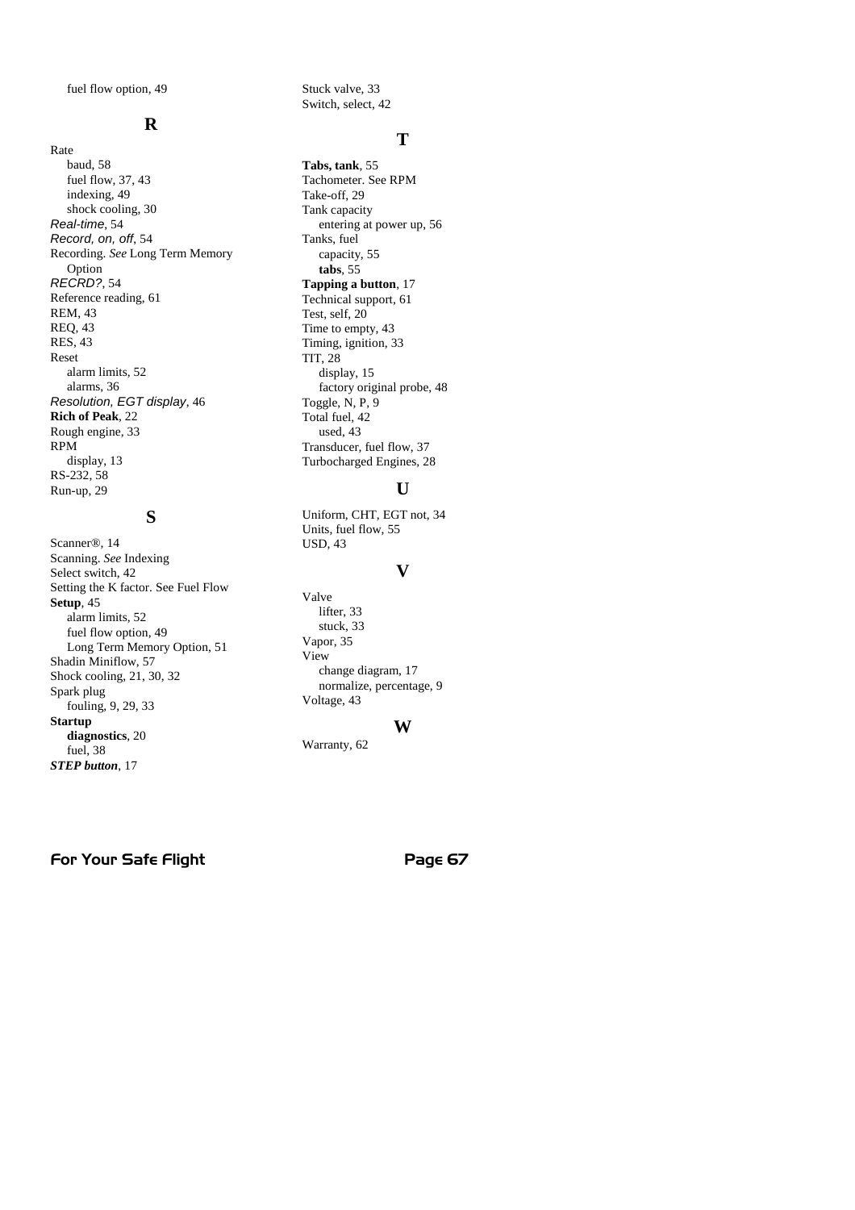fuel flow option, 49

## R

Rate
- baud, 58
- fuel flow, 37, 43
- indexing, 49
- shock cooling, 30

*Real-time*, 54
*Record, on, off*, 54
Recording. *See* Long Term Memory Option
*RECRD?*, 54
Reference reading, 61
REM, 43
REQ, 43
RES, 43
Reset
- alarm limits, 52
- alarms, 36

*Resolution, EGT display*, 46
**Rich of Peak**, 22
Rough engine, 33
RPM
- display, 13

RS-232, 58
Run-up, 29

## S

Scanner®, 14
Scanning. *See* Indexing
Select switch, 42
Setting the K factor. See Fuel Flow
**Setup**, 45
- alarm limits, 52
- fuel flow option, 49
- Long Term Memory Option, 51

Shadin Miniflow, 57
Shock cooling, 21, 30, 32
Spark plug
- fouling, 9, 29, 33

**Startup**
- **diagnostics**, 20
- fuel, 38

***STEP button***, 17
Stuck valve, 33
Switch, select, 42

## T

**Tabs, tank**, 55
Tachometer. See RPM
Take-off, 29
Tank capacity
- entering at power up, 56

Tanks, fuel
- capacity, 55
- **tabs**, 55

**Tapping a button**, 17
Technical support, 61
Test, self, 20
Time to empty, 43
Timing, ignition, 33
TIT, 28
- display, 15
- factory original probe, 48

Toggle, N, P, 9
Total fuel, 42
- used, 43

Transducer, fuel flow, 37
Turbocharged Engines, 28

## U

Uniform, CHT, EGT not, 34
Units, fuel flow, 55
USD, 43

## V

Valve
- lifter, 33
- stuck, 33

Vapor, 35
View
- change diagram, 17
- normalize, percentage, 9

Voltage, 43

## W

Warranty, 62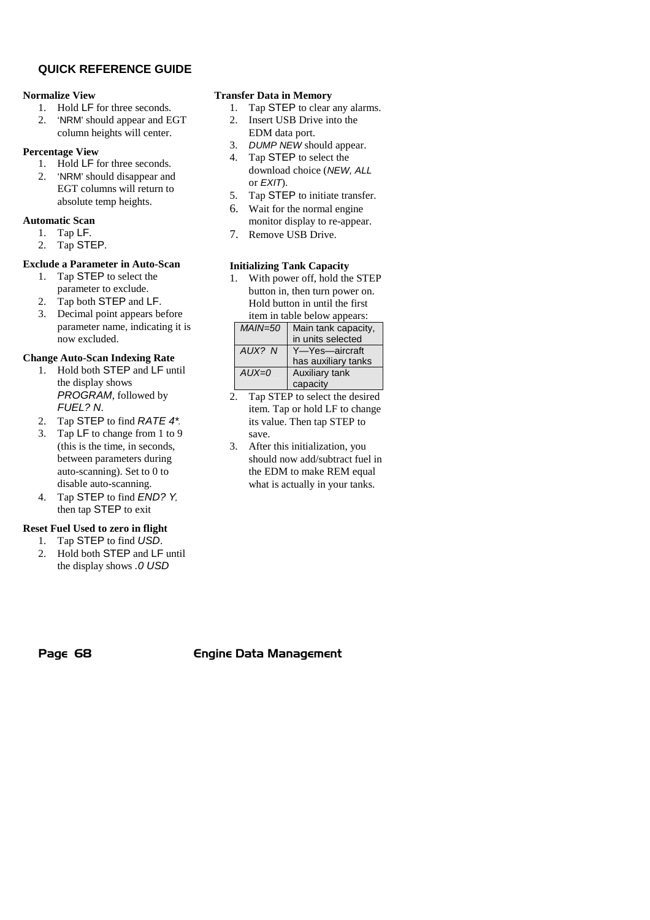## QUICK REFERENCE GUIDE

**Normalize View**

1. Hold LF for three seconds.
2. 'NRM' should appear and EGT column heights will center.

**Percentage View**

1. Hold LF for three seconds.
2. 'NRM' should disappear and EGT columns will return to absolute temp heights.

**Automatic Scan**

1. Tap LF.
2. Tap STEP.

**Exclude a Parameter in Auto-Scan**

1. Tap STEP to select the parameter to exclude.
2. Tap both STEP and LF.
3. Decimal point appears before parameter name, indicating it is now excluded.

**Change Auto-Scan Indexing Rate**

1. Hold both STEP and LF until the display shows *PROGRAM*, followed by *FUEL? N*.
2. Tap STEP to find *RATE 4**.
3. Tap LF to change from 1 to 9 (this is the time, in seconds, between parameters during auto-scanning). Set to 0 to disable auto-scanning.
4. Tap STEP to find *END? Y*, then tap STEP to exit

**Reset Fuel Used to zero in flight**

1. Tap STEP to find *USD*.
2. Hold both STEP and LF until the display shows *.0 USD*

**Transfer Data in Memory**

1. Tap STEP to clear any alarms.
2. Insert USB Drive into the EDM data port.
3. *DUMP NEW* should appear.
4. Tap STEP to select the download choice (*NEW, ALL* or *EXIT*).
5. Tap STEP to initiate transfer.
6. Wait for the normal engine monitor display to re-appear.
7. Remove USB Drive.

**Initializing Tank Capacity**

1. With power off, hold the STEP button in, then turn power on. Hold button in until the first item in table below appears:

| | |
|---|---|
| *MAIN=50* | Main tank capacity, in units selected |
| *AUX? N* | Y—Yes—aircraft has auxiliary tanks |
| *AUX=0* | Auxiliary tank capacity |

2. Tap STEP to select the desired item. Tap or hold LF to change its value. Then tap STEP to save.
3. After this initialization, you should now add/subtract fuel in the EDM to make REM equal what is actually in your tanks.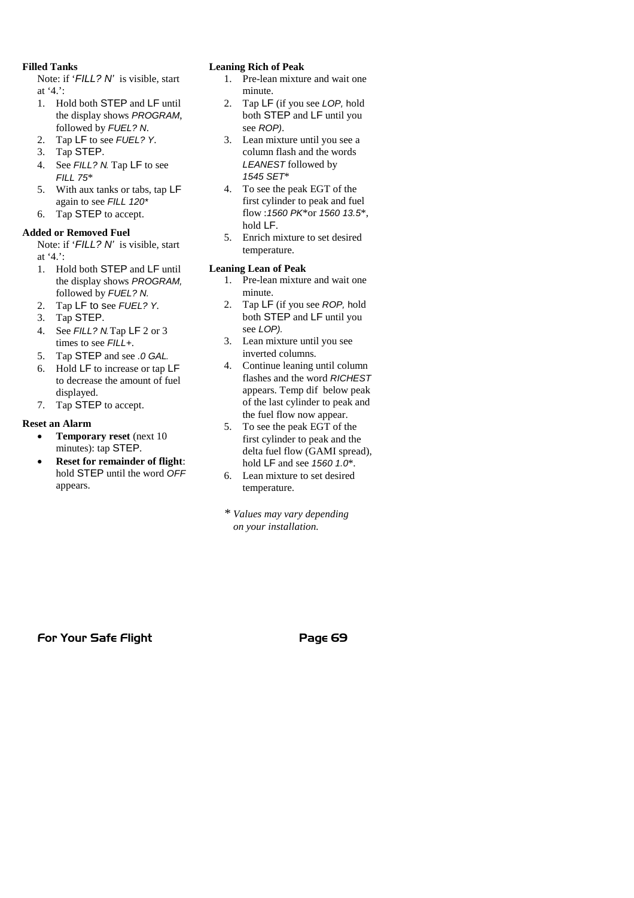**Filled Tanks**

Note: if '*FILL? N*' is visible, start at '4.':

1. Hold both STEP and LF until the display shows *PROGRAM*, followed by *FUEL? N*.
2. Tap LF to see *FUEL? Y*.
3. Tap STEP.
4. See *FILL? N*. Tap LF to see *FILL 75**
5. With aux tanks or tabs, tap LF again to see *FILL 120**
6. Tap STEP to accept.

**Added or Removed Fuel**

Note: if '*FILL? N*' is visible, start at '4.':

1. Hold both STEP and LF until the display shows *PROGRAM,* followed by *FUEL? N.*
2. Tap LF to see *FUEL? Y*.
3. Tap STEP.
4. See *FILL? N.* Tap LF 2 or 3 times to see *FILL+*.
5. Tap STEP and see *.0 GAL.*
6. Hold LF to increase or tap LF to decrease the amount of fuel displayed.
7. Tap STEP to accept.

**Reset an Alarm**

- **Temporary reset** (next 10 minutes): tap STEP.
- **Reset for remainder of flight**: hold STEP until the word *OFF* appears.

**Leaning Rich of Peak**

1. Pre-lean mixture and wait one minute.
2. Tap LF (if you see *LOP,* hold both STEP and LF until you see *ROP)*.
3. Lean mixture until you see a column flash and the words *LEANEST* followed by *1545 SET**
4. To see the peak EGT of the first cylinder to peak and fuel flow :*1560 PK**or *1560 13.5**, hold LF.
5. Enrich mixture to set desired temperature.

**Leaning Lean of Peak**

1. Pre-lean mixture and wait one minute.
2. Tap LF (if you see *ROP,* hold both STEP and LF until you see *LOP).*
3. Lean mixture until you see inverted columns.
4. Continue leaning until column flashes and the word *RICHEST* appears. Temp dif below peak of the last cylinder to peak and the fuel flow now appear.
5. To see the peak EGT of the first cylinder to peak and the delta fuel flow (GAMI spread), hold LF and see *1560 1.0**.
6. Lean mixture to set desired temperature.

\* *Values may vary depending on your installation.*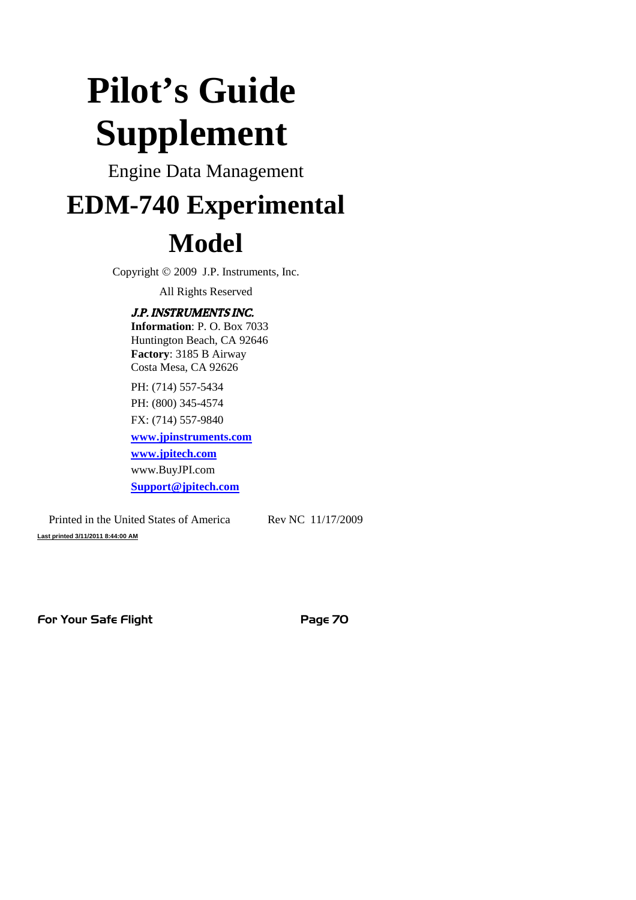# Pilot's Guide Supplement

Engine Data Management

# EDM-740 Experimental Model

Copyright © 2009 J.P. Instruments, Inc.

All Rights Reserved

***J.P. INSTRUMENTS INC.***

**Information**: P. O. Box 7033
Huntington Beach, CA 92646
**Factory**: 3185 B Airway
Costa Mesa, CA 92626

PH: (714) 557-5434

PH: (800) 345-4574

FX: (714) 557-9840

**www.jpinstruments.com**

**www.jpitech.com**

www.BuyJPI.com

**Support@jpitech.com**

Printed in the United States of America Rev NC 11/17/2009

**Last printed 3/11/2011 8:44:00 AM**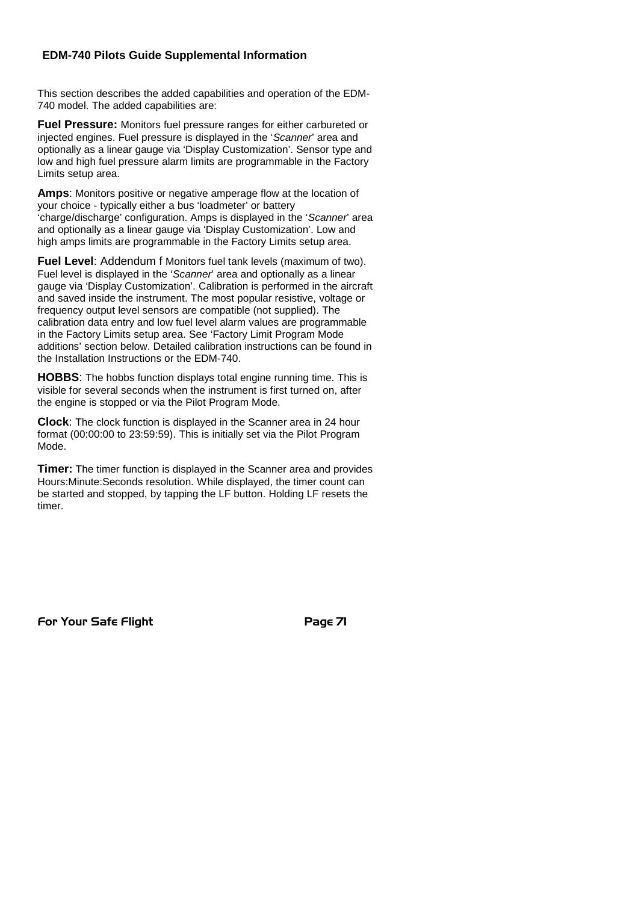## EDM-740 Pilots Guide Supplemental Information

This section describes the added capabilities and operation of the EDM-740 model. The added capabilities are:

**Fuel Pressure:** Monitors fuel pressure ranges for either carbureted or injected engines. Fuel pressure is displayed in the '*Scanner*' area and optionally as a linear gauge via 'Display Customization'. Sensor type and low and high fuel pressure alarm limits are programmable in the Factory Limits setup area.

**Amps**: Monitors positive or negative amperage flow at the location of your choice - typically either a bus 'loadmeter' or battery 'charge/discharge' configuration. Amps is displayed in the '*Scanner*' area and optionally as a linear gauge via 'Display Customization'. Low and high amps limits are programmable in the Factory Limits setup area.

**Fuel Level**: Addendum f Monitors fuel tank levels (maximum of two). Fuel level is displayed in the '*Scanner*' area and optionally as a linear gauge via 'Display Customization'. Calibration is performed in the aircraft and saved inside the instrument. The most popular resistive, voltage or frequency output level sensors are compatible (not supplied). The calibration data entry and low fuel level alarm values are programmable in the Factory Limits setup area. See 'Factory Limit Program Mode additions' section below. Detailed calibration instructions can be found in the Installation Instructions or the EDM-740.

**HOBBS**: The hobbs function displays total engine running time. This is visible for several seconds when the instrument is first turned on, after the engine is stopped or via the Pilot Program Mode.

**Clock**: The clock function is displayed in the Scanner area in 24 hour format (00:00:00 to 23:59:59). This is initially set via the Pilot Program Mode.

**Timer:** The timer function is displayed in the Scanner area and provides Hours:Minute:Seconds resolution. While displayed, the timer count can be started and stopped, by tapping the LF button. Holding LF resets the timer.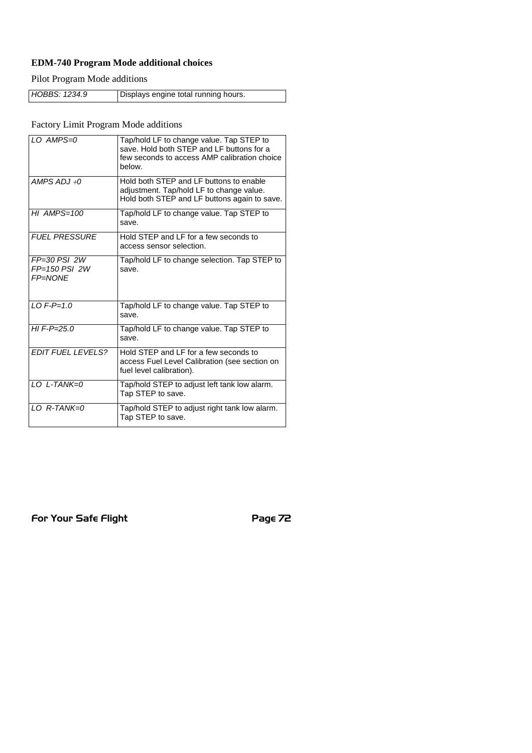**EDM-740 Program Mode additional choices**

Pilot Program Mode additions

| | |
|---|---|
| *HOBBS: 1234.9* | Displays engine total running hours. |

Factory Limit Program Mode additions

| | |
|---|---|
| *LO AMPS=0* | Tap/hold LF to change value. Tap STEP to save. Hold both STEP and LF buttons for a few seconds to access AMP calibration choice below. |
| *AMPS ADJ +0* | Hold both STEP and LF buttons to enable adjustment. Tap/hold LF to change value. Hold both STEP and LF buttons again to save. |
| *HI AMPS=100* | Tap/hold LF to change value. Tap STEP to save. |
| *FUEL PRESSURE* | Hold STEP and LF for a few seconds to access sensor selection. |
| *FP=30 PSI 2W*<br>*FP=150 PSI 2W*<br>*FP=NONE* | Tap/hold LF to change selection. Tap STEP to save. |
| *LO F-P=1.0* | Tap/hold LF to change value. Tap STEP to save. |
| *HI F-P=25.0* | Tap/hold LF to change value. Tap STEP to save. |
| *EDIT FUEL LEVELS?* | Hold STEP and LF for a few seconds to access Fuel Level Calibration (see section on fuel level calibration). |
| *LO L-TANK=0* | Tap/hold STEP to adjust left tank low alarm. Tap STEP to save. |
| *LO R-TANK=0* | Tap/hold STEP to adjust right tank low alarm. Tap STEP to save. |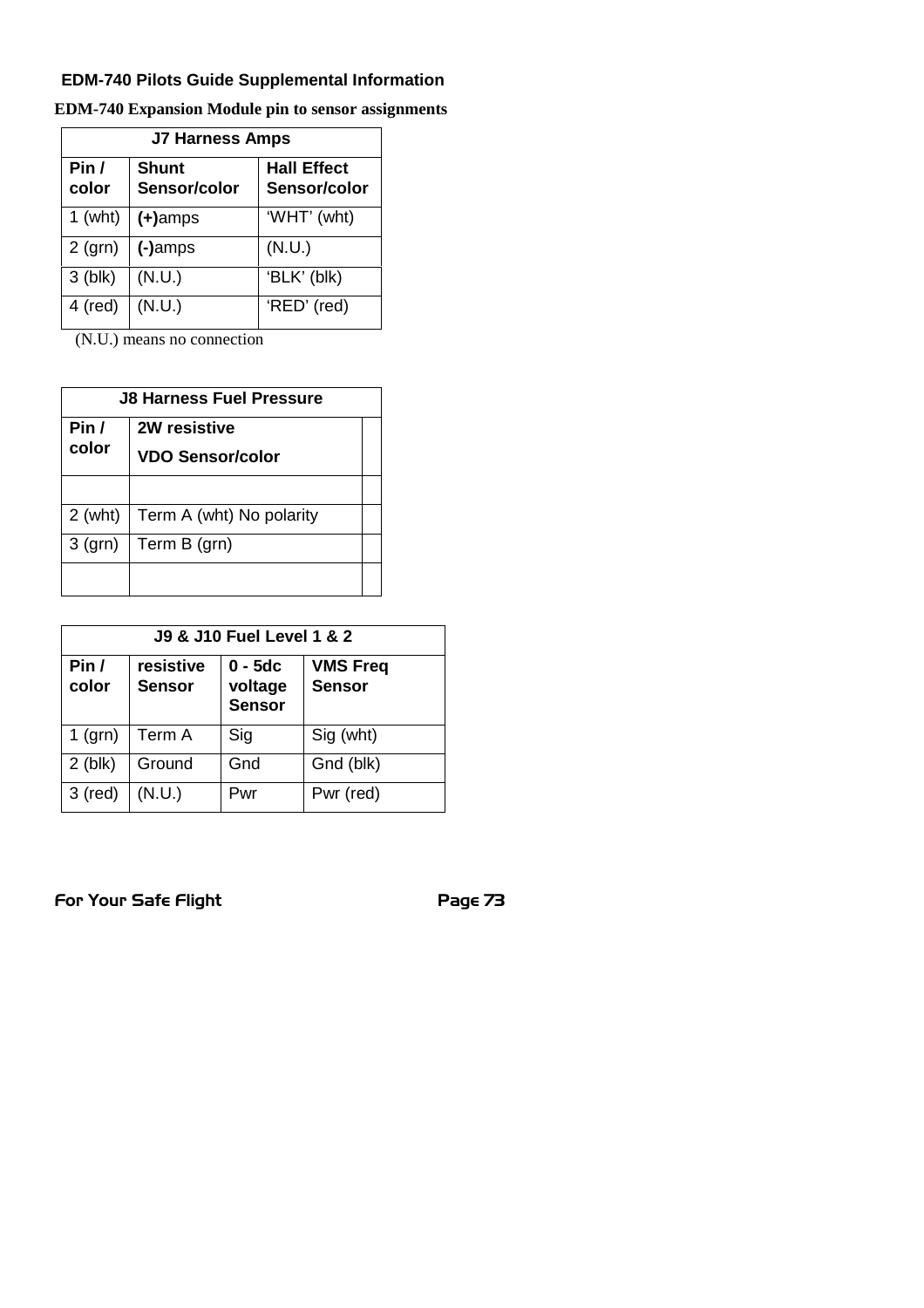## EDM-740 Pilots Guide Supplemental Information

**EDM-740 Expansion Module pin to sensor assignments**

| J7 Harness Amps | | |
|---|---|---|
| **Pin / color** | **Shunt Sensor/color** | **Hall Effect Sensor/color** |
| 1 (wht) | **(+)**amps | 'WHT' (wht) |
| 2 (grn) | **(-)**amps | (N.U.) |
| 3 (blk) | (N.U.) | 'BLK' (blk) |
| 4 (red) | (N.U.) | 'RED' (red) |

(N.U.) means no connection

| J8 Harness Fuel Pressure | | |
|---|---|---|
| **Pin / color** | **2W resistive VDO Sensor/color** | |
| | | |
| 2 (wht) | Term A (wht) No polarity | |
| 3 (grn) | Term B (grn) | |
| | | |

| J9 & J10 Fuel Level 1 & 2 | | | |
|---|---|---|---|
| **Pin / color** | **resistive Sensor** | **0 - 5dc voltage Sensor** | **VMS Freq Sensor** |
| 1 (grn) | Term A | Sig | Sig (wht) |
| 2 (blk) | Ground | Gnd | Gnd (blk) |
| 3 (red) | (N.U.) | Pwr | Pwr (red) |